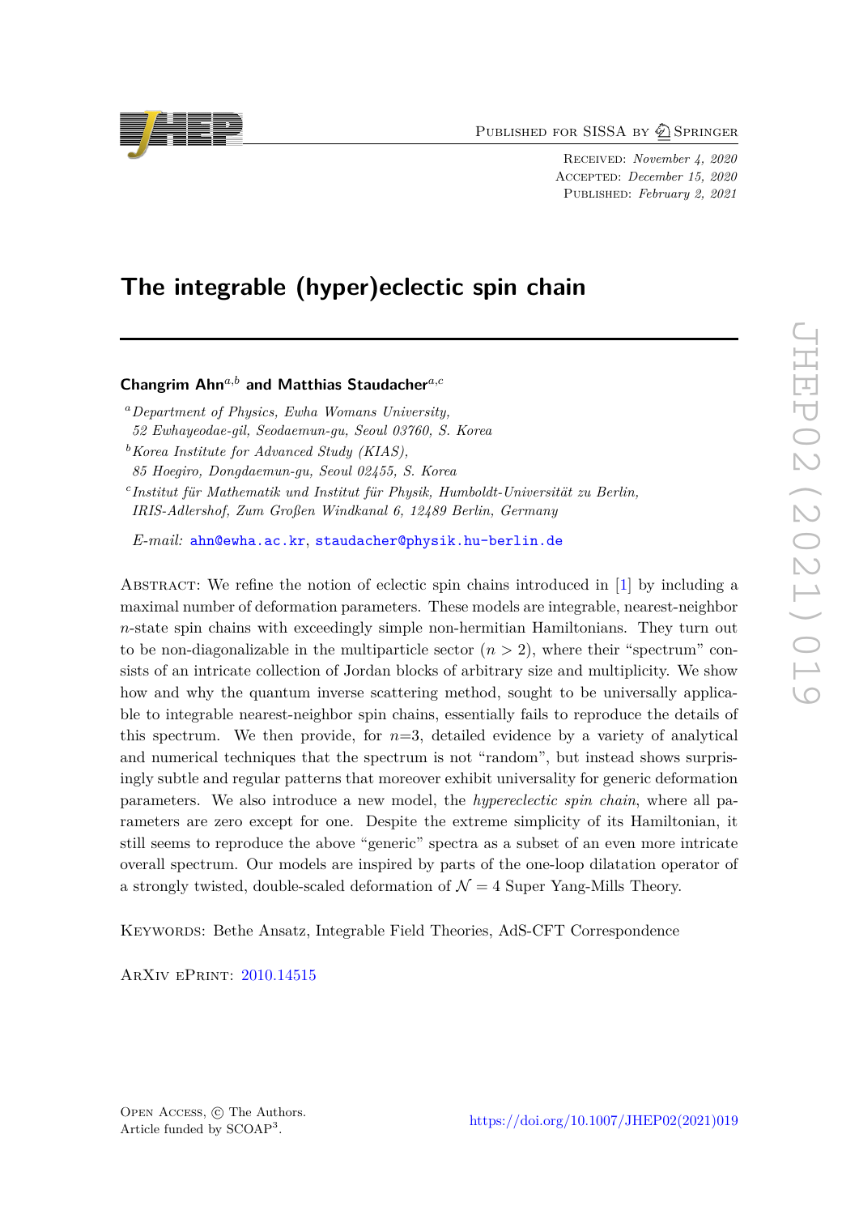Published for SISSA by Springer

Received: *November 4, 2020*
Accepted: *December 15, 2020*
Published: *February 2, 2021*

# The integrable (hyper)eclectic spin chain

**Changrim Ahn**[a,b] **and Matthias Staudacher**[a,c]

[a] *Department of Physics, Ewha Womans University, 52 Ewhayeodae-gil, Seodaemun-gu, Seoul 03760, S. Korea*

[b] *Korea Institute for Advanced Study (KIAS), 85 Hoegiro, Dongdaemun-gu, Seoul 02455, S. Korea*

[c] *Institut für Mathematik und Institut für Physik, Humboldt-Universität zu Berlin, IRIS-Adlershof, Zum Großen Windkanal 6, 12489 Berlin, Germany*

*E-mail:* ahn@ewha.ac.kr, staudacher@physik.hu-berlin.de

Abstract: We refine the notion of eclectic spin chains introduced in [1] by including a maximal number of deformation parameters. These models are integrable, nearest-neighbor $n$-state spin chains with exceedingly simple non-hermitian Hamiltonians. They turn out to be non-diagonalizable in the multiparticle sector ($n > 2$), where their "spectrum" consists of an intricate collection of Jordan blocks of arbitrary size and multiplicity. We show how and why the quantum inverse scattering method, sought to be universally applicable to integrable nearest-neighbor spin chains, essentially fails to reproduce the details of this spectrum. We then provide, for $n$=3, detailed evidence by a variety of analytical and numerical techniques that the spectrum is not "random", but instead shows surprisingly subtle and regular patterns that moreover exhibit universality for generic deformation parameters. We also introduce a new model, the *hypereclectic spin chain*, where all parameters are zero except for one. Despite the extreme simplicity of its Hamiltonian, it still seems to reproduce the above "generic" spectra as a subset of an even more intricate overall spectrum. Our models are inspired by parts of the one-loop dilatation operator of a strongly twisted, double-scaled deformation of $\mathcal{N} = 4$ Super Yang-Mills Theory.

Keywords: Bethe Ansatz, Integrable Field Theories, AdS-CFT Correspondence

ArXiv ePrint: 2010.14515

Open Access, © The Authors.
Article funded by SCOAP[3].

https://doi.org/10.1007/JHEP02(2021)019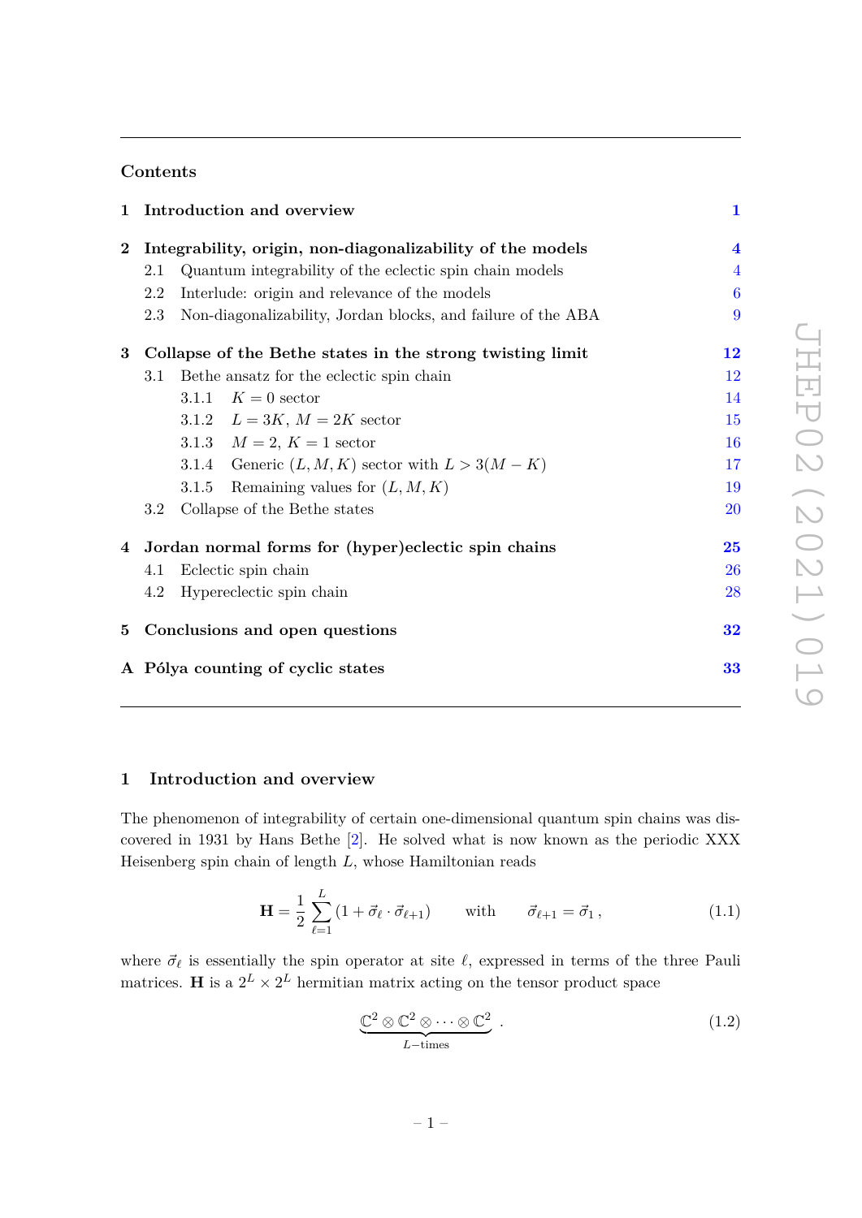## Contents

| | | |
|---|---|---|
| **1** | **Introduction and overview** | **1** |
| **2** | **Integrability, origin, non-diagonalizability of the models** | **4** |
| | 2.1 Quantum integrability of the eclectic spin chain models | 4 |
| | 2.2 Interlude: origin and relevance of the models | 6 |
| | 2.3 Non-diagonalizability, Jordan blocks, and failure of the ABA | 9 |
| **3** | **Collapse of the Bethe states in the strong twisting limit** | **12** |
| | 3.1 Bethe ansatz for the eclectic spin chain | 12 |
| | 3.1.1 $K = 0$ sector | 14 |
| | 3.1.2 $L = 3K$, $M = 2K$ sector | 15 |
| | 3.1.3 $M = 2$, $K = 1$ sector | 16 |
| | 3.1.4 Generic $(L, M, K)$ sector with $L > 3(M - K)$ | 17 |
| | 3.1.5 Remaining values for $(L, M, K)$ | 19 |
| | 3.2 Collapse of the Bethe states | 20 |
| **4** | **Jordan normal forms for (hyper)eclectic spin chains** | **25** |
| | 4.1 Eclectic spin chain | 26 |
| | 4.2 Hypereclectic spin chain | 28 |
| **5** | **Conclusions and open questions** | **32** |
| **A** | **Pólya counting of cyclic states** | **33** |

## 1 Introduction and overview

The phenomenon of integrability of certain one-dimensional quantum spin chains was discovered in 1931 by Hans Bethe [2]. He solved what is now known as the periodic XXX Heisenberg spin chain of length $L$, whose Hamiltonian reads

$$\mathbf{H} = \frac{1}{2} \sum_{\ell=1}^{L} \left(1 + \vec{\sigma}_\ell \cdot \vec{\sigma}_{\ell+1}\right) \qquad \text{with} \qquad \vec{\sigma}_{\ell+1} = \vec{\sigma}_1 \, , \tag{1.1}$$

where $\vec{\sigma}_\ell$ is essentially the spin operator at site $\ell$, expressed in terms of the three Pauli matrices. $\mathbf{H}$ is a $2^L \times 2^L$ hermitian matrix acting on the tensor product space

$$\underbrace{\mathbb{C}^2 \otimes \mathbb{C}^2 \otimes \cdots \otimes \mathbb{C}^2}_{L-\text{times}} \, . \tag{1.2}$$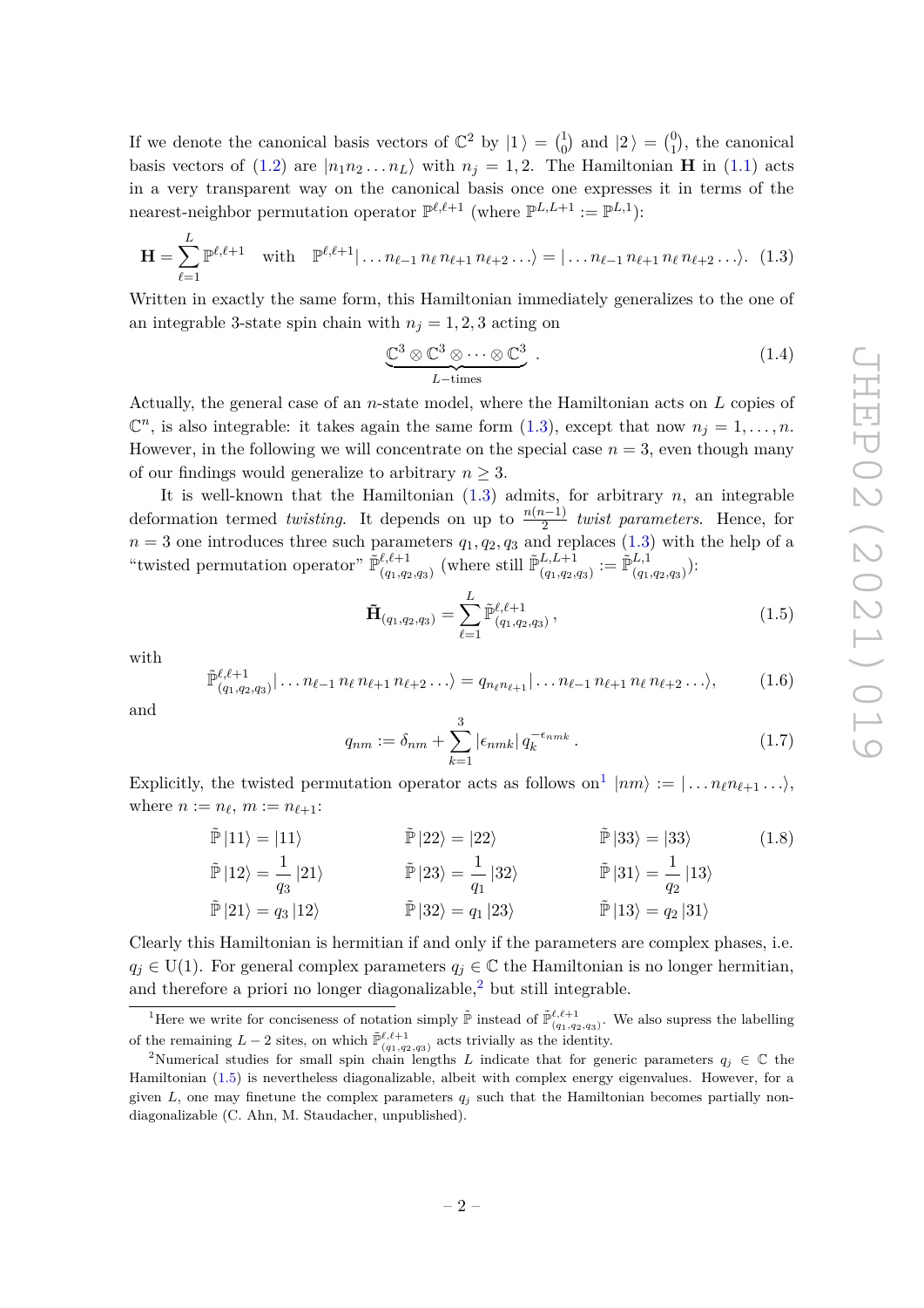If we denote the canonical basis vectors of $\mathbb{C}^2$ by $|1\rangle = \binom{1}{0}$ and $|2\rangle = \binom{0}{1}$, the canonical basis vectors of (1.2) are $|n_1 n_2 \dots n_L\rangle$ with $n_j = 1, 2$. The Hamiltonian $\mathbf{H}$ in (1.1) acts in a very transparent way on the canonical basis once one expresses it in terms of the nearest-neighbor permutation operator $\mathbb{P}^{\ell,\ell+1}$ (where $\mathbb{P}^{L,L+1} := \mathbb{P}^{L,1}$):

$$\mathbf{H} = \sum_{\ell=1}^{L} \mathbb{P}^{\ell,\ell+1} \quad \text{with} \quad \mathbb{P}^{\ell,\ell+1} |\dots n_{\ell-1}\, n_\ell\, n_{\ell+1}\, n_{\ell+2} \dots\rangle = |\dots n_{\ell-1}\, n_{\ell+1}\, n_\ell\, n_{\ell+2} \dots\rangle. \tag{1.3}$$

Written in exactly the same form, this Hamiltonian immediately generalizes to the one of an integrable 3-state spin chain with $n_j = 1, 2, 3$ acting on

$$\underbrace{\mathbb{C}^3 \otimes \mathbb{C}^3 \otimes \dots \otimes \mathbb{C}^3}_{L-\text{times}} . \tag{1.4}$$

Actually, the general case of an $n$-state model, where the Hamiltonian acts on $L$ copies of $\mathbb{C}^n$, is also integrable: it takes again the same form (1.3), except that now $n_j = 1, \dots, n$. However, in the following we will concentrate on the special case $n = 3$, even though many of our findings would generalize to arbitrary $n \geq 3$.

It is well-known that the Hamiltonian (1.3) admits, for arbitrary $n$, an integrable deformation termed *twisting*. It depends on up to $\frac{n(n-1)}{2}$ *twist parameters*. Hence, for $n = 3$ one introduces three such parameters $q_1, q_2, q_3$ and replaces (1.3) with the help of a "twisted permutation operator" $\tilde{\mathbb{P}}^{\ell,\ell+1}_{(q_1,q_2,q_3)}$ (where still $\tilde{\mathbb{P}}^{L,L+1}_{(q_1,q_2,q_3)} := \tilde{\mathbb{P}}^{L,1}_{(q_1,q_2,q_3)}$):

$$\tilde{\mathbf{H}}_{(q_1,q_2,q_3)} = \sum_{\ell=1}^{L} \tilde{\mathbb{P}}^{\ell,\ell+1}_{(q_1,q_2,q_3)} , \tag{1.5}$$

with

$$\tilde{\mathbb{P}}^{\ell,\ell+1}_{(q_1,q_2,q_3)} |\dots n_{\ell-1}\, n_\ell\, n_{\ell+1}\, n_{\ell+2} \dots\rangle = q_{n_\ell n_{\ell+1}} |\dots n_{\ell-1}\, n_{\ell+1}\, n_\ell\, n_{\ell+2} \dots\rangle, \tag{1.6}$$

and

$$q_{nm} := \delta_{nm} + \sum_{k=1}^{3} |\epsilon_{nmk}|\, q_k^{-\epsilon_{nmk}} . \tag{1.7}$$

Explicitly, the twisted permutation operator acts as follows on[1] $|nm\rangle := |\dots n_\ell n_{\ell+1} \dots\rangle$, where $n := n_\ell$, $m := n_{\ell+1}$:

$$\begin{aligned}
&\tilde{\mathbb{P}}\,|11\rangle = |11\rangle && \tilde{\mathbb{P}}\,|22\rangle = |22\rangle && \tilde{\mathbb{P}}\,|33\rangle = |33\rangle \\
&\tilde{\mathbb{P}}\,|12\rangle = \frac{1}{q_3}\,|21\rangle && \tilde{\mathbb{P}}\,|23\rangle = \frac{1}{q_1}\,|32\rangle && \tilde{\mathbb{P}}\,|31\rangle = \frac{1}{q_2}\,|13\rangle \\
&\tilde{\mathbb{P}}\,|21\rangle = q_3\,|12\rangle && \tilde{\mathbb{P}}\,|32\rangle = q_1\,|23\rangle && \tilde{\mathbb{P}}\,|13\rangle = q_2\,|31\rangle
\end{aligned} \tag{1.8}$$

Clearly this Hamiltonian is hermitian if and only if the parameters are complex phases, i.e. $q_j \in \mathrm{U}(1)$. For general complex parameters $q_j \in \mathbb{C}$ the Hamiltonian is no longer hermitian, and therefore a priori no longer diagonalizable,[2] but still integrable.

---

[1] Here we write for conciseness of notation simply $\tilde{\mathbb{P}}$ instead of $\tilde{\mathbb{P}}^{\ell,\ell+1}_{(q_1,q_2,q_3)}$. We also supress the labelling of the remaining $L-2$ sites, on which $\tilde{\mathbb{P}}^{\ell,\ell+1}_{(q_1,q_2,q_3)}$ acts trivially as the identity.

[2] Numerical studies for small spin chain lengths $L$ indicate that for generic parameters $q_j \in \mathbb{C}$ the Hamiltonian (1.5) is nevertheless diagonalizable, albeit with complex energy eigenvalues. However, for a given $L$, one may finetune the complex parameters $q_j$ such that the Hamiltonian becomes partially non-diagonalizable (C. Ahn, M. Staudacher, unpublished).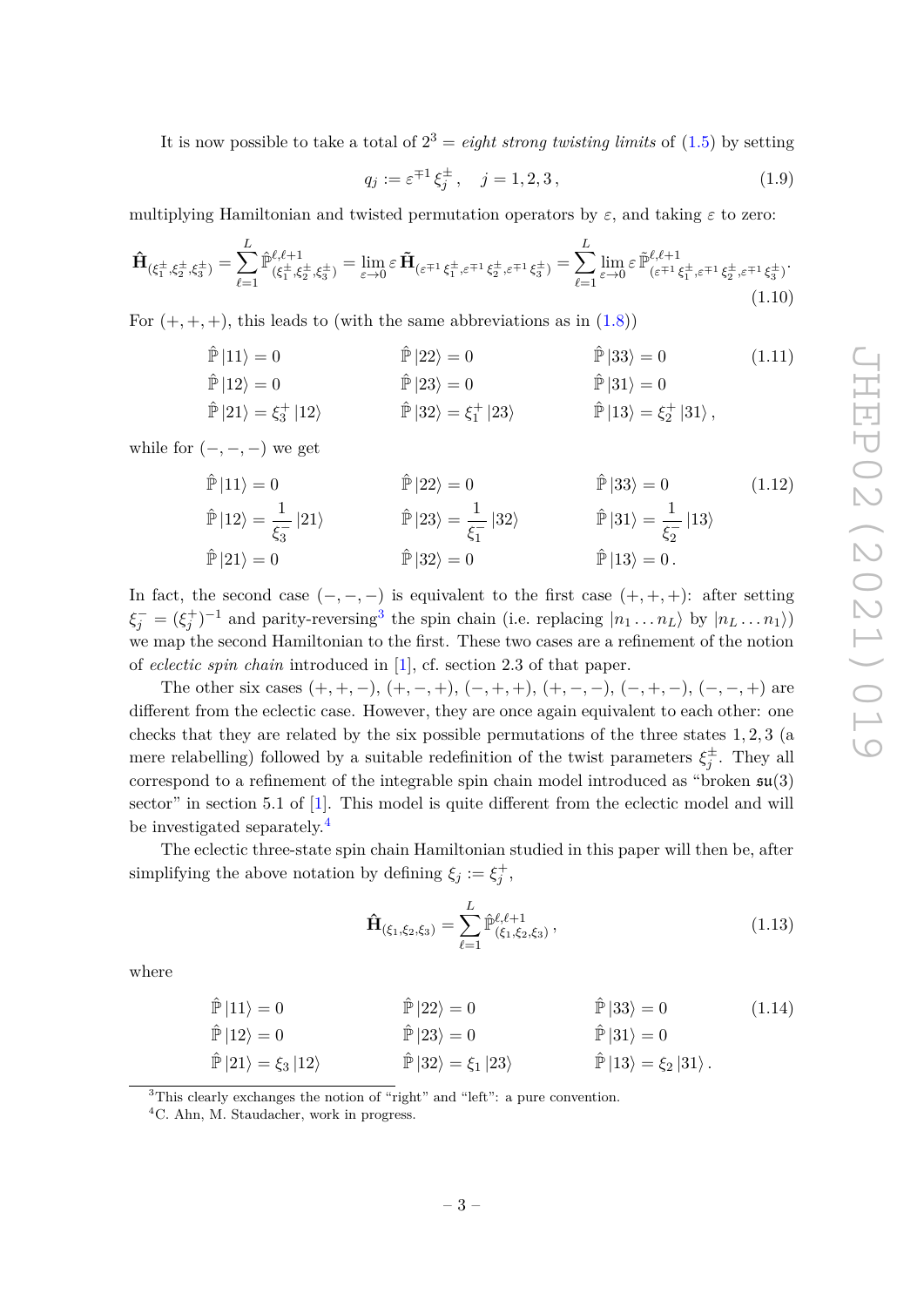It is now possible to take a total of $2^3 =$ *eight strong twisting limits* of (1.5) by setting

$$q_j := \varepsilon^{\mp 1} \xi_j^{\pm}\,, \quad j = 1, 2, 3\,, \tag{1.9}$$

multiplying Hamiltonian and twisted permutation operators by $\varepsilon$, and taking $\varepsilon$ to zero:

$$\hat{\mathbf{H}}_{(\xi_1^{\pm}, \xi_2^{\pm}, \xi_3^{\pm})} = \sum_{\ell=1}^{L} \hat{\mathbb{P}}^{\ell,\ell+1}_{(\xi_1^{\pm}, \xi_2^{\pm}, \xi_3^{\pm})} = \lim_{\varepsilon \to 0} \varepsilon\, \tilde{\mathbf{H}}_{(\varepsilon^{\mp 1} \xi_1^{\pm}, \varepsilon^{\mp 1} \xi_2^{\pm}, \varepsilon^{\mp 1} \xi_3^{\pm})} = \sum_{\ell=1}^{L} \lim_{\varepsilon \to 0} \varepsilon\, \tilde{\mathbb{P}}^{\ell,\ell+1}_{(\varepsilon^{\mp 1} \xi_1^{\pm}, \varepsilon^{\mp 1} \xi_2^{\pm}, \varepsilon^{\mp 1} \xi_3^{\pm})}. \tag{1.10}$$

For $(+,+,+)$, this leads to (with the same abbreviations as in (1.8))

$$\begin{aligned}
&\hat{\mathbb{P}}\,|11\rangle = 0 \qquad && \hat{\mathbb{P}}\,|22\rangle = 0 \qquad && \hat{\mathbb{P}}\,|33\rangle = 0 \\
&\hat{\mathbb{P}}\,|12\rangle = 0 && \hat{\mathbb{P}}\,|23\rangle = 0 && \hat{\mathbb{P}}\,|31\rangle = 0 \\
&\hat{\mathbb{P}}\,|21\rangle = \xi_3^{+}\,|12\rangle && \hat{\mathbb{P}}\,|32\rangle = \xi_1^{+}\,|23\rangle && \hat{\mathbb{P}}\,|13\rangle = \xi_2^{+}\,|31\rangle\,,
\end{aligned} \tag{1.11}$$

while for $(-,-,-)$ we get

$$\begin{aligned}
&\hat{\mathbb{P}}\,|11\rangle = 0 \qquad && \hat{\mathbb{P}}\,|22\rangle = 0 \qquad && \hat{\mathbb{P}}\,|33\rangle = 0 \\
&\hat{\mathbb{P}}\,|12\rangle = \frac{1}{\xi_3^{-}}\,|21\rangle && \hat{\mathbb{P}}\,|23\rangle = \frac{1}{\xi_1^{-}}\,|32\rangle && \hat{\mathbb{P}}\,|31\rangle = \frac{1}{\xi_2^{-}}\,|13\rangle \\
&\hat{\mathbb{P}}\,|21\rangle = 0 && \hat{\mathbb{P}}\,|32\rangle = 0 && \hat{\mathbb{P}}\,|13\rangle = 0\,.
\end{aligned} \tag{1.12}$$

In fact, the second case $(-,-,-)$ is equivalent to the first case $(+,+,+)$: after setting $\xi_j^{-} = (\xi_j^{+})^{-1}$ and parity-reversing[3] the spin chain (i.e. replacing $|n_1 \dots n_L\rangle$ by $|n_L \dots n_1\rangle$) we map the second Hamiltonian to the first. These two cases are a refinement of the notion of *eclectic spin chain* introduced in [1], cf. section 2.3 of that paper.

The other six cases $(+,+,-)$, $(+,-,+)$, $(-,+,+)$, $(+,-,-)$, $(-,+,-)$, $(-,-,+)$ are different from the eclectic case. However, they are once again equivalent to each other: one checks that they are related by the six possible permutations of the three states $1, 2, 3$ (a mere relabelling) followed by a suitable redefinition of the twist parameters $\xi_j^{\pm}$. They all correspond to a refinement of the integrable spin chain model introduced as "broken $\mathfrak{su}(3)$ sector" in section 5.1 of [1]. This model is quite different from the eclectic model and will be investigated separately.[4]

The eclectic three-state spin chain Hamiltonian studied in this paper will then be, after simplifying the above notation by defining $\xi_j := \xi_j^{+}$,

$$\hat{\mathbf{H}}_{(\xi_1, \xi_2, \xi_3)} = \sum_{\ell=1}^{L} \hat{\mathbb{P}}^{\ell,\ell+1}_{(\xi_1, \xi_2, \xi_3)}\,, \tag{1.13}$$

where

$$\begin{aligned}
&\hat{\mathbb{P}}\,|11\rangle = 0 \qquad && \hat{\mathbb{P}}\,|22\rangle = 0 \qquad && \hat{\mathbb{P}}\,|33\rangle = 0 \\
&\hat{\mathbb{P}}\,|12\rangle = 0 && \hat{\mathbb{P}}\,|23\rangle = 0 && \hat{\mathbb{P}}\,|31\rangle = 0 \\
&\hat{\mathbb{P}}\,|21\rangle = \xi_3\,|12\rangle && \hat{\mathbb{P}}\,|32\rangle = \xi_1\,|23\rangle && \hat{\mathbb{P}}\,|13\rangle = \xi_2\,|31\rangle\,.
\end{aligned} \tag{1.14}$$

[3] This clearly exchanges the notion of "right" and "left": a pure convention.

[4] C. Ahn, M. Staudacher, work in progress.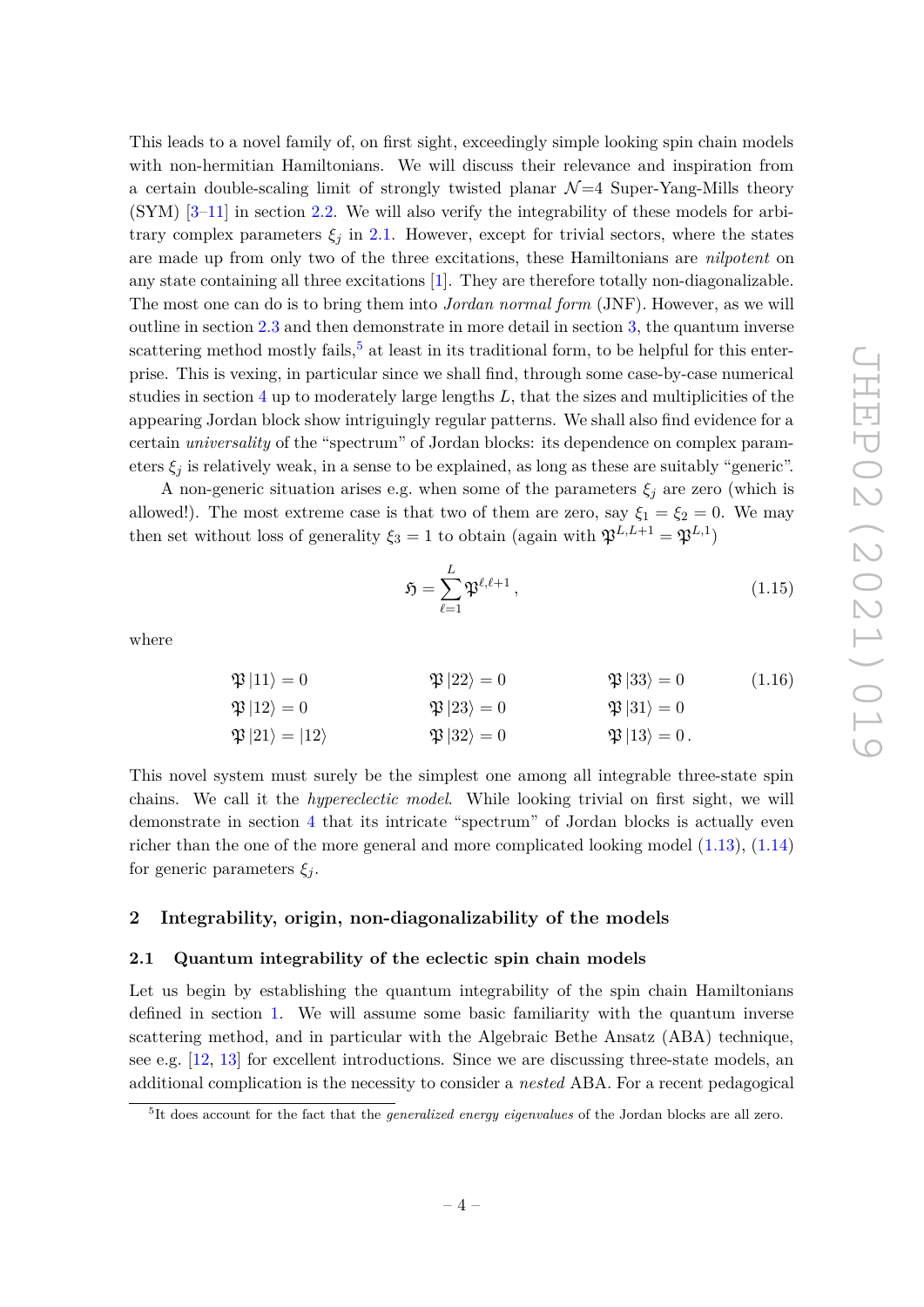This leads to a novel family of, on first sight, exceedingly simple looking spin chain models with non-hermitian Hamiltonians. We will discuss their relevance and inspiration from a certain double-scaling limit of strongly twisted planar $\mathcal{N}$=4 Super-Yang-Mills theory (SYM) [3–11] in section 2.2. We will also verify the integrability of these models for arbitrary complex parameters $\xi_j$ in 2.1. However, except for trivial sectors, where the states are made up from only two of the three excitations, these Hamiltonians are *nilpotent* on any state containing all three excitations [1]. They are therefore totally non-diagonalizable. The most one can do is to bring them into *Jordan normal form* (JNF). However, as we will outline in section 2.3 and then demonstrate in more detail in section 3, the quantum inverse scattering method mostly fails,[5] at least in its traditional form, to be helpful for this enterprise. This is vexing, in particular since we shall find, through some case-by-case numerical studies in section 4 up to moderately large lengths $L$, that the sizes and multiplicities of the appearing Jordan block show intriguingly regular patterns. We shall also find evidence for a certain *universality* of the "spectrum" of Jordan blocks: its dependence on complex parameters $\xi_j$ is relatively weak, in a sense to be explained, as long as these are suitably "generic".

A non-generic situation arises e.g. when some of the parameters $\xi_j$ are zero (which is allowed!). The most extreme case is that two of them are zero, say $\xi_1 = \xi_2 = 0$. We may then set without loss of generality $\xi_3 = 1$ to obtain (again with $\mathfrak{P}^{L,L+1} = \mathfrak{P}^{L,1}$)

$$\mathfrak{H} = \sum_{\ell=1}^{L} \mathfrak{P}^{\ell,\ell+1}\,, \tag{1.15}$$

where

$$\begin{aligned}
&\mathfrak{P}\,|11\rangle = 0 \qquad && \mathfrak{P}\,|22\rangle = 0 \qquad && \mathfrak{P}\,|33\rangle = 0 \\
&\mathfrak{P}\,|12\rangle = 0 \qquad && \mathfrak{P}\,|23\rangle = 0 \qquad && \mathfrak{P}\,|31\rangle = 0 \\
&\mathfrak{P}\,|21\rangle = |12\rangle \qquad && \mathfrak{P}\,|32\rangle = 0 \qquad && \mathfrak{P}\,|13\rangle = 0\,.
\end{aligned} \tag{1.16}$$

This novel system must surely be the simplest one among all integrable three-state spin chains. We call it the *hypereclectic model*. While looking trivial on first sight, we will demonstrate in section 4 that its intricate "spectrum" of Jordan blocks is actually even richer than the one of the more general and more complicated looking model (1.13), (1.14) for generic parameters $\xi_j$.

## 2 Integrability, origin, non-diagonalizability of the models

### 2.1 Quantum integrability of the eclectic spin chain models

Let us begin by establishing the quantum integrability of the spin chain Hamiltonians defined in section 1. We will assume some basic familiarity with the quantum inverse scattering method, and in particular with the Algebraic Bethe Ansatz (ABA) technique, see e.g. [12, 13] for excellent introductions. Since we are discussing three-state models, an additional complication is the necessity to consider a *nested* ABA. For a recent pedagogical

[5] It does account for the fact that the *generalized energy eigenvalues* of the Jordan blocks are all zero.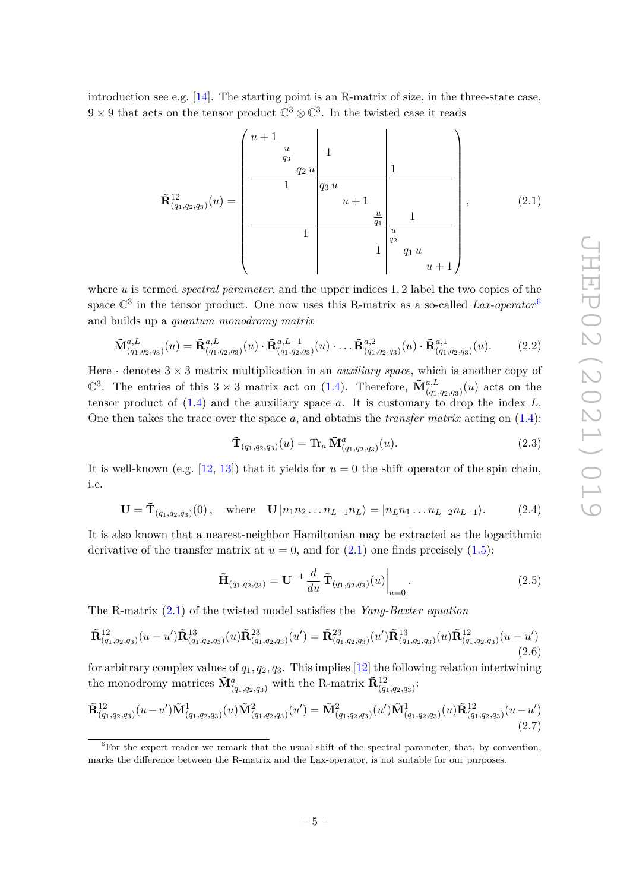introduction see e.g. [14]. The starting point is an R-matrix of size, in the three-state case, $9 \times 9$ that acts on the tensor product $\mathbb{C}^3 \otimes \mathbb{C}^3$. In the twisted case it reads

$$
\tilde{\mathbf{R}}^{12}_{(q_1,q_2,q_3)}(u) = \left(\begin{array}{ccc|ccc|ccc}
u+1 & & & & & & & & \\
 & \frac{u}{q_3} & & 1 & & & & & \\
 & & q_2\, u & & & & 1 & & \\
\hline
 & 1 & & q_3\, u & & & & & \\
 & & & & u+1 & & & & \\
 & & & & & \frac{u}{q_1} & & 1 & \\
\hline
 & & 1 & & & & \frac{u}{q_2} & & \\
 & & & & & 1 & & q_1\, u & \\
 & & & & & & & & u+1
\end{array}\right), \tag{2.1}
$$

where $u$ is termed *spectral parameter*, and the upper indices $1, 2$ label the two copies of the space $\mathbb{C}^3$ in the tensor product. One now uses this R-matrix as a so-called *Lax-operator*[6] and builds up a *quantum monodromy matrix*

$$
\tilde{\mathbf{M}}^{a,L}_{(q_1,q_2,q_3)}(u) = \tilde{\mathbf{R}}^{a,L}_{(q_1,q_2,q_3)}(u) \cdot \tilde{\mathbf{R}}^{a,L-1}_{(q_1,q_2,q_3)}(u) \cdot \ldots \tilde{\mathbf{R}}^{a,2}_{(q_1,q_2,q_3)}(u) \cdot \tilde{\mathbf{R}}^{a,1}_{(q_1,q_2,q_3)}(u). \tag{2.2}
$$

Here $\cdot$ denotes $3 \times 3$ matrix multiplication in an *auxiliary space*, which is another copy of $\mathbb{C}^3$. The entries of this $3 \times 3$ matrix act on (1.4). Therefore, $\tilde{\mathbf{M}}^{a,L}_{(q_1,q_2,q_3)}(u)$ acts on the tensor product of (1.4) and the auxiliary space $a$. It is customary to drop the index $L$. One then takes the trace over the space $a$, and obtains the *transfer matrix* acting on (1.4):

$$
\tilde{\mathbf{T}}_{(q_1,q_2,q_3)}(u) = \mathrm{Tr}_a\, \tilde{\mathbf{M}}^{a}_{(q_1,q_2,q_3)}(u). \tag{2.3}
$$

It is well-known (e.g. [12, 13]) that it yields for $u = 0$ the shift operator of the spin chain, i.e.

$$
\mathbf{U} = \tilde{\mathbf{T}}_{(q_1,q_2,q_3)}(0)\,, \quad \text{where} \quad \mathbf{U}\,|n_1 n_2 \ldots n_{L-1} n_L\rangle = |n_L n_1 \ldots n_{L-2} n_{L-1}\rangle. \tag{2.4}
$$

It is also known that a nearest-neighbor Hamiltonian may be extracted as the logarithmic derivative of the transfer matrix at $u = 0$, and for (2.1) one finds precisely (1.5):

$$
\tilde{\mathbf{H}}_{(q_1,q_2,q_3)} = \mathbf{U}^{-1}\, \frac{d}{du}\, \tilde{\mathbf{T}}_{(q_1,q_2,q_3)}(u)\bigg|_{u=0}. \tag{2.5}
$$

The R-matrix (2.1) of the twisted model satisfies the *Yang-Baxter equation*

$$
\tilde{\mathbf{R}}^{12}_{(q_1,q_2,q_3)}(u-u')\tilde{\mathbf{R}}^{13}_{(q_1,q_2,q_3)}(u)\tilde{\mathbf{R}}^{23}_{(q_1,q_2,q_3)}(u') = \tilde{\mathbf{R}}^{23}_{(q_1,q_2,q_3)}(u')\tilde{\mathbf{R}}^{13}_{(q_1,q_2,q_3)}(u)\tilde{\mathbf{R}}^{12}_{(q_1,q_2,q_3)}(u-u') \tag{2.6}
$$

for arbitrary complex values of $q_1, q_2, q_3$. This implies [12] the following relation intertwining the monodromy matrices $\tilde{\mathbf{M}}^{a}_{(q_1,q_2,q_3)}$ with the R-matrix $\tilde{\mathbf{R}}^{12}_{(q_1,q_2,q_3)}$:

$$
\tilde{\mathbf{R}}^{12}_{(q_1,q_2,q_3)}(u-u')\tilde{\mathbf{M}}^{1}_{(q_1,q_2,q_3)}(u)\tilde{\mathbf{M}}^{2}_{(q_1,q_2,q_3)}(u') = \tilde{\mathbf{M}}^{2}_{(q_1,q_2,q_3)}(u')\tilde{\mathbf{M}}^{1}_{(q_1,q_2,q_3)}(u)\tilde{\mathbf{R}}^{12}_{(q_1,q_2,q_3)}(u-u') \tag{2.7}
$$

[6] For the expert reader we remark that the usual shift of the spectral parameter, that, by convention, marks the difference between the R-matrix and the Lax-operator, is not suitable for our purposes.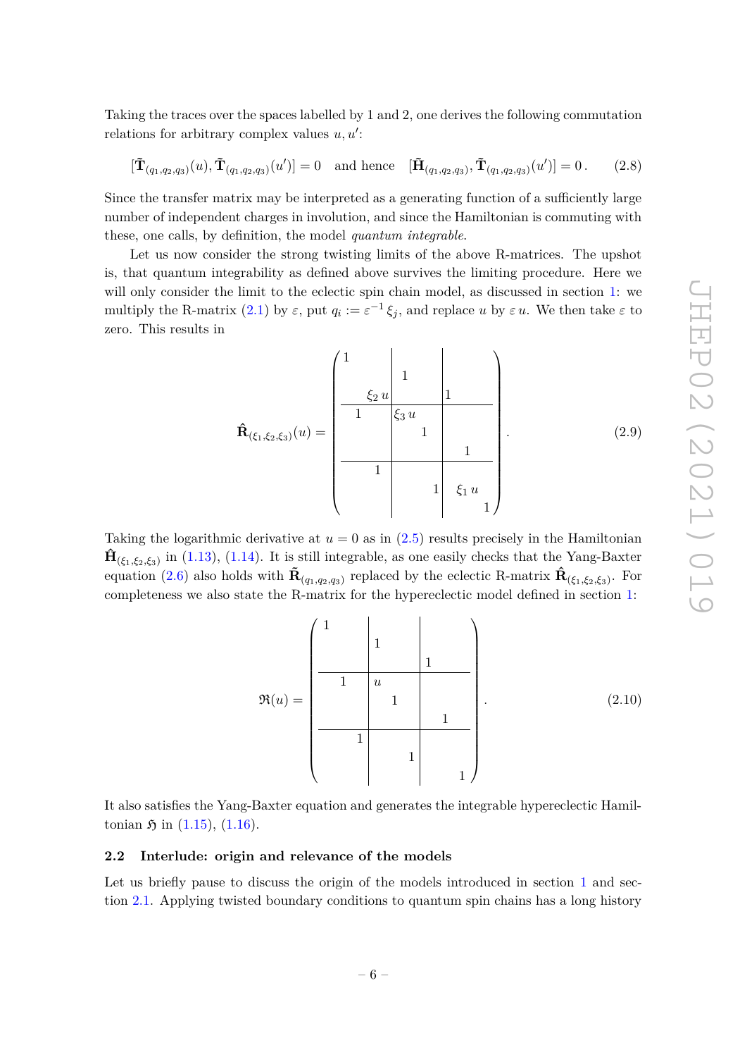Taking the traces over the spaces labelled by 1 and 2, one derives the following commutation relations for arbitrary complex values $u, u'$:

$$[\tilde{\mathbf{T}}_{(q_1,q_2,q_3)}(u), \tilde{\mathbf{T}}_{(q_1,q_2,q_3)}(u')] = 0 \quad \text{and hence} \quad [\tilde{\mathbf{H}}_{(q_1,q_2,q_3)}, \tilde{\mathbf{T}}_{(q_1,q_2,q_3)}(u')] = 0\,. \tag{2.8}$$

Since the transfer matrix may be interpreted as a generating function of a sufficiently large number of independent charges in involution, and since the Hamiltonian is commuting with these, one calls, by definition, the model *quantum integrable*.

Let us now consider the strong twisting limits of the above R-matrices. The upshot is, that quantum integrability as defined above survives the limiting procedure. Here we will only consider the limit to the eclectic spin chain model, as discussed in section 1: we multiply the R-matrix (2.1) by $\varepsilon$, put $q_i := \varepsilon^{-1}\, \xi_j$, and replace $u$ by $\varepsilon\, u$. We then take $\varepsilon$ to zero. This results in

$$\hat{\mathbf{R}}_{(\xi_1,\xi_2,\xi_3)}(u) = \left(\begin{array}{ccc|ccc|ccc}
1 & & & & & & & & \\
 & & & 1 & & & & & \\
 & & \xi_2\, u & & & & 1 & & \\
\hline
 & 1 & & \xi_3\, u & & & & & \\
 & & & & 1 & & & & \\
 & & & & & & & 1 & \\
\hline
 & & 1 & & & & & & \\
 & & & & & 1 & & \xi_1\, u & \\
 & & & & & & & & 1
\end{array}\right). \tag{2.9}$$

Taking the logarithmic derivative at $u = 0$ as in (2.5) results precisely in the Hamiltonian $\hat{\mathbf{H}}_{(\xi_1,\xi_2,\xi_3)}$ in (1.13), (1.14). It is still integrable, as one easily checks that the Yang-Baxter equation (2.6) also holds with $\tilde{\mathbf{R}}_{(q_1,q_2,q_3)}$ replaced by the eclectic R-matrix $\hat{\mathbf{R}}_{(\xi_1,\xi_2,\xi_3)}$. For completeness we also state the R-matrix for the hypereclectic model defined in section 1:

$$\mathfrak{R}(u) = \left(\begin{array}{ccc|ccc|ccc}
1 & & & & & & & & \\
 & & & 1 & & & & & \\
 & & & & & & 1 & & \\
\hline
 & 1 & & u & & & & & \\
 & & & & 1 & & & & \\
 & & & & & & & 1 & \\
\hline
 & & 1 & & & & & & \\
 & & & & & 1 & & & \\
 & & & & & & & & 1
\end{array}\right). \tag{2.10}$$

It also satisfies the Yang-Baxter equation and generates the integrable hypereclectic Hamiltonian $\mathfrak{H}$ in (1.15), (1.16).

### 2.2 Interlude: origin and relevance of the models

Let us briefly pause to discuss the origin of the models introduced in section 1 and section 2.1. Applying twisted boundary conditions to quantum spin chains has a long history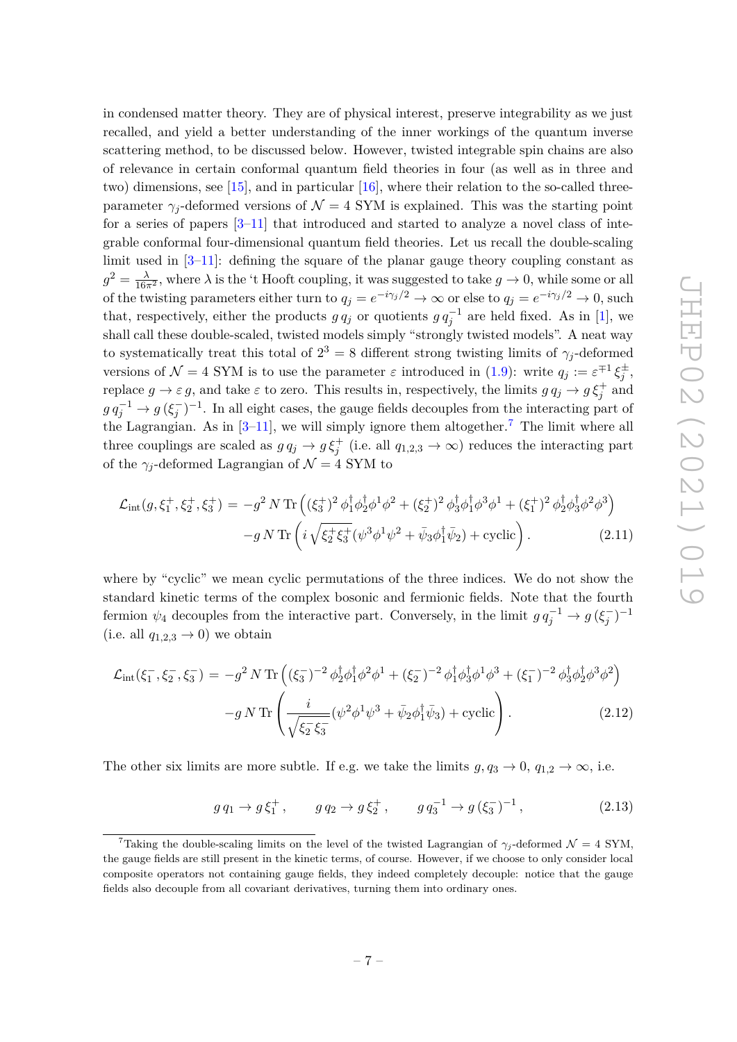in condensed matter theory. They are of physical interest, preserve integrability as we just recalled, and yield a better understanding of the inner workings of the quantum inverse scattering method, to be discussed below. However, twisted integrable spin chains are also of relevance in certain conformal quantum field theories in four (as well as in three and two) dimensions, see [15], and in particular [16], where their relation to the so-called three-parameter $\gamma_j$-deformed versions of $\mathcal{N}=4$ SYM is explained. This was the starting point for a series of papers [3–11] that introduced and started to analyze a novel class of integrable conformal four-dimensional quantum field theories. Let us recall the double-scaling limit used in [3–11]: defining the square of the planar gauge theory coupling constant as $g^2 = \frac{\lambda}{16\pi^2}$, where $\lambda$ is the 't Hooft coupling, it was suggested to take $g \to 0$, while some or all of the twisting parameters either turn to $q_j = e^{-i\gamma_j/2} \to \infty$ or else to $q_j = e^{-i\gamma_j/2} \to 0$, such that, respectively, either the products $g\, q_j$ or quotients $g\, q_j^{-1}$ are held fixed. As in [1], we shall call these double-scaled, twisted models simply "strongly twisted models". A neat way to systematically treat this total of $2^3 = 8$ different strong twisting limits of $\gamma_j$-deformed versions of $\mathcal{N}=4$ SYM is to use the parameter $\varepsilon$ introduced in (1.9): write $q_j := \varepsilon^{\mp 1}\, \xi_j^{\pm}$, replace $g \to \varepsilon\, g$, and take $\varepsilon$ to zero. This results in, respectively, the limits $g\, q_j \to g\, \xi_j^+$ and $g\, q_j^{-1} \to g\, (\xi_j^-)^{-1}$. In all eight cases, the gauge fields decouples from the interacting part of the Lagrangian. As in [3–11], we will simply ignore them altogether.[7] The limit where all three couplings are scaled as $g\, q_j \to g\, \xi_j^+$ (i.e. all $q_{1,2,3} \to \infty$) reduces the interacting part of the $\gamma_j$-deformed Lagrangian of $\mathcal{N}=4$ SYM to

$$
\begin{aligned}
\mathcal{L}_{\text{int}}(g, \xi_1^+, \xi_2^+, \xi_3^+) = &-g^2\, N\, \text{Tr}\left( (\xi_3^+)^2\, \phi_1^\dagger \phi_2^\dagger \phi^1 \phi^2 + (\xi_2^+)^2\, \phi_3^\dagger \phi_1^\dagger \phi^3 \phi^1 + (\xi_1^+)^2\, \phi_2^\dagger \phi_3^\dagger \phi^2 \phi^3 \right) \\
&-g\, N\, \text{Tr}\left( i\, \sqrt{\xi_2^+ \xi_3^+} (\psi^3 \phi^1 \psi^2 + \bar{\psi}_3 \phi_1^\dagger \bar{\psi}_2) + \text{cyclic} \right).
\end{aligned} \tag{2.11}
$$

where by "cyclic" we mean cyclic permutations of the three indices. We do not show the standard kinetic terms of the complex bosonic and fermionic fields. Note that the fourth fermion $\psi_4$ decouples from the interactive part. Conversely, in the limit $g\, q_j^{-1} \to g\, (\xi_j^-)^{-1}$ (i.e. all $q_{1,2,3} \to 0$) we obtain

$$
\begin{aligned}
\mathcal{L}_{\text{int}}(\xi_1^-, \xi_2^-, \xi_3^-) = &-g^2\, N\, \text{Tr}\left( (\xi_3^-)^{-2}\, \phi_2^\dagger \phi_1^\dagger \phi^2 \phi^1 + (\xi_2^-)^{-2}\, \phi_1^\dagger \phi_3^\dagger \phi^1 \phi^3 + (\xi_1^-)^{-2}\, \phi_3^\dagger \phi_2^\dagger \phi^3 \phi^2 \right) \\
&-g\, N\, \text{Tr}\left( \frac{i}{\sqrt{\xi_2^- \xi_3^-}} (\psi^2 \phi^1 \psi^3 + \bar{\psi}_2 \phi_1^\dagger \bar{\psi}_3) + \text{cyclic} \right).
\end{aligned} \tag{2.12}
$$

The other six limits are more subtle. If e.g. we take the limits $g, q_3 \to 0$, $q_{1,2} \to \infty$, i.e.

$$
g\, q_1 \to g\, \xi_1^+\,, \qquad g\, q_2 \to g\, \xi_2^+\,, \qquad g\, q_3^{-1} \to g\, (\xi_3^-)^{-1}\,, \tag{2.13}
$$

[7] Taking the double-scaling limits on the level of the twisted Lagrangian of $\gamma_j$-deformed $\mathcal{N}=4$ SYM, the gauge fields are still present in the kinetic terms, of course. However, if we choose to only consider local composite operators not containing gauge fields, they indeed completely decouple: notice that the gauge fields also decouple from all covariant derivatives, turning them into ordinary ones.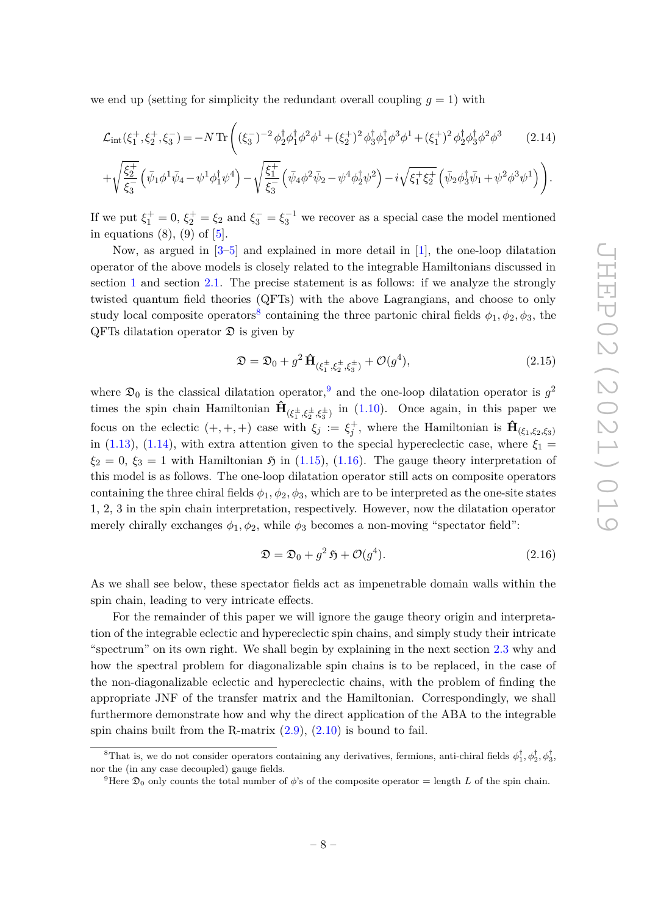we end up (setting for simplicity the redundant overall coupling $g = 1$) with

$$\mathcal{L}_{\text{int}}(\xi_1^+,\xi_2^+,\xi_3^-) = -N\,\text{Tr}\Bigg( (\xi_3^-)^{-2}\,\phi_2^\dagger\phi_1^\dagger\phi^2\phi^1 + (\xi_2^+)^2\,\phi_3^\dagger\phi_1^\dagger\phi^3\phi^1 + (\xi_1^+)^2\,\phi_2^\dagger\phi_3^\dagger\phi^2\phi^3 \tag{2.14}$$

$$+\sqrt{\frac{\xi_2^+}{\xi_3^-}}\left(\bar\psi_1\phi^1\bar\psi_4 - \psi^1\phi_1^\dagger\psi^4\right) - \sqrt{\frac{\xi_1^+}{\xi_3^-}}\left(\bar\psi_4\phi^2\bar\psi_2 - \psi^4\phi_2^\dagger\psi^2\right) - i\sqrt{\xi_1^+\xi_2^+}\left(\bar\psi_2\phi_3^\dagger\bar\psi_1 + \psi^2\phi^3\psi^1\right)\Bigg).$$

If we put $\xi_1^+ = 0$, $\xi_2^+ = \xi_2$ and $\xi_3^- = \xi_3^{-1}$ we recover as a special case the model mentioned in equations (8), (9) of [5].

Now, as argued in [3–5] and explained in more detail in [1], the one-loop dilatation operator of the above models is closely related to the integrable Hamiltonians discussed in section 1 and section 2.1. The precise statement is as follows: if we analyze the strongly twisted quantum field theories (QFTs) with the above Lagrangians, and choose to only study local composite operators[8] containing the three partonic chiral fields $\phi_1, \phi_2, \phi_3$, the QFTs dilatation operator $\mathfrak{D}$ is given by

$$\mathfrak{D} = \mathfrak{D}_0 + g^2\,\hat{\mathbf{H}}_{(\xi_1^\pm,\xi_2^\pm,\xi_3^\pm)} + \mathcal{O}(g^4), \tag{2.15}$$

where $\mathfrak{D}_0$ is the classical dilatation operator,[9] and the one-loop dilatation operator is $g^2$ times the spin chain Hamiltonian $\hat{\mathbf{H}}_{(\xi_1^\pm,\xi_2^\pm,\xi_3^\pm)}$ in (1.10). Once again, in this paper we focus on the eclectic $(+,+,+)$ case with $\xi_j := \xi_j^+$, where the Hamiltonian is $\hat{\mathbf{H}}_{(\xi_1,\xi_2,\xi_3)}$ in (1.13), (1.14), with extra attention given to the special hypereclectic case, where $\xi_1 = \xi_2 = 0$, $\xi_3 = 1$ with Hamiltonian $\mathfrak{H}$ in (1.15), (1.16). The gauge theory interpretation of this model is as follows. The one-loop dilatation operator still acts on composite operators containing the three chiral fields $\phi_1, \phi_2, \phi_3$, which are to be interpreted as the one-site states 1, 2, 3 in the spin chain interpretation, respectively. However, now the dilatation operator merely chirally exchanges $\phi_1, \phi_2$, while $\phi_3$ becomes a non-moving "spectator field":

$$\mathfrak{D} = \mathfrak{D}_0 + g^2\,\mathfrak{H} + \mathcal{O}(g^4). \tag{2.16}$$

As we shall see below, these spectator fields act as impenetrable domain walls within the spin chain, leading to very intricate effects.

For the remainder of this paper we will ignore the gauge theory origin and interpretation of the integrable eclectic and hypereclectic spin chains, and simply study their intricate "spectrum" on its own right. We shall begin by explaining in the next section 2.3 why and how the spectral problem for diagonalizable spin chains is to be replaced, in the case of the non-diagonalizable eclectic and hypereclectic chains, with the problem of finding the appropriate JNF of the transfer matrix and the Hamiltonian. Correspondingly, we shall furthermore demonstrate how and why the direct application of the ABA to the integrable spin chains built from the R-matrix (2.9), (2.10) is bound to fail.

---

[8] That is, we do not consider operators containing any derivatives, fermions, anti-chiral fields $\phi_1^\dagger, \phi_2^\dagger, \phi_3^\dagger$, nor the (in any case decoupled) gauge fields.

[9] Here $\mathfrak{D}_0$ only counts the total number of $\phi$'s of the composite operator = length $L$ of the spin chain.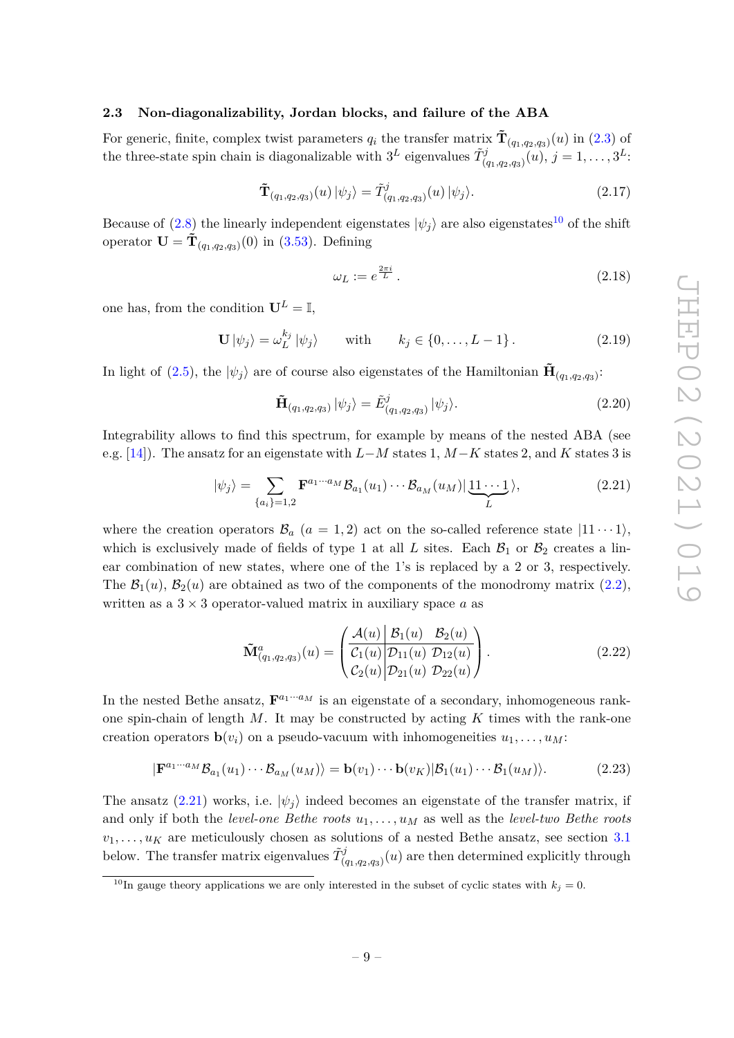### 2.3 Non-diagonalizability, Jordan blocks, and failure of the ABA

For generic, finite, complex twist parameters $q_i$ the transfer matrix $\tilde{\mathbf{T}}_{(q_1,q_2,q_3)}(u)$ in (2.3) of the three-state spin chain is diagonalizable with $3^L$ eigenvalues $\tilde{T}^j_{(q_1,q_2,q_3)}(u)$, $j = 1, \ldots, 3^L$:

$$\tilde{\mathbf{T}}_{(q_1,q_2,q_3)}(u)\,|\psi_j\rangle = \tilde{T}^j_{(q_1,q_2,q_3)}(u)\,|\psi_j\rangle. \tag{2.17}$$

Because of (2.8) the linearly independent eigenstates $|\psi_j\rangle$ are also eigenstates[10] of the shift operator $\mathbf{U} = \tilde{\mathbf{T}}_{(q_1,q_2,q_3)}(0)$ in (3.53). Defining

$$\omega_L := e^{\frac{2\pi i}{L}}\,. \tag{2.18}$$

one has, from the condition $\mathbf{U}^L = \mathbb{I}$,

$$\mathbf{U}\,|\psi_j\rangle = \omega_L^{k_j}\,|\psi_j\rangle \qquad \text{with} \qquad k_j \in \{0, \ldots, L-1\}\,. \tag{2.19}$$

In light of (2.5), the $|\psi_j\rangle$ are of course also eigenstates of the Hamiltonian $\tilde{\mathbf{H}}_{(q_1,q_2,q_3)}$:

$$\tilde{\mathbf{H}}_{(q_1,q_2,q_3)}\,|\psi_j\rangle = \tilde{E}^j_{(q_1,q_2,q_3)}\,|\psi_j\rangle. \tag{2.20}$$

Integrability allows to find this spectrum, for example by means of the nested ABA (see e.g. [14]). The ansatz for an eigenstate with $L-M$ states 1, $M-K$ states 2, and $K$ states 3 is

$$|\psi_j\rangle = \sum_{\{a_i\}=1,2} \mathbf{F}^{a_1\cdots a_M}\mathcal{B}_{a_1}(u_1)\cdots\mathcal{B}_{a_M}(u_M)|\underbrace{11\cdots 1}_{L}\rangle, \tag{2.21}$$

where the creation operators $\mathcal{B}_a$ ($a = 1, 2$) act on the so-called reference state $|11\cdots 1\rangle$, which is exclusively made of fields of type 1 at all $L$ sites. Each $\mathcal{B}_1$ or $\mathcal{B}_2$ creates a linear combination of new states, where one of the 1's is replaced by a 2 or 3, respectively. The $\mathcal{B}_1(u)$, $\mathcal{B}_2(u)$ are obtained as two of the components of the monodromy matrix (2.2), written as a $3\times 3$ operator-valued matrix in auxiliary space $a$ as

$$\tilde{\mathbf{M}}^a_{(q_1,q_2,q_3)}(u) = \left(\begin{array}{c|cc} \mathcal{A}(u) & \mathcal{B}_1(u) & \mathcal{B}_2(u) \\ \hline \mathcal{C}_1(u) & \mathcal{D}_{11}(u) & \mathcal{D}_{12}(u) \\ \mathcal{C}_2(u) & \mathcal{D}_{21}(u) & \mathcal{D}_{22}(u) \end{array}\right). \tag{2.22}$$

In the nested Bethe ansatz, $\mathbf{F}^{a_1\cdots a_M}$ is an eigenstate of a secondary, inhomogeneous rank-one spin-chain of length $M$. It may be constructed by acting $K$ times with the rank-one creation operators $\mathbf{b}(v_i)$ on a pseudo-vacuum with inhomogeneities $u_1, \ldots, u_M$:

$$|\mathbf{F}^{a_1\cdots a_M}\mathcal{B}_{a_1}(u_1)\cdots\mathcal{B}_{a_M}(u_M)\rangle = \mathbf{b}(v_1)\cdots\mathbf{b}(v_K)|\mathcal{B}_1(u_1)\cdots\mathcal{B}_1(u_M)\rangle. \tag{2.23}$$

The ansatz (2.21) works, i.e. $|\psi_j\rangle$ indeed becomes an eigenstate of the transfer matrix, if and only if both the *level-one Bethe roots* $u_1, \ldots, u_M$ as well as the *level-two Bethe roots* $v_1, \ldots, u_K$ are meticulously chosen as solutions of a nested Bethe ansatz, see section 3.1 below. The transfer matrix eigenvalues $\tilde{T}^j_{(q_1,q_2,q_3)}(u)$ are then determined explicitly through

[10] In gauge theory applications we are only interested in the subset of cyclic states with $k_j = 0$.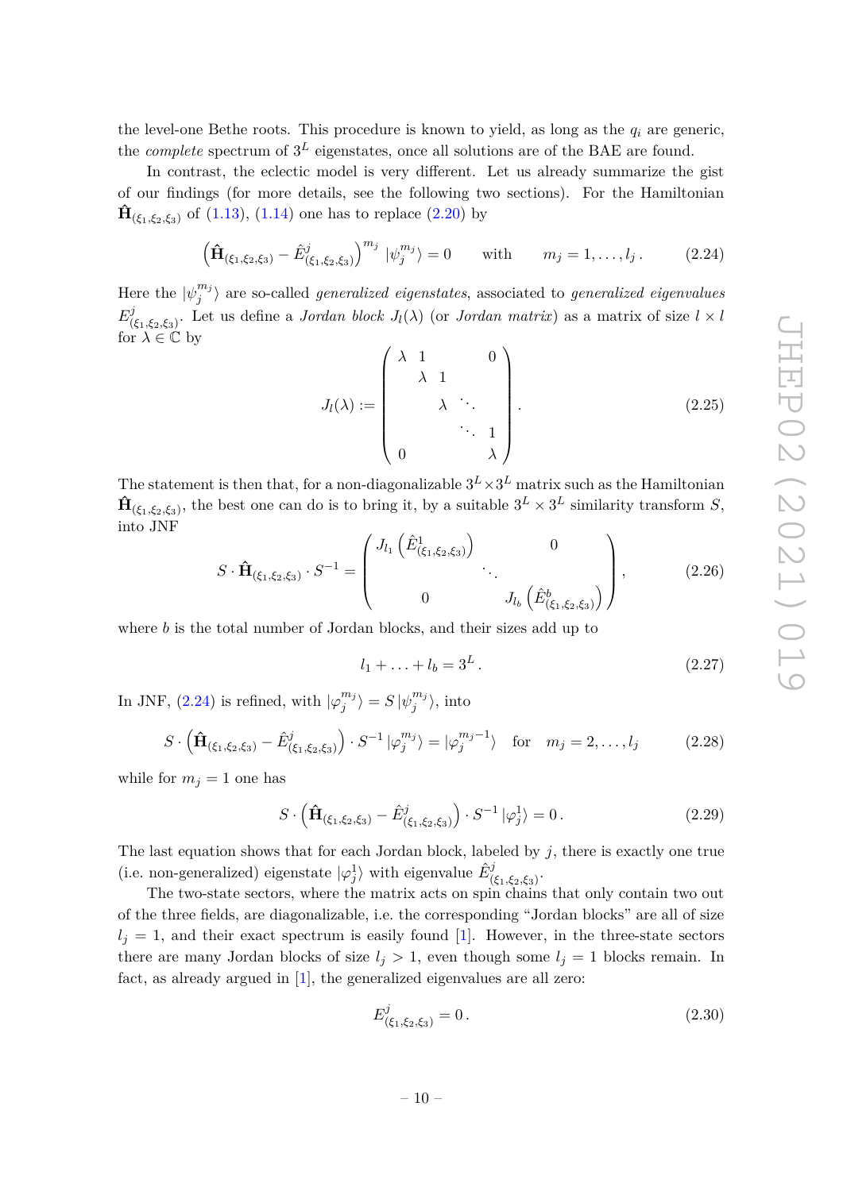the level-one Bethe roots. This procedure is known to yield, as long as the $q_i$ are generic, the *complete* spectrum of $3^L$ eigenstates, once all solutions are of the BAE are found.

In contrast, the eclectic model is very different. Let us already summarize the gist of our findings (for more details, see the following two sections). For the Hamiltonian $\hat{\mathbf{H}}_{(\xi_1,\xi_2,\xi_3)}$ of (1.13), (1.14) one has to replace (2.20) by

$$\left(\hat{\mathbf{H}}_{(\xi_1,\xi_2,\xi_3)} - \hat{E}^j_{(\xi_1,\xi_2,\xi_3)}\right)^{m_j} |\psi_j^{m_j}\rangle = 0 \qquad \text{with} \qquad m_j = 1,\ldots,l_j\,. \tag{2.24}$$

Here the $|\psi_j^{m_j}\rangle$ are so-called *generalized eigenstates*, associated to *generalized eigenvalues* $E^j_{(\xi_1,\xi_2,\xi_3)}$. Let us define a *Jordan block* $J_l(\lambda)$ (or *Jordan matrix*) as a matrix of size $l \times l$ for $\lambda \in \mathbb{C}$ by

$$J_l(\lambda) := \begin{pmatrix} \lambda & 1 & & & 0 \\ & \lambda & 1 & & \\ & & \lambda & \ddots & \\ & & & \ddots & 1 \\ 0 & & & & \lambda \end{pmatrix}. \tag{2.25}$$

The statement is then that, for a non-diagonalizable $3^L \times 3^L$ matrix such as the Hamiltonian $\hat{\mathbf{H}}_{(\xi_1,\xi_2,\xi_3)}$, the best one can do is to bring it, by a suitable $3^L \times 3^L$ similarity transform $S$, into JNF

$$S \cdot \hat{\mathbf{H}}_{(\xi_1,\xi_2,\xi_3)} \cdot S^{-1} = \begin{pmatrix} J_{l_1}\left(\hat{E}^1_{(\xi_1,\xi_2,\xi_3)}\right) & & 0 \\ & \ddots & \\ 0 & & J_{l_b}\left(\hat{E}^b_{(\xi_1,\xi_2,\xi_3)}\right) \end{pmatrix}, \tag{2.26}$$

where $b$ is the total number of Jordan blocks, and their sizes add up to

$$l_1 + \ldots + l_b = 3^L\,. \tag{2.27}$$

In JNF, (2.24) is refined, with $|\varphi_j^{m_j}\rangle = S\,|\psi_j^{m_j}\rangle$, into

$$S \cdot \left(\hat{\mathbf{H}}_{(\xi_1,\xi_2,\xi_3)} - \hat{E}^j_{(\xi_1,\xi_2,\xi_3)}\right) \cdot S^{-1}\,|\varphi_j^{m_j}\rangle = |\varphi_j^{m_j-1}\rangle \quad \text{for} \quad m_j = 2,\ldots,l_j \tag{2.28}$$

while for $m_j = 1$ one has

$$S \cdot \left(\hat{\mathbf{H}}_{(\xi_1,\xi_2,\xi_3)} - \hat{E}^j_{(\xi_1,\xi_2,\xi_3)}\right) \cdot S^{-1}\,|\varphi_j^1\rangle = 0\,. \tag{2.29}$$

The last equation shows that for each Jordan block, labeled by $j$, there is exactly one true (i.e. non-generalized) eigenstate $|\varphi_j^1\rangle$ with eigenvalue $\hat{E}^j_{(\xi_1,\xi_2,\xi_3)}$.

The two-state sectors, where the matrix acts on spin chains that only contain two out of the three fields, are diagonalizable, i.e. the corresponding "Jordan blocks" are all of size $l_j = 1$, and their exact spectrum is easily found [1]. However, in the three-state sectors there are many Jordan blocks of size $l_j > 1$, even though some $l_j = 1$ blocks remain. In fact, as already argued in [1], the generalized eigenvalues are all zero:

$$E^j_{(\xi_1,\xi_2,\xi_3)} = 0\,. \tag{2.30}$$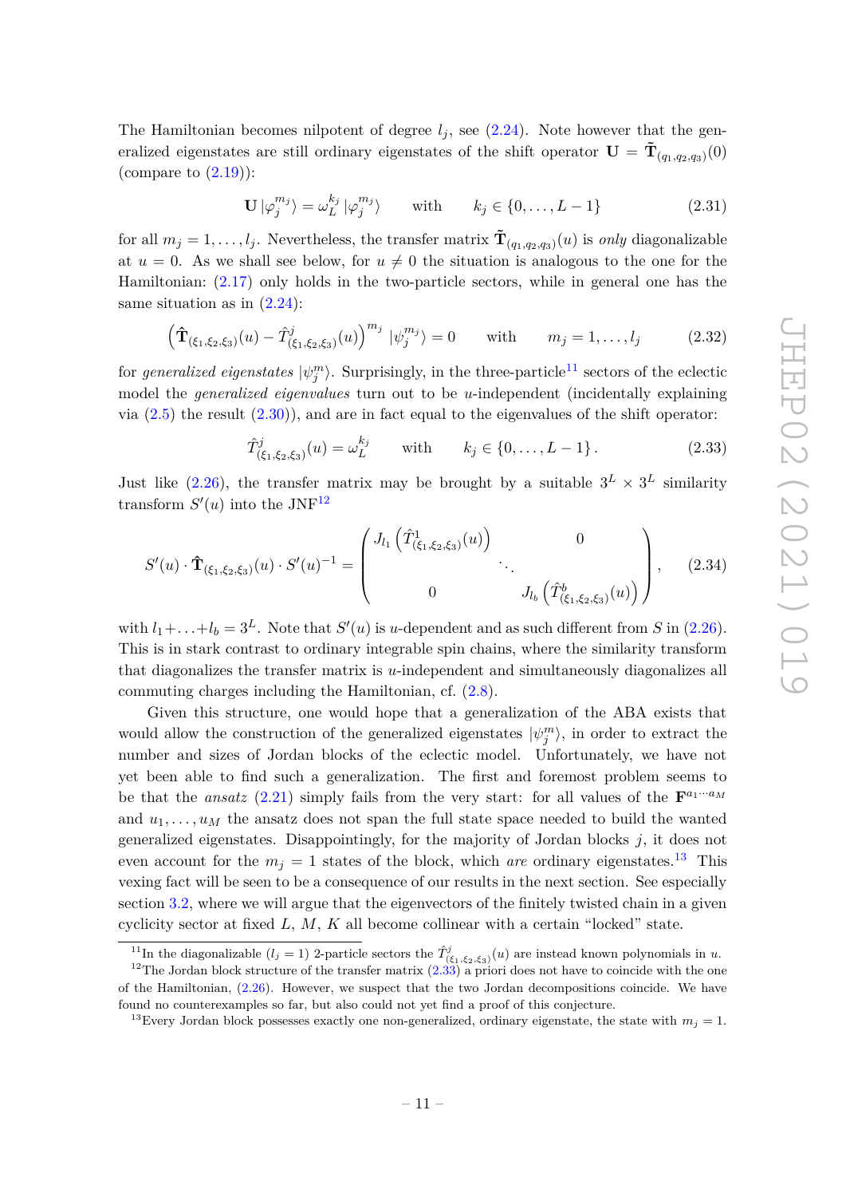The Hamiltonian becomes nilpotent of degree $l_j$, see (2.24). Note however that the generalized eigenstates are still ordinary eigenstates of the shift operator $\mathbf{U} = \tilde{\mathbf{T}}_{(q_1,q_2,q_3)}(0)$ (compare to (2.19)):

$$\mathbf{U} \, |\varphi_j^{m_j}\rangle = \omega_L^{k_j} \, |\varphi_j^{m_j}\rangle \qquad \text{with} \qquad k_j \in \{0, \ldots, L-1\} \tag{2.31}$$

for all $m_j = 1, \ldots, l_j$. Nevertheless, the transfer matrix $\tilde{\mathbf{T}}_{(q_1,q_2,q_3)}(u)$ is *only* diagonalizable at $u = 0$. As we shall see below, for $u \neq 0$ the situation is analogous to the one for the Hamiltonian: (2.17) only holds in the two-particle sectors, while in general one has the same situation as in (2.24):

$$\left( \hat{\mathbf{T}}_{(\xi_1,\xi_2,\xi_3)}(u) - \hat{T}^j_{(\xi_1,\xi_2,\xi_3)}(u) \right)^{m_j} |\psi_j^{m_j}\rangle = 0 \qquad \text{with} \qquad m_j = 1, \ldots, l_j \tag{2.32}$$

for *generalized eigenstates* $|\psi_j^m\rangle$. Surprisingly, in the three-particle[11] sectors of the eclectic model the *generalized eigenvalues* turn out to be $u$-independent (incidentally explaining via (2.5) the result (2.30)), and are in fact equal to the eigenvalues of the shift operator:

$$\hat{T}^j_{(\xi_1,\xi_2,\xi_3)}(u) = \omega_L^{k_j} \qquad \text{with} \qquad k_j \in \{0, \ldots, L-1\} \, . \tag{2.33}$$

Just like (2.26), the transfer matrix may be brought by a suitable $3^L \times 3^L$ similarity transform $S'(u)$ into the JNF[12]

$$S'(u) \cdot \hat{\mathbf{T}}_{(\xi_1,\xi_2,\xi_3)}(u) \cdot S'(u)^{-1} = \begin{pmatrix} J_{l_1}\left(\hat{T}^1_{(\xi_1,\xi_2,\xi_3)}(u)\right) & & 0 \\ & \ddots & \\ 0 & & J_{l_b}\left(\hat{T}^b_{(\xi_1,\xi_2,\xi_3)}(u)\right) \end{pmatrix} , \tag{2.34}$$

with $l_1 + \ldots + l_b = 3^L$. Note that $S'(u)$ is $u$-dependent and as such different from $S$ in (2.26). This is in stark contrast to ordinary integrable spin chains, where the similarity transform that diagonalizes the transfer matrix is $u$-independent and simultaneously diagonalizes all commuting charges including the Hamiltonian, cf. (2.8).

Given this structure, one would hope that a generalization of the ABA exists that would allow the construction of the generalized eigenstates $|\psi_j^m\rangle$, in order to extract the number and sizes of Jordan blocks of the eclectic model. Unfortunately, we have not yet been able to find such a generalization. The first and foremost problem seems to be that the *ansatz* (2.21) simply fails from the very start: for all values of the $\mathbf{F}^{a_1 \cdots a_M}$ and $u_1, \ldots, u_M$ the ansatz does not span the full state space needed to build the wanted generalized eigenstates. Disappointingly, for the majority of Jordan blocks $j$, it does not even account for the $m_j = 1$ states of the block, which *are* ordinary eigenstates.[13] This vexing fact will be seen to be a consequence of our results in the next section. See especially section 3.2, where we will argue that the eigenvectors of the finitely twisted chain in a given cyclicity sector at fixed $L$, $M$, $K$ all become collinear with a certain "locked" state.

---

[11] In the diagonalizable ($l_j = 1$) 2-particle sectors the $\hat{T}^j_{(\xi_1,\xi_2,\xi_3)}(u)$ are instead known polynomials in $u$.

[12] The Jordan block structure of the transfer matrix (2.33) a priori does not have to coincide with the one of the Hamiltonian, (2.26). However, we suspect that the two Jordan decompositions coincide. We have found no counterexamples so far, but also could not yet find a proof of this conjecture.

[13] Every Jordan block possesses exactly one non-generalized, ordinary eigenstate, the state with $m_j = 1$.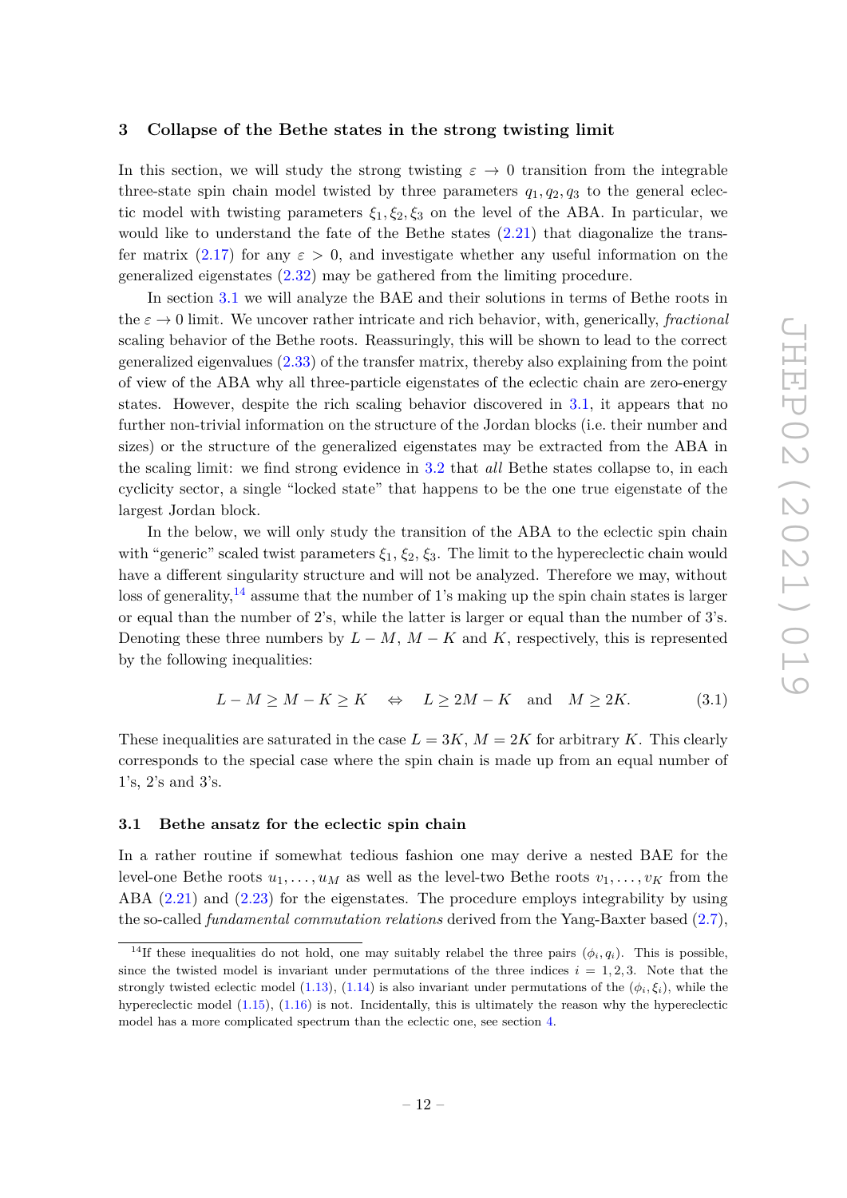## 3 Collapse of the Bethe states in the strong twisting limit

In this section, we will study the strong twisting $\varepsilon \to 0$ transition from the integrable three-state spin chain model twisted by three parameters $q_1, q_2, q_3$ to the general eclectic model with twisting parameters $\xi_1, \xi_2, \xi_3$ on the level of the ABA. In particular, we would like to understand the fate of the Bethe states (2.21) that diagonalize the transfer matrix (2.17) for any $\varepsilon > 0$, and investigate whether any useful information on the generalized eigenstates (2.32) may be gathered from the limiting procedure.

In section 3.1 we will analyze the BAE and their solutions in terms of Bethe roots in the $\varepsilon \to 0$ limit. We uncover rather intricate and rich behavior, with, generically, *fractional* scaling behavior of the Bethe roots. Reassuringly, this will be shown to lead to the correct generalized eigenvalues (2.33) of the transfer matrix, thereby also explaining from the point of view of the ABA why all three-particle eigenstates of the eclectic chain are zero-energy states. However, despite the rich scaling behavior discovered in 3.1, it appears that no further non-trivial information on the structure of the Jordan blocks (i.e. their number and sizes) or the structure of the generalized eigenstates may be extracted from the ABA in the scaling limit: we find strong evidence in 3.2 that *all* Bethe states collapse to, in each cyclicity sector, a single "locked state" that happens to be the one true eigenstate of the largest Jordan block.

In the below, we will only study the transition of the ABA to the eclectic spin chain with "generic" scaled twist parameters $\xi_1$, $\xi_2$, $\xi_3$. The limit to the hypereclectic chain would have a different singularity structure and will not be analyzed. Therefore we may, without loss of generality,[14] assume that the number of 1's making up the spin chain states is larger or equal than the number of 2's, while the latter is larger or equal than the number of 3's. Denoting these three numbers by $L - M$, $M - K$ and $K$, respectively, this is represented by the following inequalities:

$$L - M \geq M - K \geq K \quad \Leftrightarrow \quad L \geq 2M - K \quad \text{and} \quad M \geq 2K. \tag{3.1}$$

These inequalities are saturated in the case $L = 3K$, $M = 2K$ for arbitrary $K$. This clearly corresponds to the special case where the spin chain is made up from an equal number of 1's, 2's and 3's.

### 3.1 Bethe ansatz for the eclectic spin chain

In a rather routine if somewhat tedious fashion one may derive a nested BAE for the level-one Bethe roots $u_1, \ldots, u_M$ as well as the level-two Bethe roots $v_1, \ldots, v_K$ from the ABA (2.21) and (2.23) for the eigenstates. The procedure employs integrability by using the so-called *fundamental commutation relations* derived from the Yang-Baxter based (2.7),

[14] If these inequalities do not hold, one may suitably relabel the three pairs $(\phi_i, q_i)$. This is possible, since the twisted model is invariant under permutations of the three indices $i = 1, 2, 3$. Note that the strongly twisted eclectic model (1.13), (1.14) is also invariant under permutations of the $(\phi_i, \xi_i)$, while the hypereclectic model (1.15), (1.16) is not. Incidentally, this is ultimately the reason why the hypereclectic model has a more complicated spectrum than the eclectic one, see section 4.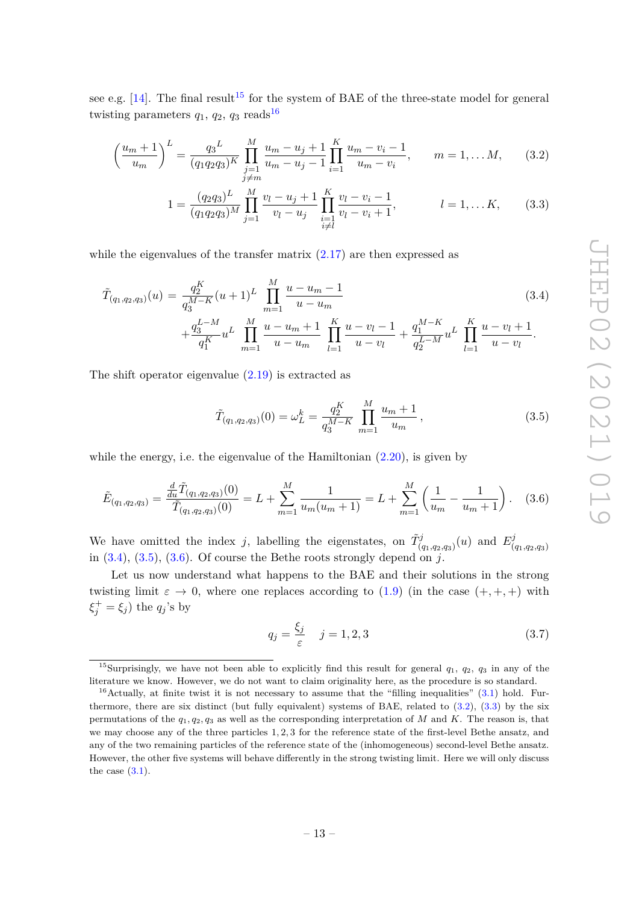see e.g. [14]. The final result[15] for the system of BAE of the three-state model for general twisting parameters $q_1$, $q_2$, $q_3$ reads[16]

$$\left(\frac{u_m+1}{u_m}\right)^L = \frac{{q_3}^L}{(q_1q_2q_3)^K}\prod_{\substack{j=1\\j\neq m}}^{M}\frac{u_m-u_j+1}{u_m-u_j-1}\prod_{i=1}^{K}\frac{u_m-v_i-1}{u_m-v_i}, \qquad m=1,\dots M, \tag{3.2}$$

$$1 = \frac{(q_2q_3)^L}{(q_1q_2q_3)^M}\prod_{j=1}^{M}\frac{v_l-u_j+1}{v_l-u_j}\prod_{\substack{i=1\\i\neq l}}^{K}\frac{v_l-v_i-1}{v_l-v_i+1}, \qquad l=1,\dots K, \tag{3.3}$$

while the eigenvalues of the transfer matrix (2.17) are then expressed as

$$\begin{aligned}\tilde{T}_{(q_1,q_2,q_3)}(u) \;=\; &\frac{q_2^K}{q_3^{M-K}}(u+1)^L\prod_{m=1}^{M}\frac{u-u_m-1}{u-u_m} \\ &+\frac{q_3^{L-M}}{q_1^K}u^L\prod_{m=1}^{M}\frac{u-u_m+1}{u-u_m}\prod_{l=1}^{K}\frac{u-v_l-1}{u-v_l}+\frac{q_1^{M-K}}{q_2^{L-M}}u^L\prod_{l=1}^{K}\frac{u-v_l+1}{u-v_l}.\end{aligned} \tag{3.4}$$

The shift operator eigenvalue (2.19) is extracted as

$$\tilde{T}_{(q_1,q_2,q_3)}(0) = \omega_L^k = \frac{q_2^K}{q_3^{M-K}}\prod_{m=1}^{M}\frac{u_m+1}{u_m}\,, \tag{3.5}$$

while the energy, i.e. the eigenvalue of the Hamiltonian (2.20), is given by

$$\tilde{E}_{(q_1,q_2,q_3)} = \frac{\frac{d}{du}\tilde{T}_{(q_1,q_2,q_3)}(0)}{\tilde{T}_{(q_1,q_2,q_3)}(0)} = L+\sum_{m=1}^{M}\frac{1}{u_m(u_m+1)} = L+\sum_{m=1}^{M}\left(\frac{1}{u_m}-\frac{1}{u_m+1}\right). \tag{3.6}$$

We have omitted the index $j$, labelling the eigenstates, on $\tilde{T}^j_{(q_1,q_2,q_3)}(u)$ and $E^j_{(q_1,q_2,q_3)}$ in (3.4), (3.5), (3.6). Of course the Bethe roots strongly depend on $j$.

Let us now understand what happens to the BAE and their solutions in the strong twisting limit $\varepsilon\to 0$, where one replaces according to (1.9) (in the case $(+,+,+)$ with $\xi_j^+=\xi_j$) the $q_j$'s by

$$q_j = \frac{\xi_j}{\varepsilon} \quad j=1,2,3 \tag{3.7}$$

[15] Surprisingly, we have not been able to explicitly find this result for general $q_1$, $q_2$, $q_3$ in any of the literature we know. However, we do not want to claim originality here, as the procedure is so standard.

[16] Actually, at finite twist it is not necessary to assume that the "filling inequalities" (3.1) hold. Furthermore, there are six distinct (but fully equivalent) systems of BAE, related to (3.2), (3.3) by the six permutations of the $q_1, q_2, q_3$ as well as the corresponding interpretation of $M$ and $K$. The reason is, that we may choose any of the three particles $1, 2, 3$ for the reference state of the first-level Bethe ansatz, and any of the two remaining particles of the reference state of the (inhomogeneous) second-level Bethe ansatz. However, the other five systems will behave differently in the strong twisting limit. Here we will only discuss the case (3.1).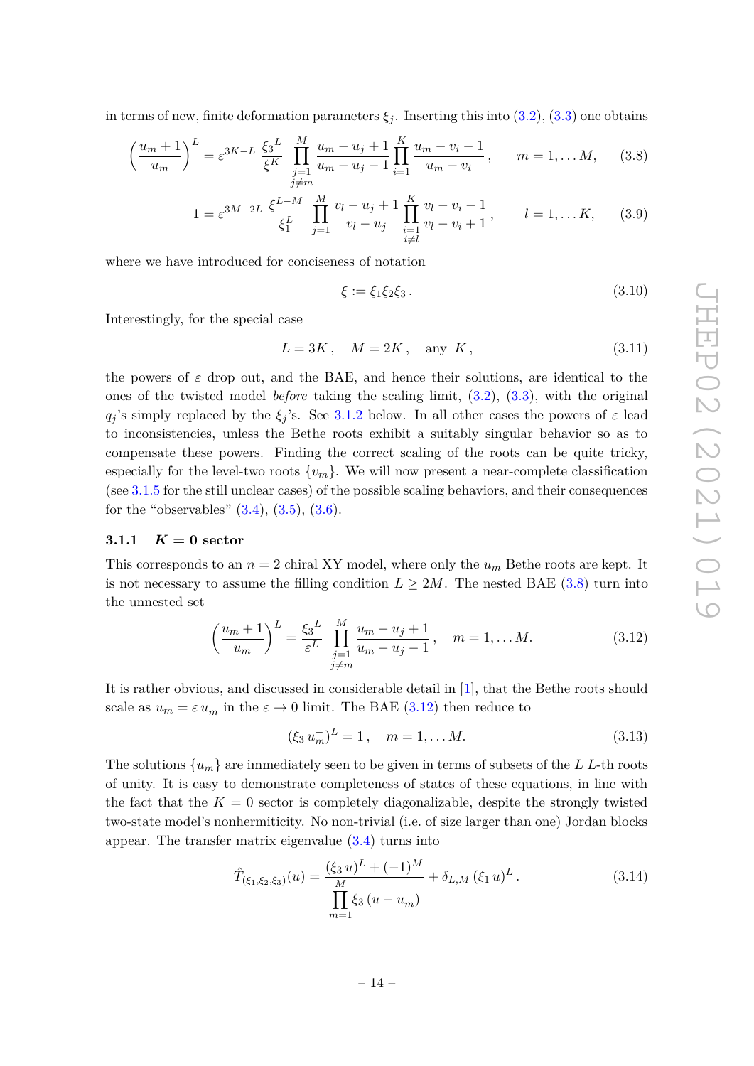in terms of new, finite deformation parameters $\xi_j$. Inserting this into (3.2), (3.3) one obtains

$$\left(\frac{u_m+1}{u_m}\right)^L = \varepsilon^{3K-L}\,\frac{\xi_3{}^L}{\xi^K}\,\prod_{\substack{j=1\\ j\neq m}}^{M}\frac{u_m-u_j+1}{u_m-u_j-1}\prod_{i=1}^{K}\frac{u_m-v_i-1}{u_m-v_i}\,,\qquad m=1,\dots M, \tag{3.8}$$

$$1 = \varepsilon^{3M-2L}\,\frac{\xi^{L-M}}{\xi_1^L}\,\prod_{j=1}^{M}\frac{v_l-u_j+1}{v_l-u_j}\prod_{\substack{i=1\\ i\neq l}}^{K}\frac{v_l-v_i-1}{v_l-v_i+1}\,,\qquad l=1,\dots K, \tag{3.9}$$

where we have introduced for conciseness of notation

$$\xi := \xi_1\xi_2\xi_3\,. \tag{3.10}$$

Interestingly, for the special case

$$L=3K\,,\quad M=2K\,,\quad \text{any } K\,, \tag{3.11}$$

the powers of $\varepsilon$ drop out, and the BAE, and hence their solutions, are identical to the ones of the twisted model *before* taking the scaling limit, (3.2), (3.3), with the original $q_j$'s simply replaced by the $\xi_j$'s. See 3.1.2 below. In all other cases the powers of $\varepsilon$ lead to inconsistencies, unless the Bethe roots exhibit a suitably singular behavior so as to compensate these powers. Finding the correct scaling of the roots can be quite tricky, especially for the level-two roots $\{v_m\}$. We will now present a near-complete classification (see 3.1.5 for the still unclear cases) of the possible scaling behaviors, and their consequences for the "observables" (3.4), (3.5), (3.6).

### 3.1.1 $K = 0$ sector

This corresponds to an $n=2$ chiral XY model, where only the $u_m$ Bethe roots are kept. It is not necessary to assume the filling condition $L \geq 2M$. The nested BAE (3.8) turn into the unnested set

$$\left(\frac{u_m+1}{u_m}\right)^L = \frac{\xi_3{}^L}{\varepsilon^L}\,\prod_{\substack{j=1\\ j\neq m}}^{M}\frac{u_m-u_j+1}{u_m-u_j-1}\,,\quad m=1,\dots M. \tag{3.12}$$

It is rather obvious, and discussed in considerable detail in [1], that the Bethe roots should scale as $u_m=\varepsilon\,u_m^-$ in the $\varepsilon\to 0$ limit. The BAE (3.12) then reduce to

$$(\xi_3\,u_m^-)^L = 1\,,\quad m=1,\dots M. \tag{3.13}$$

The solutions $\{u_m\}$ are immediately seen to be given in terms of subsets of the $L$ $L$-th roots of unity. It is easy to demonstrate completeness of states of these equations, in line with the fact that the $K=0$ sector is completely diagonalizable, despite the strongly twisted two-state model's nonhermiticity. No non-trivial (i.e. of size larger than one) Jordan blocks appear. The transfer matrix eigenvalue (3.4) turns into

$$\hat{T}_{(\xi_1,\xi_2,\xi_3)}(u) = \frac{(\xi_3\,u)^L+(-1)^M}{\prod\limits_{m=1}^{M}\xi_3\,(u-u_m^-)} + \delta_{L,M}\,(\xi_1\,u)^L\,. \tag{3.14}$$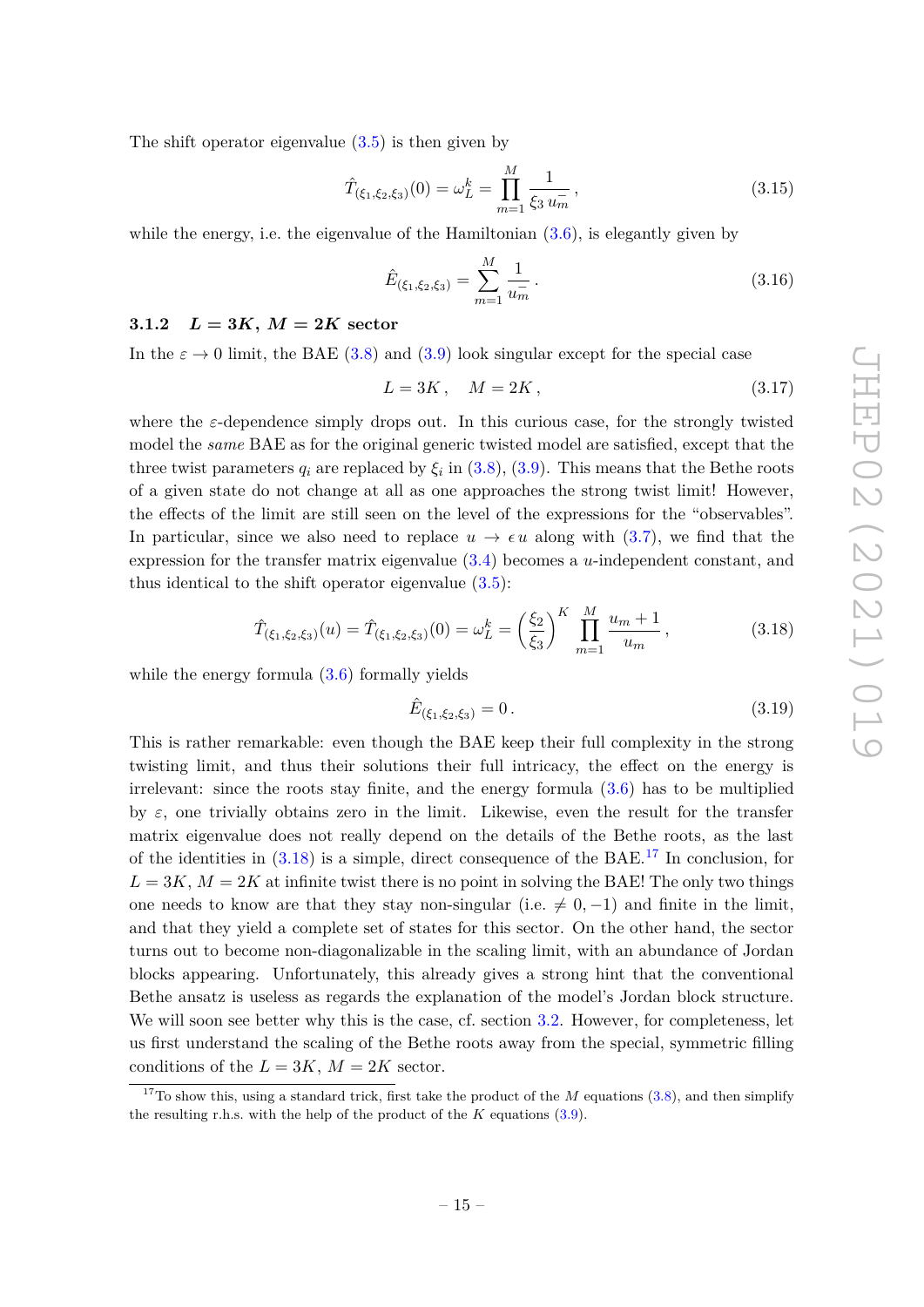The shift operator eigenvalue (3.5) is then given by

$$\hat{T}_{(\xi_1,\xi_2,\xi_3)}(0) = \omega_L^k = \prod_{m=1}^{M} \frac{1}{\xi_3\, u_m} \,, \tag{3.15}$$

while the energy, i.e. the eigenvalue of the Hamiltonian (3.6), is elegantly given by

$$\hat{E}_{(\xi_1,\xi_2,\xi_3)} = \sum_{m=1}^{M} \frac{1}{u_m} \,. \tag{3.16}$$

### 3.1.2 $L = 3K$, $M = 2K$ sector

In the $\varepsilon \to 0$ limit, the BAE (3.8) and (3.9) look singular except for the special case

$$L = 3K \,, \quad M = 2K \,, \tag{3.17}$$

where the $\varepsilon$-dependence simply drops out. In this curious case, for the strongly twisted model the *same* BAE as for the original generic twisted model are satisfied, except that the three twist parameters $q_i$ are replaced by $\xi_i$ in (3.8), (3.9). This means that the Bethe roots of a given state do not change at all as one approaches the strong twist limit! However, the effects of the limit are still seen on the level of the expressions for the "observables". In particular, since we also need to replace $u \to \epsilon\, u$ along with (3.7), we find that the expression for the transfer matrix eigenvalue (3.4) becomes a $u$-independent constant, and thus identical to the shift operator eigenvalue (3.5):

$$\hat{T}_{(\xi_1,\xi_2,\xi_3)}(u) = \hat{T}_{(\xi_1,\xi_2,\xi_3)}(0) = \omega_L^k = \left(\frac{\xi_2}{\xi_3}\right)^K \prod_{m=1}^{M} \frac{u_m + 1}{u_m} \,, \tag{3.18}$$

while the energy formula (3.6) formally yields

$$\hat{E}_{(\xi_1,\xi_2,\xi_3)} = 0 \,. \tag{3.19}$$

This is rather remarkable: even though the BAE keep their full complexity in the strong twisting limit, and thus their solutions their full intricacy, the effect on the energy is irrelevant: since the roots stay finite, and the energy formula (3.6) has to be multiplied by $\varepsilon$, one trivially obtains zero in the limit. Likewise, even the result for the transfer matrix eigenvalue does not really depend on the details of the Bethe roots, as the last of the identities in (3.18) is a simple, direct consequence of the BAE.[17] In conclusion, for $L = 3K$, $M = 2K$ at infinite twist there is no point in solving the BAE! The only two things one needs to know are that they stay non-singular (i.e. $\neq 0, -1$) and finite in the limit, and that they yield a complete set of states for this sector. On the other hand, the sector turns out to become non-diagonalizable in the scaling limit, with an abundance of Jordan blocks appearing. Unfortunately, this already gives a strong hint that the conventional Bethe ansatz is useless as regards the explanation of the model's Jordan block structure. We will soon see better why this is the case, cf. section 3.2. However, for completeness, let us first understand the scaling of the Bethe roots away from the special, symmetric filling conditions of the $L = 3K$, $M = 2K$ sector.

[17] To show this, using a standard trick, first take the product of the $M$ equations (3.8), and then simplify the resulting r.h.s. with the help of the product of the $K$ equations (3.9).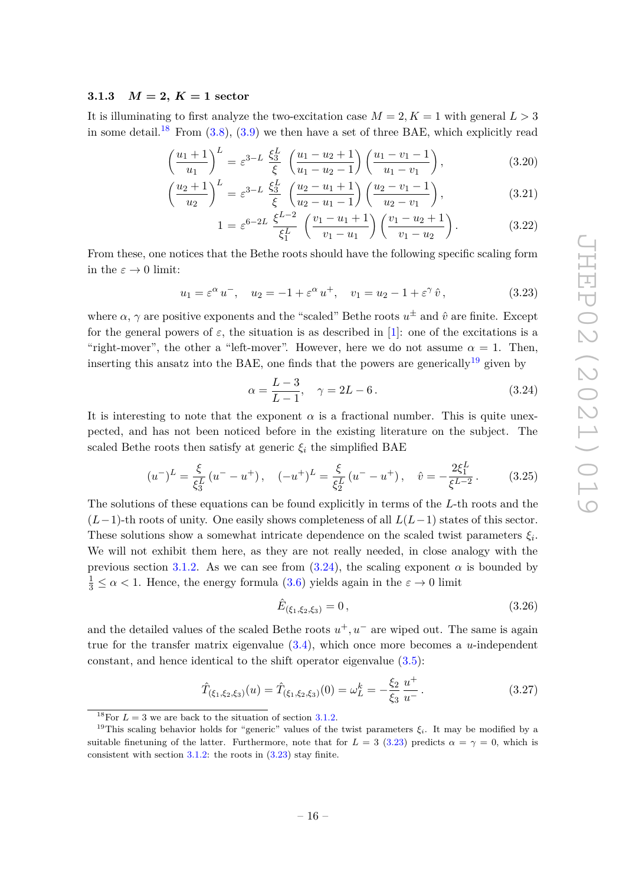### 3.1.3 $M = 2$, $K = 1$ sector

It is illuminating to first analyze the two-excitation case $M = 2, K = 1$ with general $L > 3$ in some detail.[18] From (3.8), (3.9) we then have a set of three BAE, which explicitly read

$$\left(\frac{u_1+1}{u_1}\right)^L = \varepsilon^{3-L}\,\frac{\xi_3^L}{\xi}\,\left(\frac{u_1-u_2+1}{u_1-u_2-1}\right)\left(\frac{u_1-v_1-1}{u_1-v_1}\right), \tag{3.20}$$

$$\left(\frac{u_2+1}{u_2}\right)^L = \varepsilon^{3-L}\,\frac{\xi_3^L}{\xi}\,\left(\frac{u_2-u_1+1}{u_2-u_1-1}\right)\left(\frac{u_2-v_1-1}{u_2-v_1}\right), \tag{3.21}$$

$$1 = \varepsilon^{6-2L}\,\frac{\xi^{L-2}}{\xi_1^L}\,\left(\frac{v_1-u_1+1}{v_1-u_1}\right)\left(\frac{v_1-u_2+1}{v_1-u_2}\right). \tag{3.22}$$

From these, one notices that the Bethe roots should have the following specific scaling form in the $\varepsilon \to 0$ limit:

$$u_1 = \varepsilon^{\alpha}\, u^-, \quad u_2 = -1+\varepsilon^{\alpha}\, u^+, \quad v_1 = u_2 - 1 + \varepsilon^{\gamma}\,\hat{v}\,, \tag{3.23}$$

where $\alpha$, $\gamma$ are positive exponents and the "scaled" Bethe roots $u^{\pm}$ and $\hat{v}$ are finite. Except for the general powers of $\varepsilon$, the situation is as described in [1]: one of the excitations is a "right-mover", the other a "left-mover". However, here we do not assume $\alpha = 1$. Then, inserting this ansatz into the BAE, one finds that the powers are generically[19] given by

$$\alpha = \frac{L-3}{L-1}, \quad \gamma = 2L-6\,. \tag{3.24}$$

It is interesting to note that the exponent $\alpha$ is a fractional number. This is quite unexpected, and has not been noticed before in the existing literature on the subject. The scaled Bethe roots then satisfy at generic $\xi_i$ the simplified BAE

$$(u^-)^L = \frac{\xi}{\xi_3^L}\,(u^- - u^+)\,, \quad (-u^+)^L = \frac{\xi}{\xi_2^L}\,(u^- - u^+)\,, \quad \hat{v} = -\frac{2\xi_1^L}{\xi^{L-2}}\,. \tag{3.25}$$

The solutions of these equations can be found explicitly in terms of the $L$-th roots and the $(L-1)$-th roots of unity. One easily shows completeness of all $L(L-1)$ states of this sector. These solutions show a somewhat intricate dependence on the scaled twist parameters $\xi_i$. We will not exhibit them here, as they are not really needed, in close analogy with the previous section 3.1.2. As we can see from (3.24), the scaling exponent $\alpha$ is bounded by $\frac{1}{3} \leq \alpha < 1$. Hence, the energy formula (3.6) yields again in the $\varepsilon \to 0$ limit

$$\hat{E}_{(\xi_1,\xi_2,\xi_3)} = 0\,, \tag{3.26}$$

and the detailed values of the scaled Bethe roots $u^+, u^-$ are wiped out. The same is again true for the transfer matrix eigenvalue (3.4), which once more becomes a $u$-independent constant, and hence identical to the shift operator eigenvalue (3.5):

$$\hat{T}_{(\xi_1,\xi_2,\xi_3)}(u) = \hat{T}_{(\xi_1,\xi_2,\xi_3)}(0) = \omega_L^k = -\frac{\xi_2}{\xi_3}\,\frac{u^+}{u^-}\,. \tag{3.27}$$

---

[18] For $L = 3$ we are back to the situation of section 3.1.2.

[19] This scaling behavior holds for "generic" values of the twist parameters $\xi_i$. It may be modified by a suitable finetuning of the latter. Furthermore, note that for $L = 3$ (3.23) predicts $\alpha = \gamma = 0$, which is consistent with section 3.1.2: the roots in (3.23) stay finite.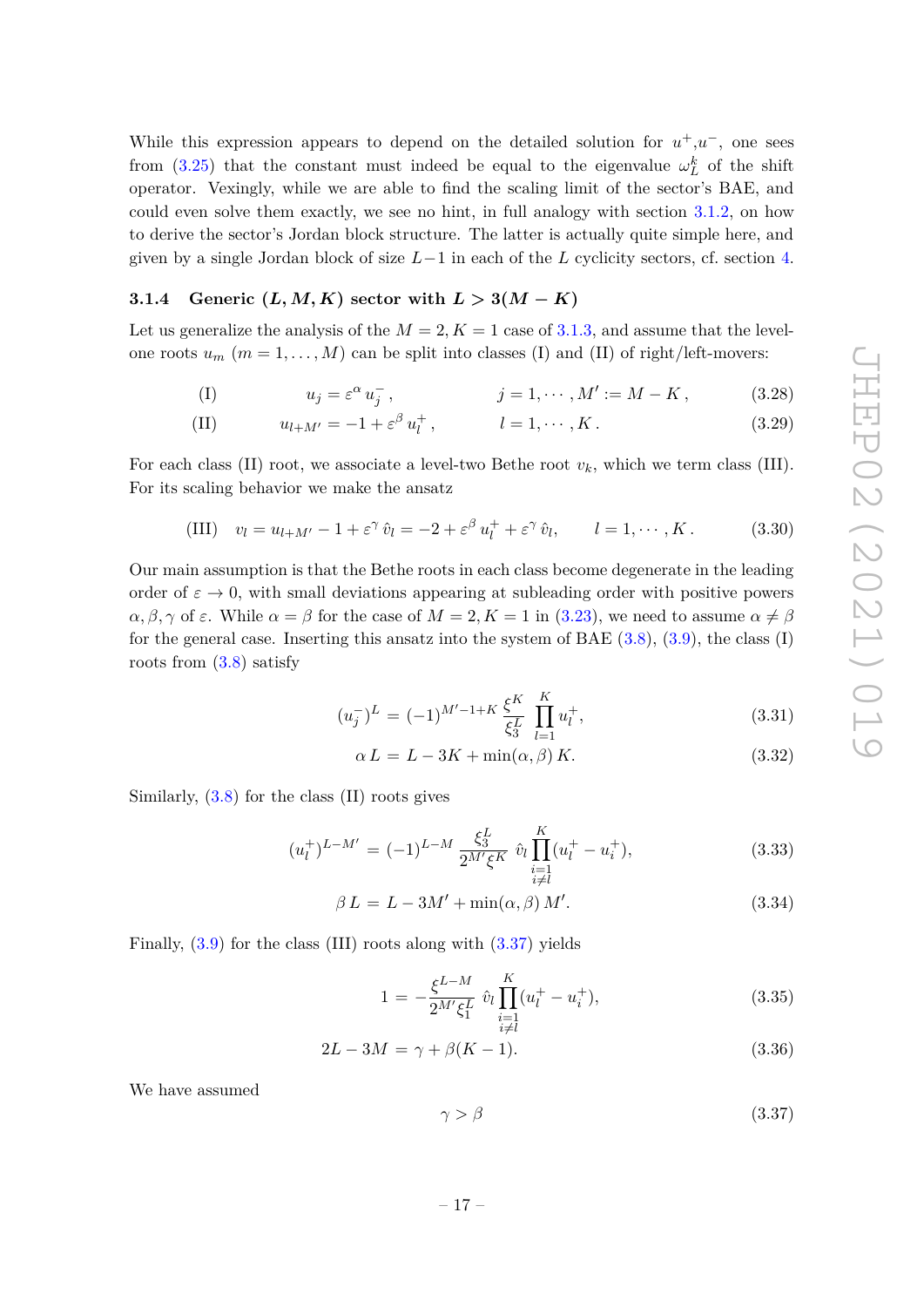While this expression appears to depend on the detailed solution for $u^+$,$u^-$, one sees from (3.25) that the constant must indeed be equal to the eigenvalue $\omega_L^k$ of the shift operator. Vexingly, while we are able to find the scaling limit of the sector's BAE, and could even solve them exactly, we see no hint, in full analogy with section 3.1.2, on how to derive the sector's Jordan block structure. The latter is actually quite simple here, and given by a single Jordan block of size $L-1$ in each of the $L$ cyclicity sectors, cf. section 4.

### 3.1.4 Generic $(L, M, K)$ sector with $L > 3(M - K)$

Let us generalize the analysis of the $M = 2, K = 1$ case of 3.1.3, and assume that the level-one roots $u_m$ $(m = 1, \ldots, M)$ can be split into classes (I) and (II) of right/left-movers:

$$\text{(I)} \qquad u_j = \varepsilon^\alpha\, u_j^- \,, \qquad\qquad j = 1, \cdots, M' := M - K\,, \tag{3.28}$$

$$\text{(II)} \qquad u_{l+M'} = -1 + \varepsilon^\beta\, u_l^+ \,, \qquad\qquad l = 1, \cdots, K\,. \tag{3.29}$$

For each class (II) root, we associate a level-two Bethe root $v_k$, which we term class (III). For its scaling behavior we make the ansatz

$$\text{(III)} \quad v_l = u_{l+M'} - 1 + \varepsilon^\gamma\, \hat{v}_l = -2 + \varepsilon^\beta\, u_l^+ + \varepsilon^\gamma\, \hat{v}_l, \qquad l = 1, \cdots, K\,. \tag{3.30}$$

Our main assumption is that the Bethe roots in each class become degenerate in the leading order of $\varepsilon \to 0$, with small deviations appearing at subleading order with positive powers $\alpha, \beta, \gamma$ of $\varepsilon$. While $\alpha = \beta$ for the case of $M = 2, K = 1$ in (3.23), we need to assume $\alpha \neq \beta$ for the general case. Inserting this ansatz into the system of BAE (3.8), (3.9), the class (I) roots from (3.8) satisfy

$$(u_j^-)^L = (-1)^{M'-1+K}\, \frac{\xi^K}{\xi_3^L} \prod_{l=1}^{K} u_l^+, \tag{3.31}$$

$$\alpha\, L = L - 3K + \min(\alpha, \beta)\, K. \tag{3.32}$$

Similarly, (3.8) for the class (II) roots gives

$$(u_l^+)^{L-M'} = (-1)^{L-M}\, \frac{\xi_3^L}{2^{M'}\xi^K}\, \hat{v}_l \prod_{\substack{i=1\\ i\neq l}}^{K} (u_l^+ - u_i^+), \tag{3.33}$$

$$\beta\, L = L - 3M' + \min(\alpha, \beta)\, M'. \tag{3.34}$$

Finally, (3.9) for the class (III) roots along with (3.37) yields

$$1 = -\frac{\xi^{L-M}}{2^{M'}\xi_1^L}\, \hat{v}_l \prod_{\substack{i=1\\ i\neq l}}^{K} (u_l^+ - u_i^+), \tag{3.35}$$

$$2L - 3M = \gamma + \beta(K - 1). \tag{3.36}$$

We have assumed

$$\gamma > \beta \tag{3.37}$$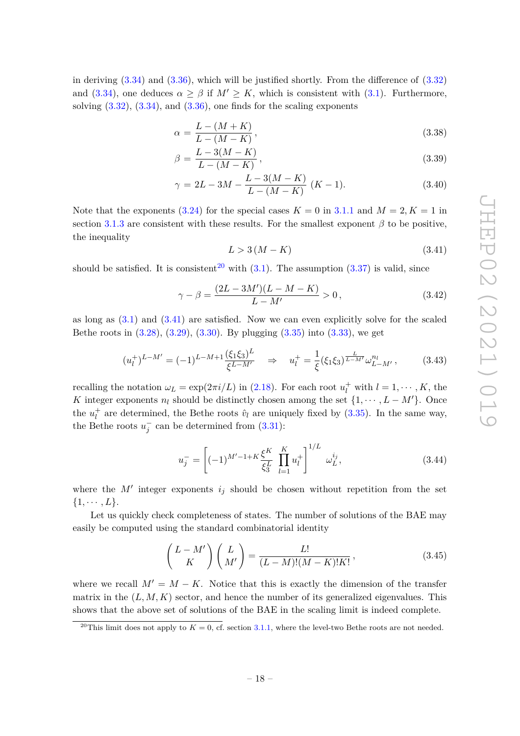in deriving (3.34) and (3.36), which will be justified shortly. From the difference of (3.32) and (3.34), one deduces $\alpha \geq \beta$ if $M' \geq K$, which is consistent with (3.1). Furthermore, solving (3.32), (3.34), and (3.36), one finds for the scaling exponents

$$\alpha = \frac{L-(M+K)}{L-(M-K)}\,, \tag{3.38}$$

$$\beta = \frac{L-3(M-K)}{L-(M-K)}\,, \tag{3.39}$$

$$\gamma = 2L-3M - \frac{L-3(M-K)}{L-(M-K)}\,(K-1). \tag{3.40}$$

Note that the exponents (3.24) for the special cases $K=0$ in 3.1.1 and $M=2, K=1$ in section 3.1.3 are consistent with these results. For the smallest exponent $\beta$ to be positive, the inequality

$$L > 3\,(M-K) \tag{3.41}$$

should be satisfied. It is consistent[20] with (3.1). The assumption (3.37) is valid, since

$$\gamma - \beta = \frac{(2L-3M')(L-M-K)}{L-M'} > 0\,, \tag{3.42}$$

as long as (3.1) and (3.41) are satisfied. Now we can even explicitly solve for the scaled Bethe roots in (3.28), (3.29), (3.30). By plugging (3.35) into (3.33), we get

$$(u_l^+)^{L-M'} = (-1)^{L-M+1}\frac{(\xi_1\xi_3)^L}{\xi^{L-M'}} \quad \Rightarrow \quad u_l^+ = \frac{1}{\xi}(\xi_1\xi_3)^{\frac{L}{L-M'}}\omega_{L-M'}^{n_l}\,, \tag{3.43}$$

recalling the notation $\omega_L = \exp(2\pi i/L)$ in (2.18). For each root $u_l^+$ with $l = 1,\cdots,K$, the $K$ integer exponents $n_l$ should be distinctly chosen among the set $\{1,\cdots,L-M'\}$. Once the $u_l^+$ are determined, the Bethe roots $\hat{v}_l$ are uniquely fixed by (3.35). In the same way, the Bethe roots $u_j^-$ can be determined from (3.31):

$$u_j^- = \left[(-1)^{M'-1+K}\frac{\xi^K}{\xi_3^L}\prod_{l=1}^{K}u_l^+\right]^{1/L}\omega_L^{i_j}, \tag{3.44}$$

where the $M'$ integer exponents $i_j$ should be chosen without repetition from the set $\{1,\cdots,L\}$.

Let us quickly check completeness of states. The number of solutions of the BAE may easily be computed using the standard combinatorial identity

$$\binom{L-M'}{K}\binom{L}{M'} = \frac{L!}{(L-M)!(M-K)!K!}\,, \tag{3.45}$$

where we recall $M' = M-K$. Notice that this is exactly the dimension of the transfer matrix in the $(L,M,K)$ sector, and hence the number of its generalized eigenvalues. This shows that the above set of solutions of the BAE in the scaling limit is indeed complete.

[20]This limit does not apply to $K=0$, cf. section 3.1.1, where the level-two Bethe roots are not needed.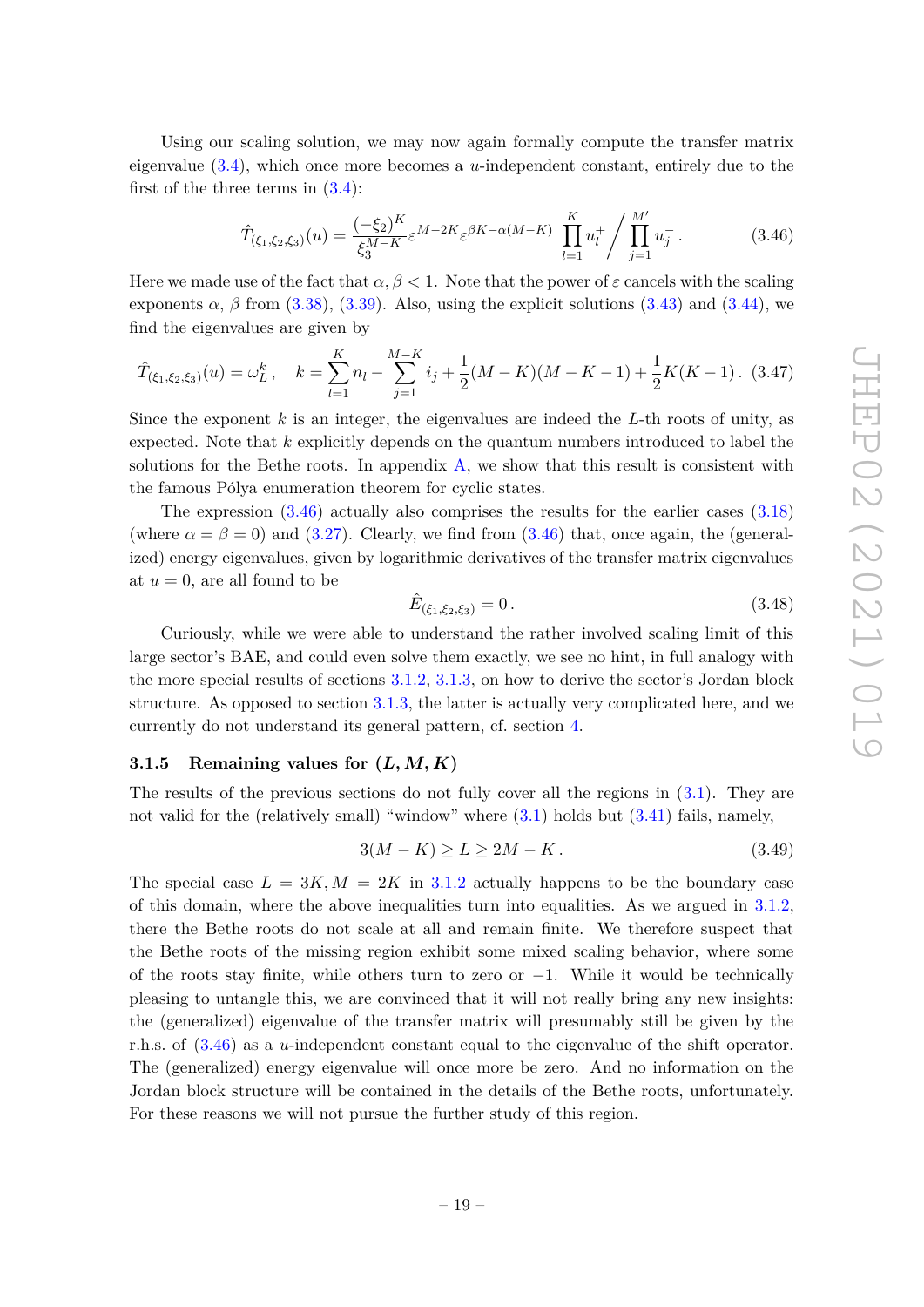Using our scaling solution, we may now again formally compute the transfer matrix eigenvalue (3.4), which once more becomes a $u$-independent constant, entirely due to the first of the three terms in (3.4):

$$\hat{T}_{(\xi_1,\xi_2,\xi_3)}(u) = \frac{(-\xi_2)^K}{\xi_3^{M-K}} \varepsilon^{M-2K} \varepsilon^{\beta K - \alpha(M-K)} \prod_{l=1}^{K} u_l^+ \Bigg/ \prod_{j=1}^{M'} u_j^- \,. \tag{3.46}$$

Here we made use of the fact that $\alpha, \beta < 1$. Note that the power of $\varepsilon$ cancels with the scaling exponents $\alpha$, $\beta$ from (3.38), (3.39). Also, using the explicit solutions (3.43) and (3.44), we find the eigenvalues are given by

$$\hat{T}_{(\xi_1,\xi_2,\xi_3)}(u) = \omega_L^k \,, \quad k = \sum_{l=1}^{K} n_l - \sum_{j=1}^{M-K} i_j + \frac{1}{2}(M-K)(M-K-1) + \frac{1}{2}K(K-1) \,. \tag{3.47}$$

Since the exponent $k$ is an integer, the eigenvalues are indeed the $L$-th roots of unity, as expected. Note that $k$ explicitly depends on the quantum numbers introduced to label the solutions for the Bethe roots. In appendix A, we show that this result is consistent with the famous Pólya enumeration theorem for cyclic states.

The expression (3.46) actually also comprises the results for the earlier cases (3.18) (where $\alpha = \beta = 0$) and (3.27). Clearly, we find from (3.46) that, once again, the (generalized) energy eigenvalues, given by logarithmic derivatives of the transfer matrix eigenvalues at $u = 0$, are all found to be

$$\hat{E}_{(\xi_1,\xi_2,\xi_3)} = 0 \,. \tag{3.48}$$

Curiously, while we were able to understand the rather involved scaling limit of this large sector's BAE, and could even solve them exactly, we see no hint, in full analogy with the more special results of sections 3.1.2, 3.1.3, on how to derive the sector's Jordan block structure. As opposed to section 3.1.3, the latter is actually very complicated here, and we currently do not understand its general pattern, cf. section 4.

### 3.1.5 Remaining values for $(L, M, K)$

The results of the previous sections do not fully cover all the regions in (3.1). They are not valid for the (relatively small) "window" where (3.1) holds but (3.41) fails, namely,

$$3(M-K) \geq L \geq 2M - K \,. \tag{3.49}$$

The special case $L = 3K, M = 2K$ in 3.1.2 actually happens to be the boundary case of this domain, where the above inequalities turn into equalities. As we argued in 3.1.2, there the Bethe roots do not scale at all and remain finite. We therefore suspect that the Bethe roots of the missing region exhibit some mixed scaling behavior, where some of the roots stay finite, while others turn to zero or $-1$. While it would be technically pleasing to untangle this, we are convinced that it will not really bring any new insights: the (generalized) eigenvalue of the transfer matrix will presumably still be given by the r.h.s. of (3.46) as a $u$-independent constant equal to the eigenvalue of the shift operator. The (generalized) energy eigenvalue will once more be zero. And no information on the Jordan block structure will be contained in the details of the Bethe roots, unfortunately. For these reasons we will not pursue the further study of this region.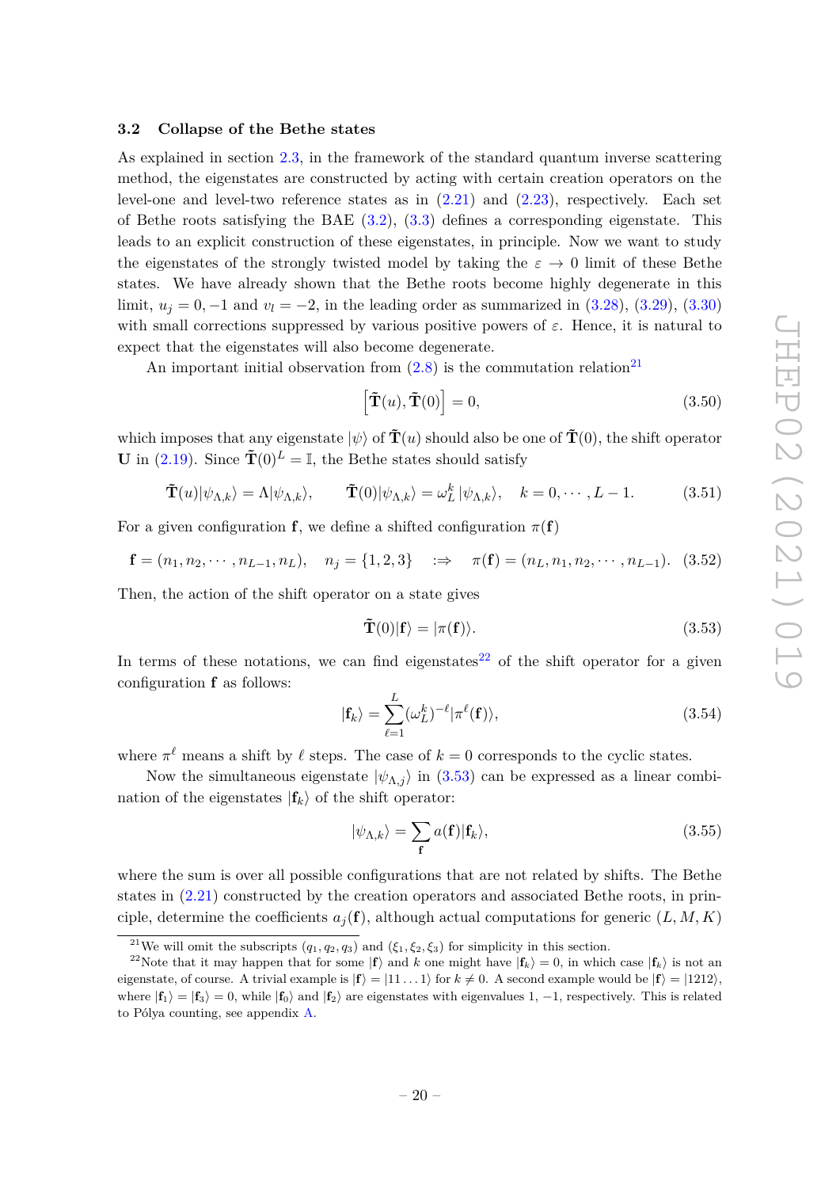### 3.2 Collapse of the Bethe states

As explained in section 2.3, in the framework of the standard quantum inverse scattering method, the eigenstates are constructed by acting with certain creation operators on the level-one and level-two reference states as in (2.21) and (2.23), respectively. Each set of Bethe roots satisfying the BAE (3.2), (3.3) defines a corresponding eigenstate. This leads to an explicit construction of these eigenstates, in principle. Now we want to study the eigenstates of the strongly twisted model by taking the $\varepsilon \to 0$ limit of these Bethe states. We have already shown that the Bethe roots become highly degenerate in this limit, $u_j = 0, -1$ and $v_l = -2$, in the leading order as summarized in (3.28), (3.29), (3.30) with small corrections suppressed by various positive powers of $\varepsilon$. Hence, it is natural to expect that the eigenstates will also become degenerate.

An important initial observation from (2.8) is the commutation relation[21]

$$\left[\tilde{\mathbf{T}}(u), \tilde{\mathbf{T}}(0)\right] = 0, \tag{3.50}$$

which imposes that any eigenstate $|\psi\rangle$ of $\tilde{\mathbf{T}}(u)$ should also be one of $\tilde{\mathbf{T}}(0)$, the shift operator $\mathbf{U}$ in (2.19). Since $\tilde{\mathbf{T}}(0)^L = \mathbb{I}$, the Bethe states should satisfy

$$\tilde{\mathbf{T}}(u)|\psi_{\Lambda,k}\rangle = \Lambda|\psi_{\Lambda,k}\rangle, \qquad \tilde{\mathbf{T}}(0)|\psi_{\Lambda,k}\rangle = \omega_L^k\,|\psi_{\Lambda,k}\rangle, \quad k = 0, \cdots, L-1. \tag{3.51}$$

For a given configuration $\mathbf{f}$, we define a shifted configuration $\pi(\mathbf{f})$

$$\mathbf{f} = (n_1, n_2, \cdots, n_{L-1}, n_L), \quad n_j = \{1, 2, 3\} \quad :\Rightarrow \quad \pi(\mathbf{f}) = (n_L, n_1, n_2, \cdots, n_{L-1}). \tag{3.52}$$

Then, the action of the shift operator on a state gives

$$\tilde{\mathbf{T}}(0)|\mathbf{f}\rangle = |\pi(\mathbf{f})\rangle. \tag{3.53}$$

In terms of these notations, we can find eigenstates[22] of the shift operator for a given configuration $\mathbf{f}$ as follows:

$$|\mathbf{f}_k\rangle = \sum_{\ell=1}^{L} (\omega_L^k)^{-\ell} |\pi^\ell(\mathbf{f})\rangle, \tag{3.54}$$

where $\pi^\ell$ means a shift by $\ell$ steps. The case of $k = 0$ corresponds to the cyclic states.

Now the simultaneous eigenstate $|\psi_{\Lambda,j}\rangle$ in (3.53) can be expressed as a linear combination of the eigenstates $|\mathbf{f}_k\rangle$ of the shift operator:

$$|\psi_{\Lambda,k}\rangle = \sum_{\mathbf{f}} a(\mathbf{f})|\mathbf{f}_k\rangle, \tag{3.55}$$

where the sum is over all possible configurations that are not related by shifts. The Bethe states in (2.21) constructed by the creation operators and associated Bethe roots, in principle, determine the coefficients $a_j(\mathbf{f})$, although actual computations for generic $(L, M, K)$

[21] We will omit the subscripts $(q_1, q_2, q_3)$ and $(\xi_1, \xi_2, \xi_3)$ for simplicity in this section.

[22] Note that it may happen that for some $|\mathbf{f}\rangle$ and $k$ one might have $|\mathbf{f}_k\rangle = 0$, in which case $|\mathbf{f}_k\rangle$ is not an eigenstate, of course. A trivial example is $|\mathbf{f}\rangle = |11\ldots1\rangle$ for $k \neq 0$. A second example would be $|\mathbf{f}\rangle = |1212\rangle$, where $|\mathbf{f}_1\rangle = |\mathbf{f}_3\rangle = 0$, while $|\mathbf{f}_0\rangle$ and $|\mathbf{f}_2\rangle$ are eigenstates with eigenvalues $1, -1$, respectively. This is related to Pólya counting, see appendix A.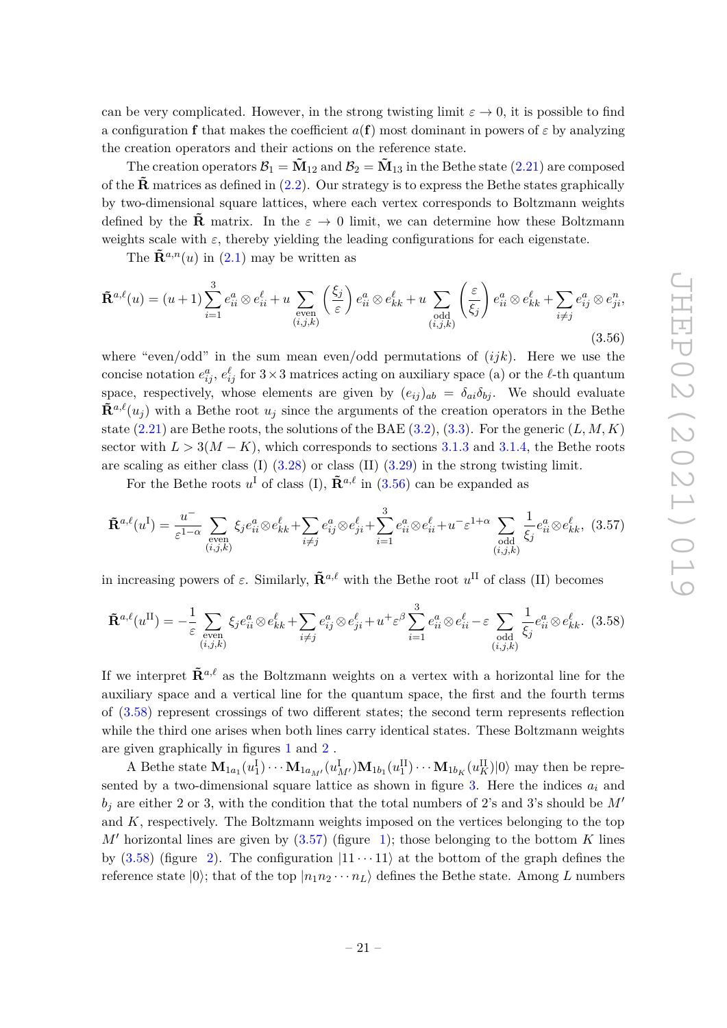can be very complicated. However, in the strong twisting limit $\varepsilon \to 0$, it is possible to find a configuration $\mathbf{f}$ that makes the coefficient $a(\mathbf{f})$ most dominant in powers of $\varepsilon$ by analyzing the creation operators and their actions on the reference state.

The creation operators $\mathcal{B}_1 = \tilde{\mathbf{M}}_{12}$ and $\mathcal{B}_2 = \tilde{\mathbf{M}}_{13}$ in the Bethe state (2.21) are composed of the $\tilde{\mathbf{R}}$ matrices as defined in (2.2). Our strategy is to express the Bethe states graphically by two-dimensional square lattices, where each vertex corresponds to Boltzmann weights defined by the $\tilde{\mathbf{R}}$ matrix. In the $\varepsilon \to 0$ limit, we can determine how these Boltzmann weights scale with $\varepsilon$, thereby yielding the leading configurations for each eigenstate.

The $\tilde{\mathbf{R}}^{a,n}(u)$ in (2.1) may be written as

$$\tilde{\mathbf{R}}^{a,\ell}(u) = (u+1)\sum_{i=1}^{3} e_{ii}^{a}\otimes e_{ii}^{\ell} + u\sum_{\substack{\text{even}\\(i,j,k)}}\left(\frac{\xi_j}{\varepsilon}\right) e_{ii}^{a}\otimes e_{kk}^{\ell} + u\sum_{\substack{\text{odd}\\(i,j,k)}}\left(\frac{\varepsilon}{\xi_j}\right) e_{ii}^{a}\otimes e_{kk}^{\ell} + \sum_{i\neq j} e_{ij}^{a}\otimes e_{ji}^{n}, \tag{3.56}$$

where "even/odd" in the sum mean even/odd permutations of $(ijk)$. Here we use the concise notation $e_{ij}^{a}$, $e_{ij}^{\ell}$ for $3\times 3$ matrices acting on auxiliary space (a) or the $\ell$-th quantum space, respectively, whose elements are given by $(e_{ij})_{ab} = \delta_{ai}\delta_{bj}$. We should evaluate $\tilde{\mathbf{R}}^{a,\ell}(u_j)$ with a Bethe root $u_j$ since the arguments of the creation operators in the Bethe state (2.21) are Bethe roots, the solutions of the BAE (3.2), (3.3). For the generic $(L,M,K)$ sector with $L > 3(M-K)$, which corresponds to sections 3.1.3 and 3.1.4, the Bethe roots are scaling as either class (I) (3.28) or class (II) (3.29) in the strong twisting limit.

For the Bethe roots $u^{\mathrm{I}}$ of class (I), $\tilde{\mathbf{R}}^{a,\ell}$ in (3.56) can be expanded as

$$\tilde{\mathbf{R}}^{a,\ell}(u^{\mathrm{I}}) = \frac{u^{-}}{\varepsilon^{1-\alpha}}\sum_{\substack{\text{even}\\(i,j,k)}}\xi_j e_{ii}^{a}\otimes e_{kk}^{\ell} + \sum_{i\neq j} e_{ij}^{a}\otimes e_{ji}^{\ell} + \sum_{i=1}^{3} e_{ii}^{a}\otimes e_{ii}^{\ell} + u^{-}\varepsilon^{1+\alpha}\sum_{\substack{\text{odd}\\(i,j,k)}}\frac{1}{\xi_j} e_{ii}^{a}\otimes e_{kk}^{\ell}, \tag{3.57}$$

in increasing powers of $\varepsilon$. Similarly, $\tilde{\mathbf{R}}^{a,\ell}$ with the Bethe root $u^{\mathrm{II}}$ of class (II) becomes

$$\tilde{\mathbf{R}}^{a,\ell}(u^{\mathrm{II}}) = -\frac{1}{\varepsilon}\sum_{\substack{\text{even}\\(i,j,k)}}\xi_j e_{ii}^{a}\otimes e_{kk}^{\ell} + \sum_{i\neq j} e_{ij}^{a}\otimes e_{ji}^{\ell} + u^{+}\varepsilon^{\beta}\sum_{i=1}^{3} e_{ii}^{a}\otimes e_{ii}^{\ell} - \varepsilon\sum_{\substack{\text{odd}\\(i,j,k)}}\frac{1}{\xi_j} e_{ii}^{a}\otimes e_{kk}^{\ell}. \tag{3.58}$$

If we interpret $\tilde{\mathbf{R}}^{a,\ell}$ as the Boltzmann weights on a vertex with a horizontal line for the auxiliary space and a vertical line for the quantum space, the first and the fourth terms of (3.58) represent crossings of two different states; the second term represents reflection while the third one arises when both lines carry identical states. These Boltzmann weights are given graphically in figures 1 and 2 .

A Bethe state $\mathbf{M}_{1a_1}(u_1^{\mathrm{I}})\cdots\mathbf{M}_{1a_{M'}}(u_{M'}^{\mathrm{I}})\mathbf{M}_{1b_1}(u_1^{\mathrm{II}})\cdots\mathbf{M}_{1b_K}(u_K^{\mathrm{II}})|0\rangle$ may then be represented by a two-dimensional square lattice as shown in figure 3. Here the indices $a_i$ and $b_j$ are either 2 or 3, with the condition that the total numbers of 2's and 3's should be $M'$ and $K$, respectively. The Boltzmann weights imposed on the vertices belonging to the top $M'$ horizontal lines are given by (3.57) (figure 1); those belonging to the bottom $K$ lines by (3.58) (figure 2). The configuration $|11\cdots 11\rangle$ at the bottom of the graph defines the reference state $|0\rangle$; that of the top $|n_1 n_2\cdots n_L\rangle$ defines the Bethe state. Among $L$ numbers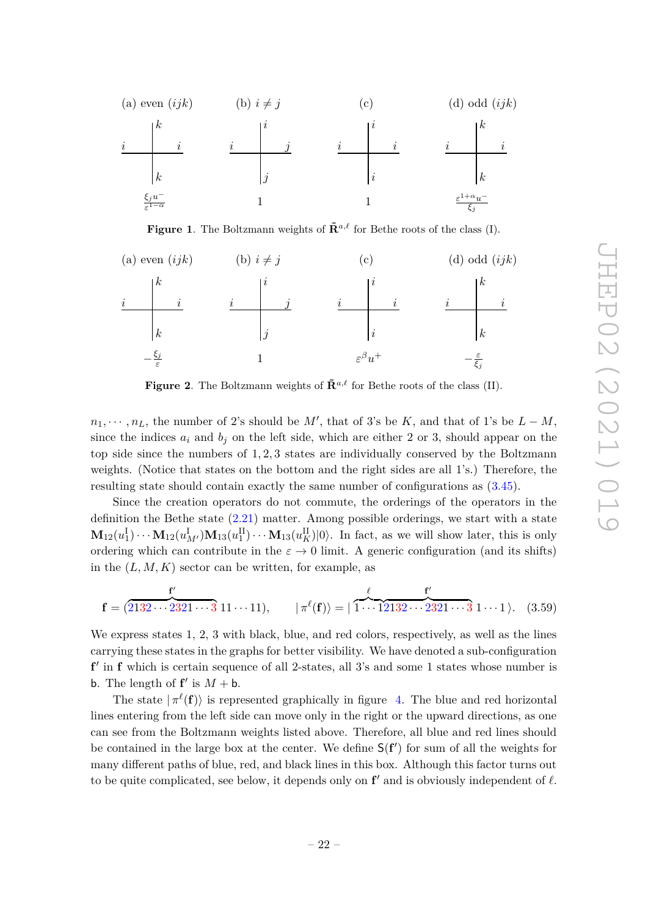(a) even $(ijk)$ (b) $i \neq j$ (c) (d) odd $(ijk)$

$\frac{\xi_j u^-}{\varepsilon^{1-\alpha}}$ $\quad 1 \quad 1 \quad$ $\frac{\varepsilon^{1+\alpha} u^-}{\xi_j}$

**Figure 1**. The Boltzmann weights of $\tilde{\mathbf{R}}^{a,\ell}$ for Bethe roots of the class (I).

(a) even $(ijk)$ (b) $i \neq j$ (c) (d) odd $(ijk)$

$-\frac{\xi_j}{\varepsilon}$ $\quad 1 \quad$ $\varepsilon^\beta u^+$ $\quad$ $-\frac{\varepsilon}{\xi_j}$

**Figure 2**. The Boltzmann weights of $\tilde{\mathbf{R}}^{a,\ell}$ for Bethe roots of the class (II).

$n_1, \cdots, n_L$, the number of 2's should be $M'$, that of 3's be $K$, and that of 1's be $L - M$, since the indices $a_i$ and $b_j$ on the left side, which are either 2 or 3, should appear on the top side since the numbers of $1, 2, 3$ states are individually conserved by the Boltzmann weights. (Notice that states on the bottom and the right sides are all 1's.) Therefore, the resulting state should contain exactly the same number of configurations as (3.45).

Since the creation operators do not commute, the orderings of the operators in the definition the Bethe state (2.21) matter. Among possible orderings, we start with a state $\mathbf{M}_{12}(u_1^{\mathrm{I}}) \cdots \mathbf{M}_{12}(u_{M'}^{\mathrm{I}}) \mathbf{M}_{13}(u_1^{\mathrm{II}}) \cdots \mathbf{M}_{13}(u_K^{\mathrm{II}}) |0\rangle$. In fact, as we will show later, this is only ordering which can contribute in the $\varepsilon \to 0$ limit. A generic configuration (and its shifts) in the $(L, M, K)$ sector can be written, for example, as

$$\mathbf{f} = (\overbrace{2132 \cdots 2321 \cdots 3}^{\mathbf{f}'}\, 11 \cdots 11), \qquad |\,\pi^\ell(\mathbf{f})\rangle = |\,\overbrace{1 \cdots 1}^{\ell}\overbrace{2132 \cdots 2321 \cdots 3}^{\mathbf{f}'}\, 1 \cdots 1\,\rangle. \quad (3.59)$$

We express states 1, 2, 3 with black, blue, and red colors, respectively, as well as the lines carrying these states in the graphs for better visibility. We have denoted a sub-configuration $\mathbf{f}'$ in $\mathbf{f}$ which is certain sequence of all 2-states, all 3's and some 1 states whose number is $\mathsf{b}$. The length of $\mathbf{f}'$ is $M + \mathsf{b}$.

The state $|\,\pi^\ell(\mathbf{f})\rangle$ is represented graphically in figure 4. The blue and red horizontal lines entering from the left side can move only in the right or the upward directions, as one can see from the Boltzmann weights listed above. Therefore, all blue and red lines should be contained in the large box at the center. We define $\mathsf{S}(\mathbf{f}')$ for sum of all the weights for many different paths of blue, red, and black lines in this box. Although this factor turns out to be quite complicated, see below, it depends only on $\mathbf{f}'$ and is obviously independent of $\ell$.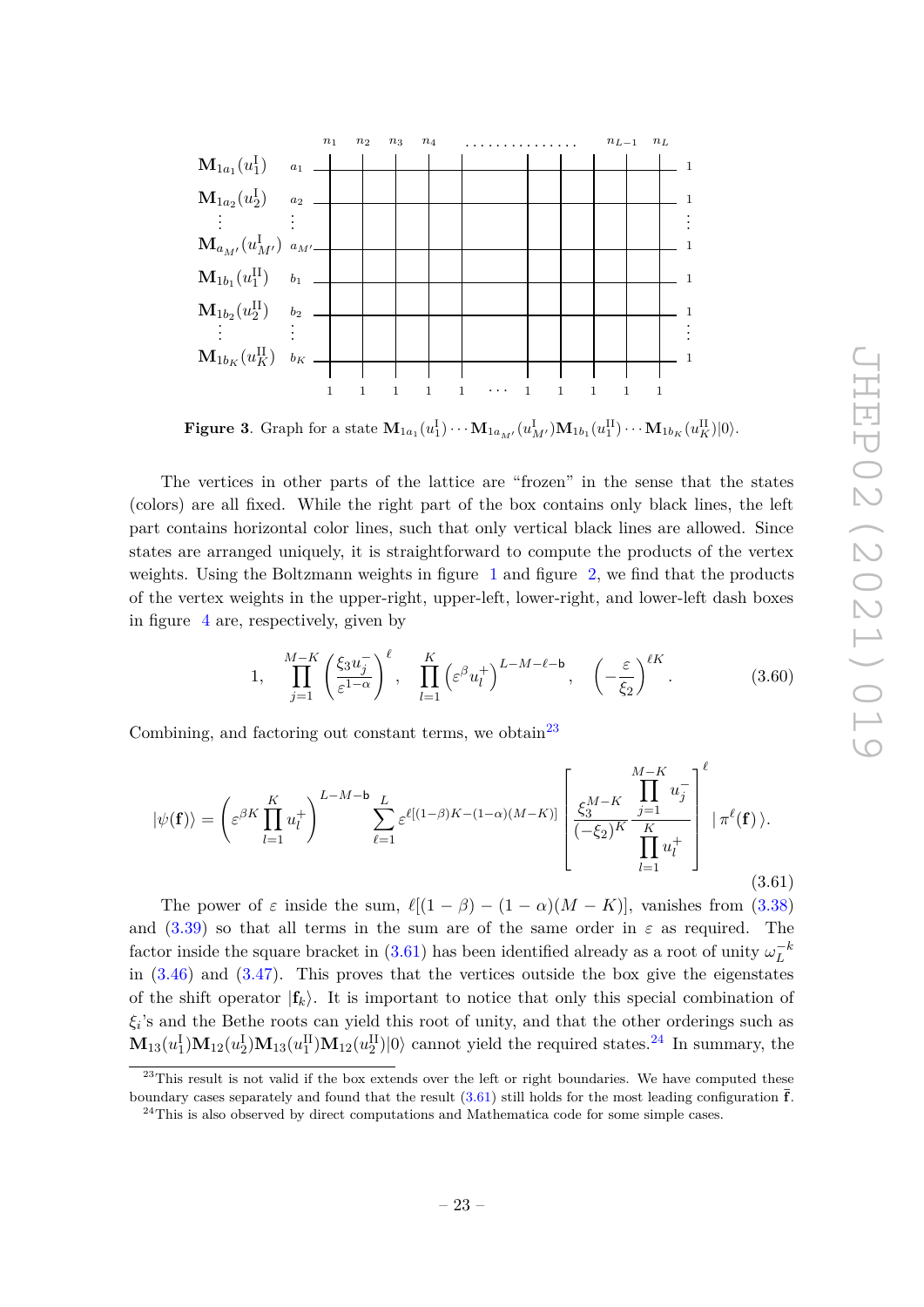Figure 3. Graph for a state $\mathbf{M}_{1a_1}(u_1^{\mathrm{I}})\cdots\mathbf{M}_{1a_{M'}}(u_{M'}^{\mathrm{I}})\mathbf{M}_{1b_1}(u_1^{\mathrm{II}})\cdots\mathbf{M}_{1b_K}(u_K^{\mathrm{II}})|0\rangle$.

The vertices in other parts of the lattice are "frozen" in the sense that the states (colors) are all fixed. While the right part of the box contains only black lines, the left part contains horizontal color lines, such that only vertical black lines are allowed. Since states are arranged uniquely, it is straightforward to compute the products of the vertex weights. Using the Boltzmann weights in figure 1 and figure 2, we find that the products of the vertex weights in the upper-right, upper-left, lower-right, and lower-left dash boxes in figure 4 are, respectively, given by

$$1, \quad \prod_{j=1}^{M-K}\left(\frac{\xi_3 u_j^-}{\varepsilon^{1-\alpha}}\right)^{\ell}, \quad \prod_{l=1}^{K}\left(\varepsilon^{\beta}u_l^+\right)^{L-M-\ell-\mathsf{b}}, \quad \left(-\frac{\varepsilon}{\xi_2}\right)^{\ell K}. \tag{3.60}$$

Combining, and factoring out constant terms, we obtain[23]

$$|\psi(\mathbf{f})\rangle = \left(\varepsilon^{\beta K}\prod_{l=1}^{K}u_l^+\right)^{L-M-\mathsf{b}}\sum_{\ell=1}^{L}\varepsilon^{\ell[(1-\beta)K-(1-\alpha)(M-K)]}\left[\frac{\xi_3^{M-K}}{(-\xi_2)^K}\frac{\prod\limits_{j=1}^{M-K}u_j^-}{\prod\limits_{l=1}^{K}u_l^+}\right]^{\ell}|\,\pi^{\ell}(\mathbf{f})\,\rangle. \tag{3.61}$$

The power of $\varepsilon$ inside the sum, $\ell[(1-\beta)-(1-\alpha)(M-K)]$, vanishes from (3.38) and (3.39) so that all terms in the sum are of the same order in $\varepsilon$ as required. The factor inside the square bracket in (3.61) has been identified already as a root of unity $\omega_L^{-k}$ in (3.46) and (3.47). This proves that the vertices outside the box give the eigenstates of the shift operator $|\mathbf{f}_k\rangle$. It is important to notice that only this special combination of $\xi_i$'s and the Bethe roots can yield this root of unity, and that the other orderings such as $\mathbf{M}_{13}(u_1^{\mathrm{I}})\mathbf{M}_{12}(u_2^{\mathrm{I}})\mathbf{M}_{13}(u_1^{\mathrm{II}})\mathbf{M}_{12}(u_2^{\mathrm{II}})|0\rangle$ cannot yield the required states.[24] In summary, the

[23] This result is not valid if the box extends over the left or right boundaries. We have computed these boundary cases separately and found that the result (3.61) still holds for the most leading configuration $\bar{\mathbf{f}}$.

[24] This is also observed by direct computations and Mathematica code for some simple cases.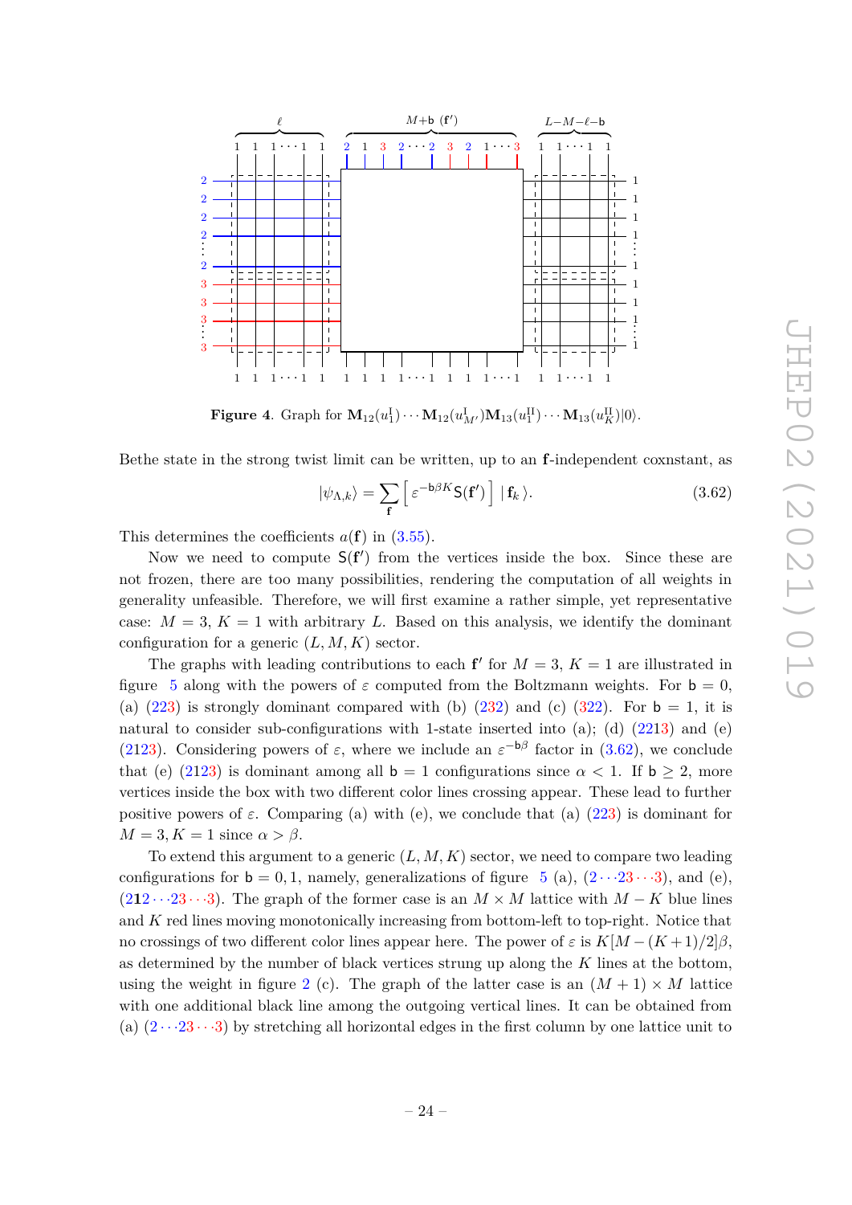**Figure 4**. Graph for $\mathbf{M}_{12}(u_1^{\mathrm{I}})\cdots\mathbf{M}_{12}(u_{M'}^{\mathrm{I}})\mathbf{M}_{13}(u_1^{\mathrm{II}})\cdots\mathbf{M}_{13}(u_K^{\mathrm{II}})|0\rangle$.

Bethe state in the strong twist limit can be written, up to an $\mathbf{f}$-independent coxnstant, as

$$|\psi_{\Lambda,k}\rangle = \sum_{\mathbf{f}} \left[ \varepsilon^{-\mathsf{b}\beta K} \mathsf{S}(\mathbf{f}') \right] |\, \mathbf{f}_k \,\rangle. \tag{3.62}$$

This determines the coefficients $a(\mathbf{f})$ in (3.55).

Now we need to compute $\mathsf{S}(\mathbf{f}')$ from the vertices inside the box. Since these are not frozen, there are too many possibilities, rendering the computation of all weights in generality unfeasible. Therefore, we will first examine a rather simple, yet representative case: $M = 3$, $K = 1$ with arbitrary $L$. Based on this analysis, we identify the dominant configuration for a generic $(L, M, K)$ sector.

The graphs with leading contributions to each $\mathbf{f}'$ for $M = 3$, $K = 1$ are illustrated in figure 5 along with the powers of $\varepsilon$ computed from the Boltzmann weights. For $\mathsf{b} = 0$, (a) (223) is strongly dominant compared with (b) (232) and (c) (322). For $\mathsf{b} = 1$, it is natural to consider sub-configurations with 1-state inserted into (a); (d) (2213) and (e) (2123). Considering powers of $\varepsilon$, where we include an $\varepsilon^{-\mathsf{b}\beta}$ factor in (3.62), we conclude that (e) (2123) is dominant among all $\mathsf{b} = 1$ configurations since $\alpha < 1$. If $\mathsf{b} \geq 2$, more vertices inside the box with two different color lines crossing appear. These lead to further positive powers of $\varepsilon$. Comparing (a) with (e), we conclude that (a) (223) is dominant for $M = 3, K = 1$ since $\alpha > \beta$.

To extend this argument to a generic $(L, M, K)$ sector, we need to compare two leading configurations for $\mathsf{b} = 0, 1$, namely, generalizations of figure 5 (a), $(2\cdots 23\cdots 3)$, and (e), $(212\cdots 23\cdots 3)$. The graph of the former case is an $M \times M$ lattice with $M - K$ blue lines and $K$ red lines moving monotonically increasing from bottom-left to top-right. Notice that no crossings of two different color lines appear here. The power of $\varepsilon$ is $K[M - (K+1)/2]\beta$, as determined by the number of black vertices strung up along the $K$ lines at the bottom, using the weight in figure 2 (c). The graph of the latter case is an $(M + 1) \times M$ lattice with one additional black line among the outgoing vertical lines. It can be obtained from (a) $(2\cdots 23\cdots 3)$ by stretching all horizontal edges in the first column by one lattice unit to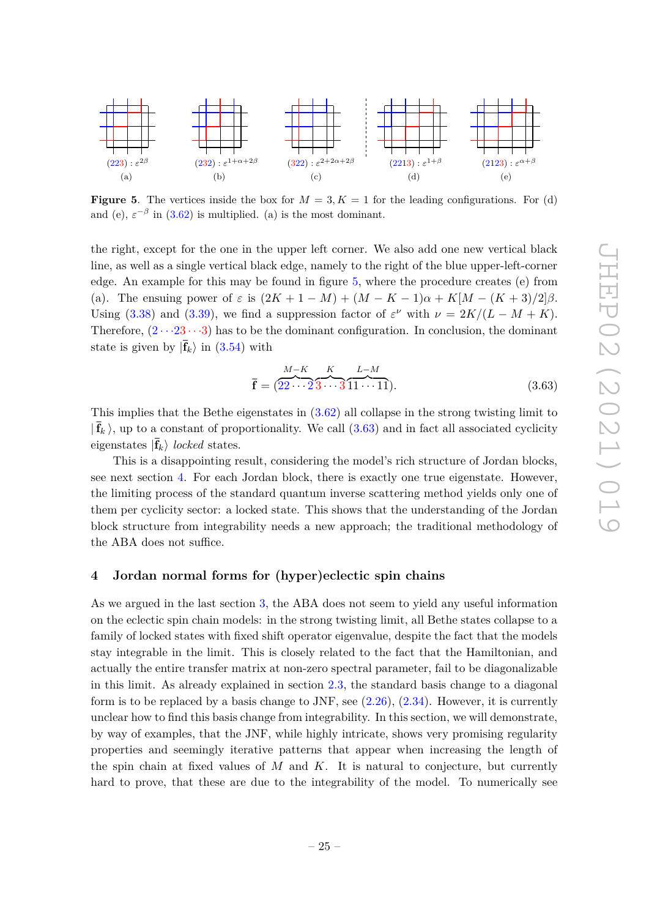(223) : $\varepsilon^{2\beta}$ (a) (232) : $\varepsilon^{1+\alpha+2\beta}$ (b) (322) : $\varepsilon^{2+2\alpha+2\beta}$ (c) (2213) : $\varepsilon^{1+\beta}$ (d) (2123) : $\varepsilon^{\alpha+\beta}$ (e)

**Figure 5**. The vertices inside the box for $M = 3, K = 1$ for the leading configurations. For (d) and (e), $\varepsilon^{-\beta}$ in (3.62) is multiplied. (a) is the most dominant.

the right, except for the one in the upper left corner. We also add one new vertical black line, as well as a single vertical black edge, namely to the right of the blue upper-left-corner edge. An example for this may be found in figure 5, where the procedure creates (e) from (a). The ensuing power of $\varepsilon$ is $(2K + 1 - M) + (M - K - 1)\alpha + K[M - (K + 3)/2]\beta$. Using (3.38) and (3.39), we find a suppression factor of $\varepsilon^{\nu}$ with $\nu = 2K/(L - M + K)$. Therefore, $(2 \cdots 23 \cdots 3)$ has to be the dominant configuration. In conclusion, the dominant state is given by $|\bar{\mathbf{f}}_k\rangle$ in (3.54) with

$$\bar{\mathbf{f}} = (\overbrace{22 \cdots 2}^{M-K}\overbrace{3 \cdots 3}^{K}\overbrace{11 \cdots 11}^{L-M}). \tag{3.63}$$

This implies that the Bethe eigenstates in (3.62) all collapse in the strong twisting limit to $|\,\bar{\mathbf{f}}_k\,\rangle$, up to a constant of proportionality. We call (3.63) and in fact all associated cyclicity eigenstates $|\bar{\mathbf{f}}_k\rangle$ *locked* states.

This is a disappointing result, considering the model's rich structure of Jordan blocks, see next section 4. For each Jordan block, there is exactly one true eigenstate. However, the limiting process of the standard quantum inverse scattering method yields only one of them per cyclicity sector: a locked state. This shows that the understanding of the Jordan block structure from integrability needs a new approach; the traditional methodology of the ABA does not suffice.

## 4 Jordan normal forms for (hyper)eclectic spin chains

As we argued in the last section 3, the ABA does not seem to yield any useful information on the eclectic spin chain models: in the strong twisting limit, all Bethe states collapse to a family of locked states with fixed shift operator eigenvalue, despite the fact that the models stay integrable in the limit. This is closely related to the fact that the Hamiltonian, and actually the entire transfer matrix at non-zero spectral parameter, fail to be diagonalizable in this limit. As already explained in section 2.3, the standard basis change to a diagonal form is to be replaced by a basis change to JNF, see (2.26), (2.34). However, it is currently unclear how to find this basis change from integrability. In this section, we will demonstrate, by way of examples, that the JNF, while highly intricate, shows very promising regularity properties and seemingly iterative patterns that appear when increasing the length of the spin chain at fixed values of $M$ and $K$. It is natural to conjecture, but currently hard to prove, that these are due to the integrability of the model. To numerically see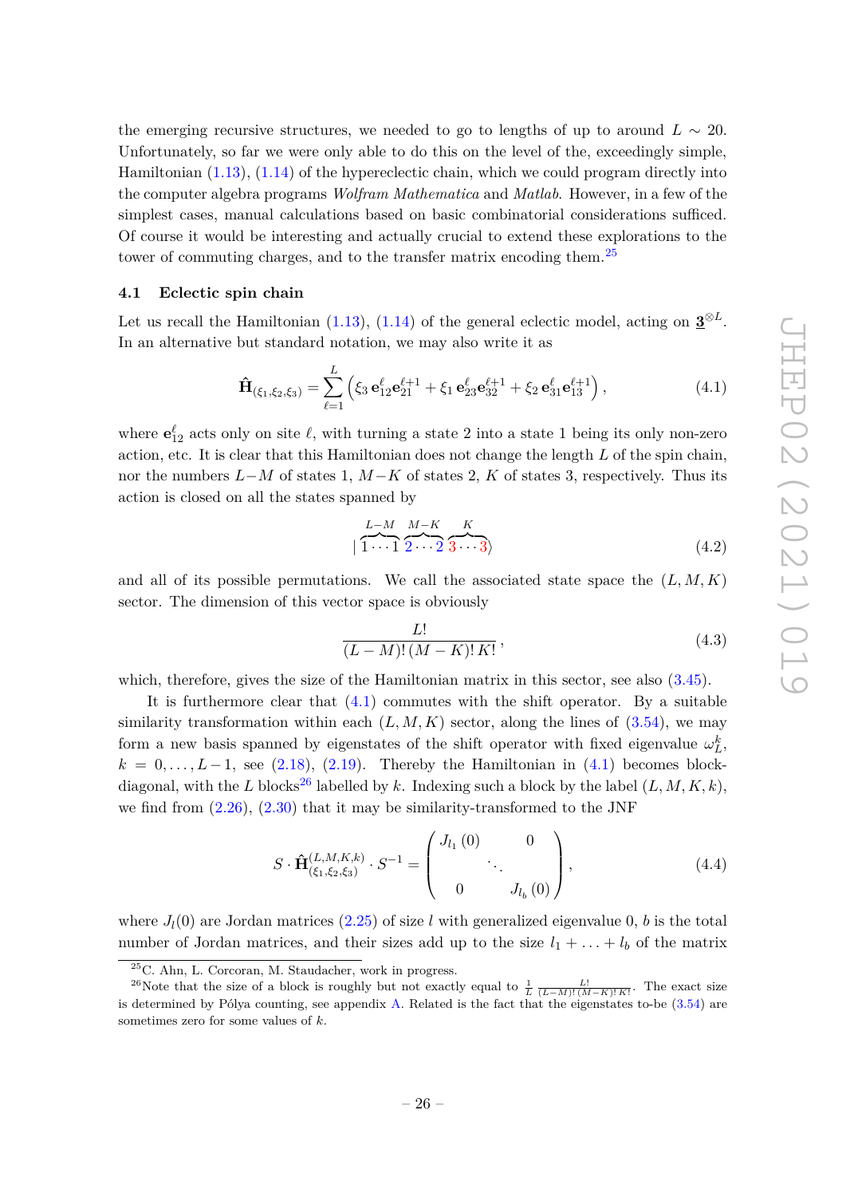the emerging recursive structures, we needed to go to lengths of up to around $L \sim 20$. Unfortunately, so far we were only able to do this on the level of the, exceedingly simple, Hamiltonian (1.13), (1.14) of the hypereclectic chain, which we could program directly into the computer algebra programs *Wolfram Mathematica* and *Matlab*. However, in a few of the simplest cases, manual calculations based on basic combinatorial considerations sufficed. Of course it would be interesting and actually crucial to extend these explorations to the tower of commuting charges, and to the transfer matrix encoding them.[25]

### 4.1 Eclectic spin chain

Let us recall the Hamiltonian (1.13), (1.14) of the general eclectic model, acting on $\underline{\mathbf{3}}^{\otimes L}$. In an alternative but standard notation, we may also write it as

$$\hat{\mathbf{H}}_{(\xi_1,\xi_2,\xi_3)} = \sum_{\ell=1}^{L} \left( \xi_3 \, \mathbf{e}_{12}^{\ell} \mathbf{e}_{21}^{\ell+1} + \xi_1 \, \mathbf{e}_{23}^{\ell} \mathbf{e}_{32}^{\ell+1} + \xi_2 \, \mathbf{e}_{31}^{\ell} \mathbf{e}_{13}^{\ell+1} \right), \tag{4.1}$$

where $\mathbf{e}_{12}^{\ell}$ acts only on site $\ell$, with turning a state 2 into a state 1 being its only non-zero action, etc. It is clear that this Hamiltonian does not change the length $L$ of the spin chain, nor the numbers $L-M$ of states 1, $M-K$ of states 2, $K$ of states 3, respectively. Thus its action is closed on all the states spanned by

$$|\overbrace{1\cdots 1}^{L-M}\,\overbrace{2\cdots 2}^{M-K}\,\overbrace{3\cdots 3}^{K}\rangle \tag{4.2}$$

and all of its possible permutations. We call the associated state space the $(L, M, K)$ sector. The dimension of this vector space is obviously

$$\frac{L!}{(L-M)!\,(M-K)!\,K!}\,, \tag{4.3}$$

which, therefore, gives the size of the Hamiltonian matrix in this sector, see also (3.45).

It is furthermore clear that (4.1) commutes with the shift operator. By a suitable similarity transformation within each $(L, M, K)$ sector, along the lines of (3.54), we may form a new basis spanned by eigenstates of the shift operator with fixed eigenvalue $\omega_L^k$, $k = 0, \ldots, L-1$, see (2.18), (2.19). Thereby the Hamiltonian in (4.1) becomes block-diagonal, with the $L$ blocks[26] labelled by $k$. Indexing such a block by the label $(L, M, K, k)$, we find from (2.26), (2.30) that it may be similarity-transformed to the JNF

$$S \cdot \hat{\mathbf{H}}^{(L,M,K,k)}_{(\xi_1,\xi_2,\xi_3)} \cdot S^{-1} = \begin{pmatrix} J_{l_1}(0) & & 0 \\ & \ddots & \\ 0 & & J_{l_b}(0) \end{pmatrix}, \tag{4.4}$$

where $J_l(0)$ are Jordan matrices (2.25) of size $l$ with generalized eigenvalue 0, $b$ is the total number of Jordan matrices, and their sizes add up to the size $l_1 + \ldots + l_b$ of the matrix

[25] C. Ahn, L. Corcoran, M. Staudacher, work in progress.

[26] Note that the size of a block is roughly but not exactly equal to $\frac{1}{L}\,\frac{L!}{(L-M)!\,(M-K)!\,K!}$. The exact size is determined by Pólya counting, see appendix A. Related is the fact that the eigenstates to-be (3.54) are sometimes zero for some values of $k$.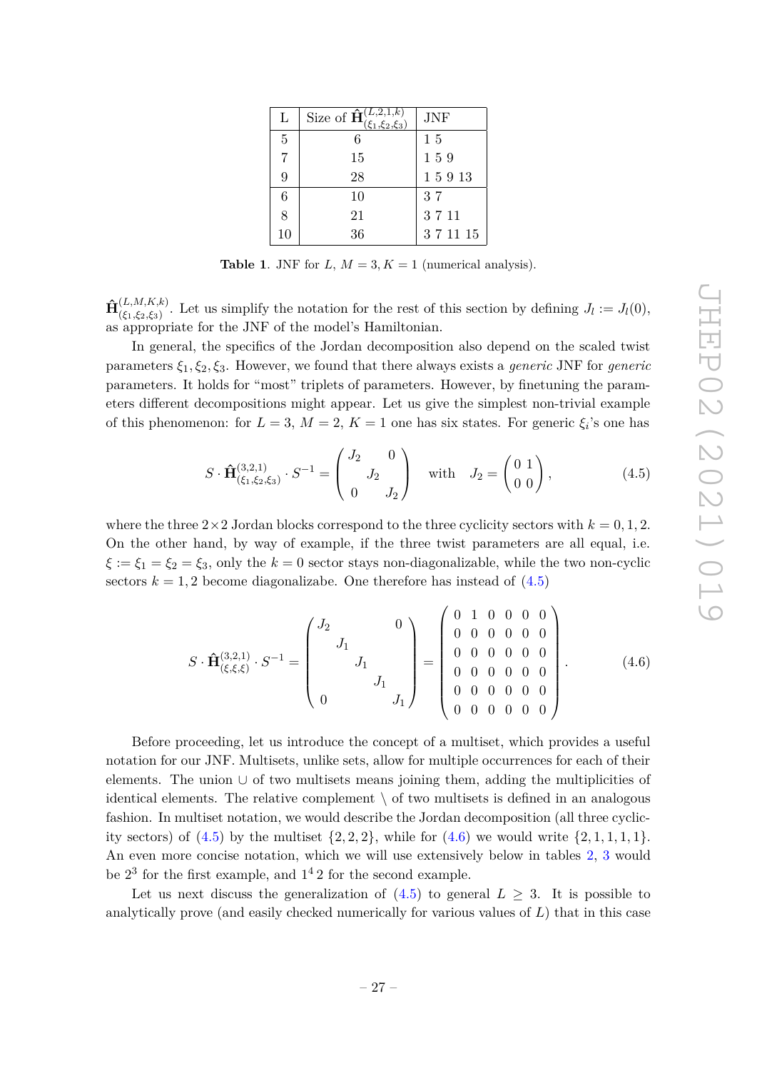| L | Size of $\hat{\mathbf{H}}^{(L,2,1,k)}_{(\xi_1,\xi_2,\xi_3)}$ | JNF |
|---|---|---|
| 5 | 6 | 1 5 |
| 7 | 15 | 1 5 9 |
| 9 | 28 | 1 5 9 13 |
| 6 | 10 | 3 7 |
| 8 | 21 | 3 7 11 |
| 10 | 36 | 3 7 11 15 |

**Table 1**. JNF for $L$, $M = 3, K = 1$ (numerical analysis).

$\hat{\mathbf{H}}^{(L,M,K,k)}_{(\xi_1,\xi_2,\xi_3)}$. Let us simplify the notation for the rest of this section by defining $J_l := J_l(0)$, as appropriate for the JNF of the model's Hamiltonian.

In general, the specifics of the Jordan decomposition also depend on the scaled twist parameters $\xi_1, \xi_2, \xi_3$. However, we found that there always exists a *generic* JNF for *generic* parameters. It holds for "most" triplets of parameters. However, by finetuning the parameters different decompositions might appear. Let us give the simplest non-trivial example of this phenomenon: for $L = 3$, $M = 2$, $K = 1$ one has six states. For generic $\xi_i$'s one has

$$S \cdot \hat{\mathbf{H}}^{(3,2,1)}_{(\xi_1,\xi_2,\xi_3)} \cdot S^{-1} = \begin{pmatrix} J_2 & & 0 \\ & J_2 & \\ 0 & & J_2 \end{pmatrix} \quad \text{with} \quad J_2 = \begin{pmatrix} 0 & 1 \\ 0 & 0 \end{pmatrix}, \tag{4.5}$$

where the three $2\times 2$ Jordan blocks correspond to the three cyclicity sectors with $k = 0, 1, 2$. On the other hand, by way of example, if the three twist parameters are all equal, i.e. $\xi := \xi_1 = \xi_2 = \xi_3$, only the $k = 0$ sector stays non-diagonalizable, while the two non-cyclic sectors $k = 1, 2$ become diagonalizabe. One therefore has instead of (4.5)

$$S \cdot \hat{\mathbf{H}}^{(3,2,1)}_{(\xi,\xi,\xi)} \cdot S^{-1} = \begin{pmatrix} J_2 & & & & 0 \\ & J_1 & & & \\ & & J_1 & & \\ & & & J_1 & \\ 0 & & & & J_1 \end{pmatrix} = \begin{pmatrix} 0 & 1 & 0 & 0 & 0 & 0 \\ 0 & 0 & 0 & 0 & 0 & 0 \\ 0 & 0 & 0 & 0 & 0 & 0 \\ 0 & 0 & 0 & 0 & 0 & 0 \\ 0 & 0 & 0 & 0 & 0 & 0 \\ 0 & 0 & 0 & 0 & 0 & 0 \end{pmatrix}. \tag{4.6}$$

Before proceeding, let us introduce the concept of a multiset, which provides a useful notation for our JNF. Multisets, unlike sets, allow for multiple occurrences for each of their elements. The union $\cup$ of two multisets means joining them, adding the multiplicities of identical elements. The relative complement $\setminus$ of two multisets is defined in an analogous fashion. In multiset notation, we would describe the Jordan decomposition (all three cyclicity sectors) of (4.5) by the multiset $\{2, 2, 2\}$, while for (4.6) we would write $\{2, 1, 1, 1, 1\}$. An even more concise notation, which we will use extensively below in tables 2, 3 would be $2^3$ for the first example, and $1^4\, 2$ for the second example.

Let us next discuss the generalization of (4.5) to general $L \geq 3$. It is possible to analytically prove (and easily checked numerically for various values of $L$) that in this case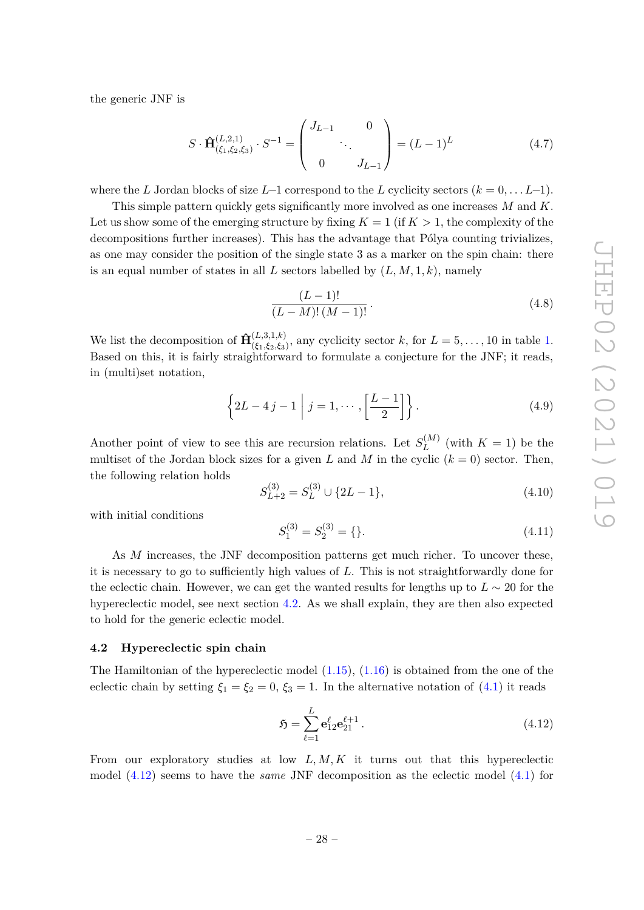the generic JNF is

$$S \cdot \hat{\mathbf{H}}^{(L,2,1)}_{(\xi_1,\xi_2,\xi_3)} \cdot S^{-1} = \begin{pmatrix} J_{L-1} & & 0 \\ & \ddots & \\ 0 & & J_{L-1} \end{pmatrix} = (L-1)^L \tag{4.7}$$

where the $L$ Jordan blocks of size $L$–1 correspond to the $L$ cyclicity sectors ($k = 0, \ldots L$–1).

This simple pattern quickly gets significantly more involved as one increases $M$ and $K$. Let us show some of the emerging structure by fixing $K = 1$ (if $K > 1$, the complexity of the decompositions further increases). This has the advantage that Pólya counting trivializes, as one may consider the position of the single state 3 as a marker on the spin chain: there is an equal number of states in all $L$ sectors labelled by $(L, M, 1, k)$, namely

$$\frac{(L-1)!}{(L-M)!\,(M-1)!}\,. \tag{4.8}$$

We list the decomposition of $\hat{\mathbf{H}}^{(L,3,1,k)}_{(\xi_1,\xi_2,\xi_3)}$, any cyclicity sector $k$, for $L = 5, \ldots, 10$ in table 1. Based on this, it is fairly straightforward to formulate a conjecture for the JNF; it reads, in (multi)set notation,

$$\left\{ 2L - 4\,j - 1 \;\middle|\; j = 1, \cdots, \left[\frac{L-1}{2}\right] \right\}. \tag{4.9}$$

Another point of view to see this are recursion relations. Let $S^{(M)}_L$ (with $K = 1$) be the multiset of the Jordan block sizes for a given $L$ and $M$ in the cyclic ($k = 0$) sector. Then, the following relation holds

$$S^{(3)}_{L+2} = S^{(3)}_L \cup \{2L - 1\}, \tag{4.10}$$

with initial conditions

$$S^{(3)}_1 = S^{(3)}_2 = \{\}. \tag{4.11}$$

As $M$ increases, the JNF decomposition patterns get much richer. To uncover these, it is necessary to go to sufficiently high values of $L$. This is not straightforwardly done for the eclectic chain. However, we can get the wanted results for lengths up to $L \sim 20$ for the hypereclectic model, see next section 4.2. As we shall explain, they are then also expected to hold for the generic eclectic model.

### 4.2 Hypereclectic spin chain

The Hamiltonian of the hypereclectic model (1.15), (1.16) is obtained from the one of the eclectic chain by setting $\xi_1 = \xi_2 = 0$, $\xi_3 = 1$. In the alternative notation of (4.1) it reads

$$\mathfrak{H} = \sum_{\ell=1}^{L} \mathbf{e}^{\ell}_{12}\mathbf{e}^{\ell+1}_{21}\,. \tag{4.12}$$

From our exploratory studies at low $L, M, K$ it turns out that this hypereclectic model (4.12) seems to have the *same* JNF decomposition as the eclectic model (4.1) for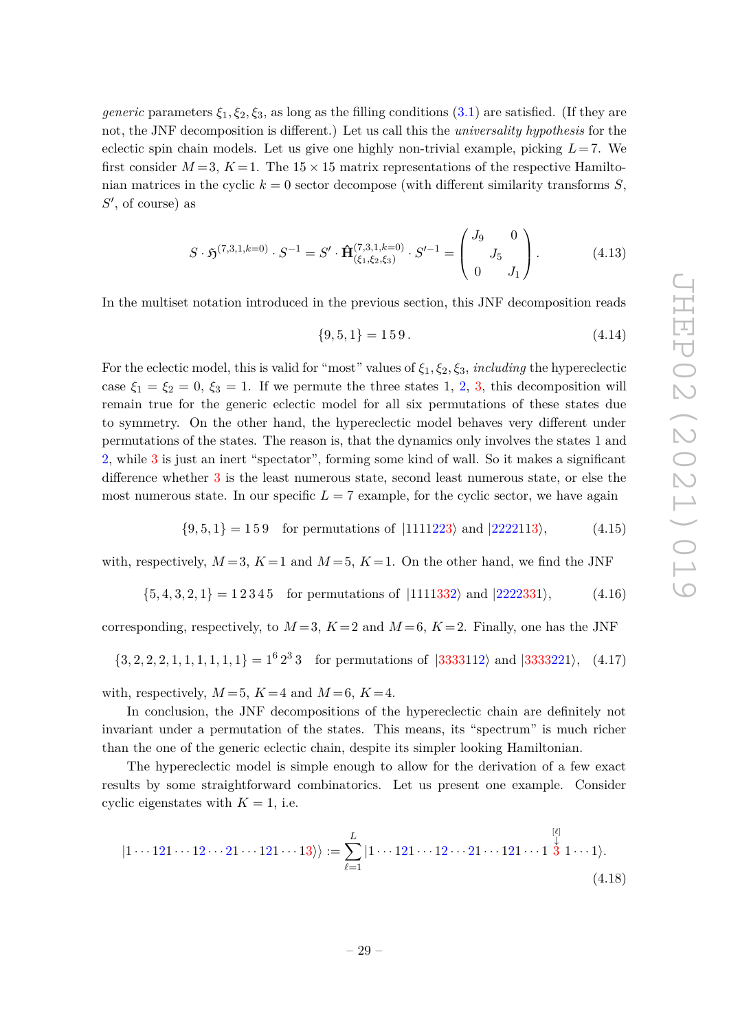*generic* parameters $\xi_1, \xi_2, \xi_3$, as long as the filling conditions (3.1) are satisfied. (If they are not, the JNF decomposition is different.) Let us call this the *universality hypothesis* for the eclectic spin chain models. Let us give one highly non-trivial example, picking $L=7$. We first consider $M=3$, $K=1$. The $15\times 15$ matrix representations of the respective Hamiltonian matrices in the cyclic $k=0$ sector decompose (with different similarity transforms $S$, $S'$, of course) as

$$S \cdot \mathfrak{H}^{(7,3,1,k=0)} \cdot S^{-1} = S' \cdot \hat{\mathbf{H}}^{(7,3,1,k=0)}_{(\xi_1,\xi_2,\xi_3)} \cdot S'^{-1} = \begin{pmatrix} J_9 & & 0 \\ & J_5 & \\ 0 & & J_1 \end{pmatrix}. \tag{4.13}$$

In the multiset notation introduced in the previous section, this JNF decomposition reads

$$\{9,5,1\} = 1\,5\,9\,. \tag{4.14}$$

For the eclectic model, this is valid for "most" values of $\xi_1, \xi_2, \xi_3$, *including* the hypereclectic case $\xi_1 = \xi_2 = 0$, $\xi_3 = 1$. If we permute the three states 1, 2, 3, this decomposition will remain true for the generic eclectic model for all six permutations of these states due to symmetry. On the other hand, the hypereclectic model behaves very different under permutations of the states. The reason is, that the dynamics only involves the states 1 and 2, while 3 is just an inert "spectator", forming some kind of wall. So it makes a significant difference whether 3 is the least numerous state, second least numerous state, or else the most numerous state. In our specific $L=7$ example, for the cyclic sector, we have again

$$\{9,5,1\} = 1\,5\,9 \quad \text{for permutations of } |1111223\rangle \text{ and } |2222113\rangle, \tag{4.15}$$

with, respectively, $M=3$, $K=1$ and $M=5$, $K=1$. On the other hand, we find the JNF

$$\{5,4,3,2,1\} = 1\,2\,3\,4\,5 \quad \text{for permutations of } |1111332\rangle \text{ and } |2222331\rangle, \tag{4.16}$$

corresponding, respectively, to $M=3$, $K=2$ and $M=6$, $K=2$. Finally, one has the JNF

$$\{3,2,2,2,1,1,1,1,1,1\} = 1^6\,2^3\,3 \quad \text{for permutations of } |3333112\rangle \text{ and } |3333221\rangle, \tag{4.17}$$

with, respectively, $M=5$, $K=4$ and $M=6$, $K=4$.

In conclusion, the JNF decompositions of the hypereclectic chain are definitely not invariant under a permutation of the states. This means, its "spectrum" is much richer than the one of the generic eclectic chain, despite its simpler looking Hamiltonian.

The hypereclectic model is simple enough to allow for the derivation of a few exact results by some straightforward combinatorics. Let us present one example. Consider cyclic eigenstates with $K=1$, i.e.

$$|1\cdots 121\cdots 12\cdots 21\cdots 121\cdots 13\rangle\rangle := \sum_{\ell=1}^{L} |1\cdots 121\cdots 12\cdots 21\cdots 121\cdots 1\overset{[\ell]}{\overset{\downarrow}{3}}1\cdots 1\rangle. \tag{4.18}$$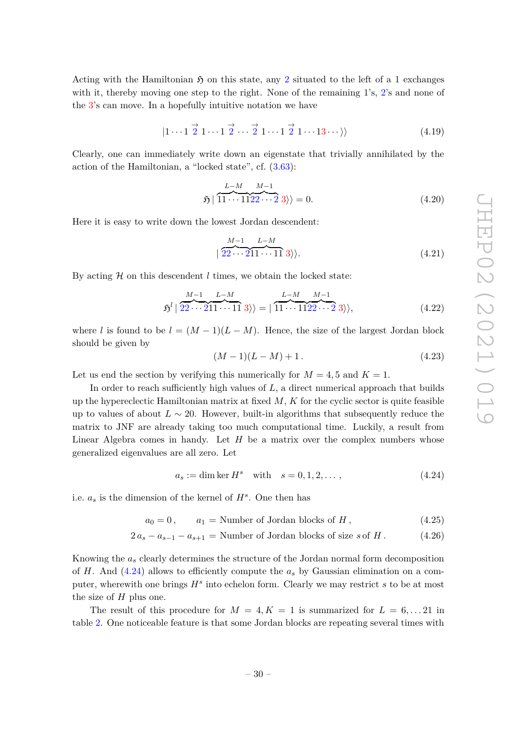Acting with the Hamiltonian $\mathfrak{H}$ on this state, any 2 situated to the left of a 1 exchanges with it, thereby moving one step to the right. None of the remaining 1's, 2's and none of the 3's can move. In a hopefully intuitive notation we have

$$|1\cdots 1\ \vec{2}\ 1\cdots 1\ \vec{2}\cdots \vec{2}\ 1\cdots 1\ \vec{2}\ 1\cdots 1 3\cdots\rangle\rangle \tag{4.19}$$

Clearly, one can immediately write down an eigenstate that trivially annihilated by the action of the Hamiltonian, a "locked state", cf. (3.63):

$$\mathfrak{H}\,|\,\overbrace{11\cdots 11}^{L-M}\overbrace{22\cdots 2}^{M-1}\,3\rangle\rangle = 0. \tag{4.20}$$

Here it is easy to write down the lowest Jordan descendent:

$$|\,\overbrace{22\cdots 2}^{M-1}\overbrace{11\cdots 11}^{L-M}\,3\rangle\rangle. \tag{4.21}$$

By acting $\mathcal{H}$ on this descendent $l$ times, we obtain the locked state:

$$\mathfrak{H}^l\,|\,\overbrace{22\cdots 2}^{M-1}\overbrace{11\cdots 11}^{L-M}\,3\rangle\rangle = |\,\overbrace{11\cdots 11}^{L-M}\overbrace{22\cdots 2}^{M-1}\,3\rangle\rangle, \tag{4.22}$$

where $l$ is found to be $l = (M-1)(L-M)$. Hence, the size of the largest Jordan block should be given by

$$(M-1)(L-M)+1\,. \tag{4.23}$$

Let us end the section by verifying this numerically for $M = 4, 5$ and $K = 1$.

In order to reach sufficiently high values of $L$, a direct numerical approach that builds up the hypereclectic Hamiltonian matrix at fixed $M$, $K$ for the cyclic sector is quite feasible up to values of about $L \sim 20$. However, built-in algorithms that subsequently reduce the matrix to JNF are already taking too much computational time. Luckily, a result from Linear Algebra comes in handy. Let $H$ be a matrix over the complex numbers whose generalized eigenvalues are all zero. Let

$$a_s := \dim\ker H^s \quad \text{with} \quad s = 0, 1, 2, \ldots\,, \tag{4.24}$$

i.e. $a_s$ is the dimension of the kernel of $H^s$. One then has

$$a_0 = 0\,, \qquad a_1 = \text{Number of Jordan blocks of } H\,, \tag{4.25}$$

$$2\,a_s - a_{s-1} - a_{s+1} = \text{Number of Jordan blocks of size } s \text{ of } H\,. \tag{4.26}$$

Knowing the $a_s$ clearly determines the structure of the Jordan normal form decomposition of $H$. And (4.24) allows to efficiently compute the $a_s$ by Gaussian elimination on a computer, wherewith one brings $H^s$ into echelon form. Clearly we may restrict $s$ to be at most the size of $H$ plus one.

The result of this procedure for $M = 4, K = 1$ is summarized for $L = 6, \ldots 21$ in table 2. One noticeable feature is that some Jordan blocks are repeating several times with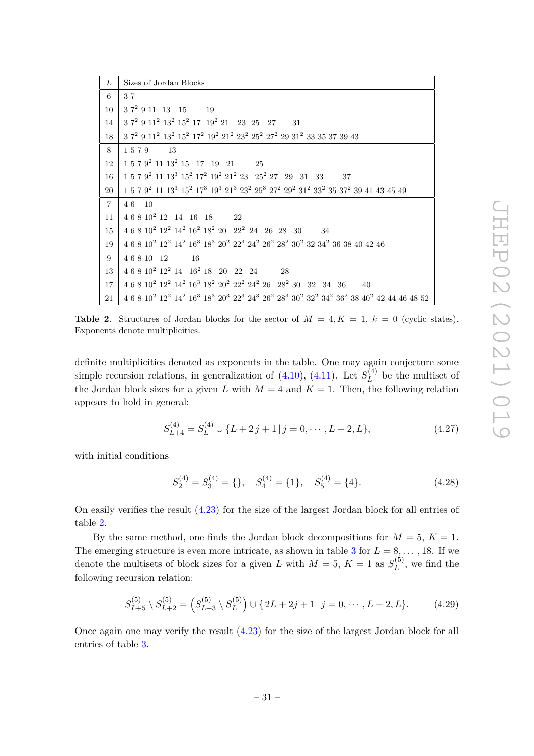| $L$ | Sizes of Jordan Blocks |
|---|---|
| 6 | 3 7 |
| 10 | $3\ 7^2\ 9\ 11\ \ 13\ \ 15\ \ \ \ 19$ |
| 14 | $3\ 7^2\ 9\ 11^2\ 13^2\ 15^2\ 17\ \ 19^2\ 21\ \ \ 23\ \ 25\ \ \ 27\ \ \ \ 31$ |
| 18 | $3\ 7^2\ 9\ 11^2\ 13^2\ 15^2\ 17^2\ 19^2\ 21^2\ 23^2\ 25^2\ 27^2\ 29\ 31^2\ 33\ 35\ 37\ 39\ 43$ |
| 8 | $1\ 5\ 7\ 9\ \ \ \ 13$ |
| 12 | $1\ 5\ 7\ 9^2\ 11\ 13^2\ 15\ \ 17\ \ 19\ \ 21\ \ \ \ 25$ |
| 16 | $1\ 5\ 7\ 9^2\ 11\ 13^3\ 15^2\ 17^2\ 19^2\ 21^2\ 23\ \ \ 25^2\ 27\ \ \ 29\ \ 31\ \ 33\ \ \ \ 37$ |
| 20 | $1\ 5\ 7\ 9^2\ 11\ 13^3\ 15^2\ 17^3\ 19^3\ 21^3\ 23^2\ 25^3\ 27^2\ 29^2\ 31^2\ 33^2\ 35\ 37^2\ 39\ 41\ 43\ 45\ 49$ |
| 7 | $4\ 6\ \ \ 10$ |
| 11 | $4\ 6\ 8\ 10^2\ 12\ \ 14\ \ 16\ \ 18\ \ \ \ 22$ |
| 15 | $4\ 6\ 8\ 10^2\ 12^2\ 14^2\ 16^2\ 18^2\ 20\ \ \ 22^2\ \ 24\ \ \ 26\ \ 28\ \ 30\ \ \ \ 34$ |
| 19 | $4\ 6\ 8\ 10^2\ 12^2\ 14^2\ 16^3\ 18^3\ 20^2\ 22^3\ 24^2\ 26^2\ 28^2\ 30^2\ 32\ 34^2\ 36\ 38\ 40\ 42\ 46$ |
| 9 | $4\ 6\ 8\ 10\ \ \ 12\ \ \ \ 16$ |
| 13 | $4\ 6\ 8\ 10^2\ 12^2\ 14\ \ \ 16^2\ 18\ \ \ 20\ \ 22\ \ 24\ \ \ \ 28$ |
| 17 | $4\ 6\ 8\ 10^2\ 12^2\ 14^2\ 16^3\ 18^2\ 20^2\ 22^2\ 24^2\ 26\ \ \ 28^2\ 30\ \ \ 32\ \ 34\ \ 36\ \ \ \ 40$ |
| 21 | $4\ 6\ 8\ 10^2\ 12^2\ 14^2\ 16^3\ 18^3\ 20^3\ 22^3\ 24^3\ 26^2\ 28^3\ 30^2\ 32^2\ 34^2\ 36^2\ 38\ 40^2\ 42\ 44\ 46\ 48\ 52$ |

**Table 2**. Structures of Jordan blocks for the sector of $M = 4, K = 1$, $k = 0$ (cyclic states). Exponents denote multiplicities.

definite multiplicities denoted as exponents in the table. One may again conjecture some simple recursion relations, in generalization of (4.10), (4.11). Let $S_L^{(4)}$ be the multiset of the Jordan block sizes for a given $L$ with $M = 4$ and $K = 1$. Then, the following relation appears to hold in general:

$$S_{L+4}^{(4)} = S_L^{(4)} \cup \{L + 2\,j + 1\,|\,j = 0, \cdots, L-2, L\}, \tag{4.27}$$

with initial conditions

$$S_2^{(4)} = S_3^{(4)} = \{\}, \quad S_4^{(4)} = \{1\}, \quad S_5^{(4)} = \{4\}. \tag{4.28}$$

On easily verifies the result (4.23) for the size of the largest Jordan block for all entries of table 2.

By the same method, one finds the Jordan block decompositions for $M = 5$, $K = 1$. The emerging structure is even more intricate, as shown in table 3 for $L = 8, \dots, 18$. If we denote the multisets of block sizes for a given $L$ with $M = 5$, $K = 1$ as $S_L^{(5)}$, we find the following recursion relation:

$$S_{L+5}^{(5)} \setminus S_{L+2}^{(5)} = \left(S_{L+3}^{(5)} \setminus S_L^{(5)}\right) \cup \{\,2L + 2j + 1\,|\,j = 0, \cdots, L-2, L\}. \tag{4.29}$$

Once again one may verify the result (4.23) for the size of the largest Jordan block for all entries of table 3.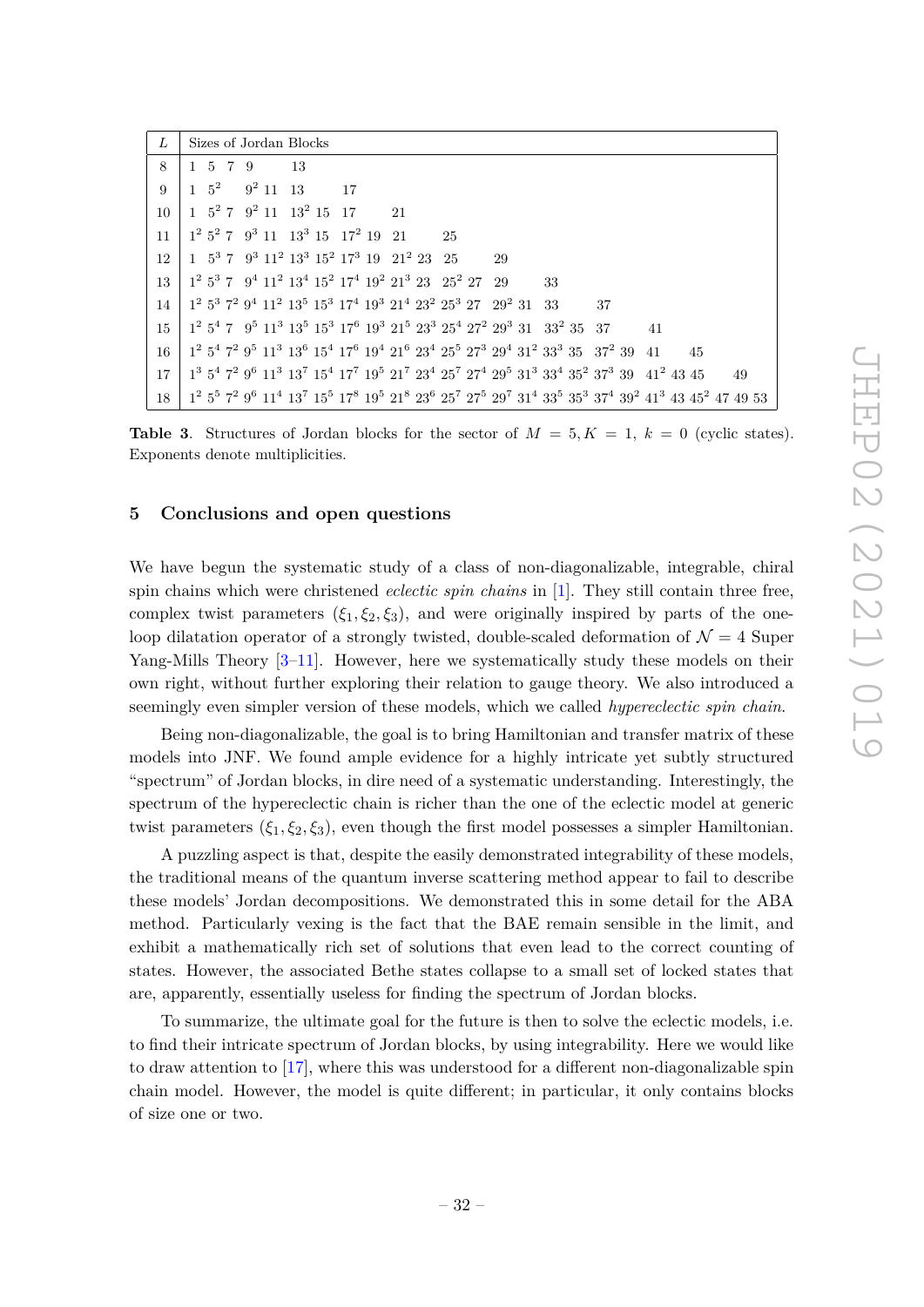| $L$ | Sizes of Jordan Blocks |
|---|---|
| 8 | $1\ 5\ 7\ 9\ \ 13$ |
| 9 | $1\ 5^2\ \ 9^2\ 11\ 13\ \ 17$ |
| 10 | $1\ 5^2\ 7\ 9^2\ 11\ 13^2\ 15\ 17\ \ 21$ |
| 11 | $1^2\ 5^2\ 7\ 9^3\ 11\ 13^3\ 15\ 17^2\ 19\ 21\ \ 25$ |
| 12 | $1\ 5^3\ 7\ 9^3\ 11^2\ 13^3\ 15^2\ 17^3\ 19\ 21^2\ 23\ 25\ \ 29$ |
| 13 | $1^2\ 5^3\ 7\ 9^4\ 11^2\ 13^4\ 15^2\ 17^4\ 19^2\ 21^3\ 23\ 25^2\ 27\ 29\ \ 33$ |
| 14 | $1^2\ 5^3\ 7^2\ 9^4\ 11^2\ 13^5\ 15^3\ 17^4\ 19^3\ 21^4\ 23^2\ 25^3\ 27\ 29^2\ 31\ 33\ \ 37$ |
| 15 | $1^2\ 5^4\ 7\ 9^5\ 11^3\ 13^5\ 15^3\ 17^6\ 19^3\ 21^5\ 23^3\ 25^4\ 27^2\ 29^3\ 31\ 33^2\ 35\ 37\ \ 41$ |
| 16 | $1^2\ 5^4\ 7^2\ 9^5\ 11^3\ 13^6\ 15^4\ 17^6\ 19^4\ 21^6\ 23^4\ 25^5\ 27^3\ 29^4\ 31^2\ 33^3\ 35\ 37^2\ 39\ 41\ \ 45$ |
| 17 | $1^3\ 5^4\ 7^2\ 9^6\ 11^3\ 13^7\ 15^4\ 17^7\ 19^5\ 21^7\ 23^4\ 25^7\ 27^4\ 29^5\ 31^3\ 33^4\ 35^2\ 37^3\ 39\ 41^2\ 43\ 45\ \ 49$ |
| 18 | $1^2\ 5^5\ 7^2\ 9^6\ 11^4\ 13^7\ 15^5\ 17^8\ 19^5\ 21^8\ 23^6\ 25^7\ 27^5\ 29^7\ 31^4\ 33^5\ 35^3\ 37^4\ 39^2\ 41^3\ 43\ 45^2\ 47\ 49\ 53$ |

**Table 3**. Structures of Jordan blocks for the sector of $M = 5, K = 1,\ k = 0$ (cyclic states). Exponents denote multiplicities.

## 5 Conclusions and open questions

We have begun the systematic study of a class of non-diagonalizable, integrable, chiral spin chains which were christened *eclectic spin chains* in [1]. They still contain three free, complex twist parameters $(\xi_1, \xi_2, \xi_3)$, and were originally inspired by parts of the one-loop dilatation operator of a strongly twisted, double-scaled deformation of $\mathcal{N} = 4$ Super Yang-Mills Theory [3–11]. However, here we systematically study these models on their own right, without further exploring their relation to gauge theory. We also introduced a seemingly even simpler version of these models, which we called *hypereclectic spin chain*.

Being non-diagonalizable, the goal is to bring Hamiltonian and transfer matrix of these models into JNF. We found ample evidence for a highly intricate yet subtly structured "spectrum" of Jordan blocks, in dire need of a systematic understanding. Interestingly, the spectrum of the hypereclectic chain is richer than the one of the eclectic model at generic twist parameters $(\xi_1, \xi_2, \xi_3)$, even though the first model possesses a simpler Hamiltonian.

A puzzling aspect is that, despite the easily demonstrated integrability of these models, the traditional means of the quantum inverse scattering method appear to fail to describe these models' Jordan decompositions. We demonstrated this in some detail for the ABA method. Particularly vexing is the fact that the BAE remain sensible in the limit, and exhibit a mathematically rich set of solutions that even lead to the correct counting of states. However, the associated Bethe states collapse to a small set of locked states that are, apparently, essentially useless for finding the spectrum of Jordan blocks.

To summarize, the ultimate goal for the future is then to solve the eclectic models, i.e. to find their intricate spectrum of Jordan blocks, by using integrability. Here we would like to draw attention to [17], where this was understood for a different non-diagonalizable spin chain model. However, the model is quite different; in particular, it only contains blocks of size one or two.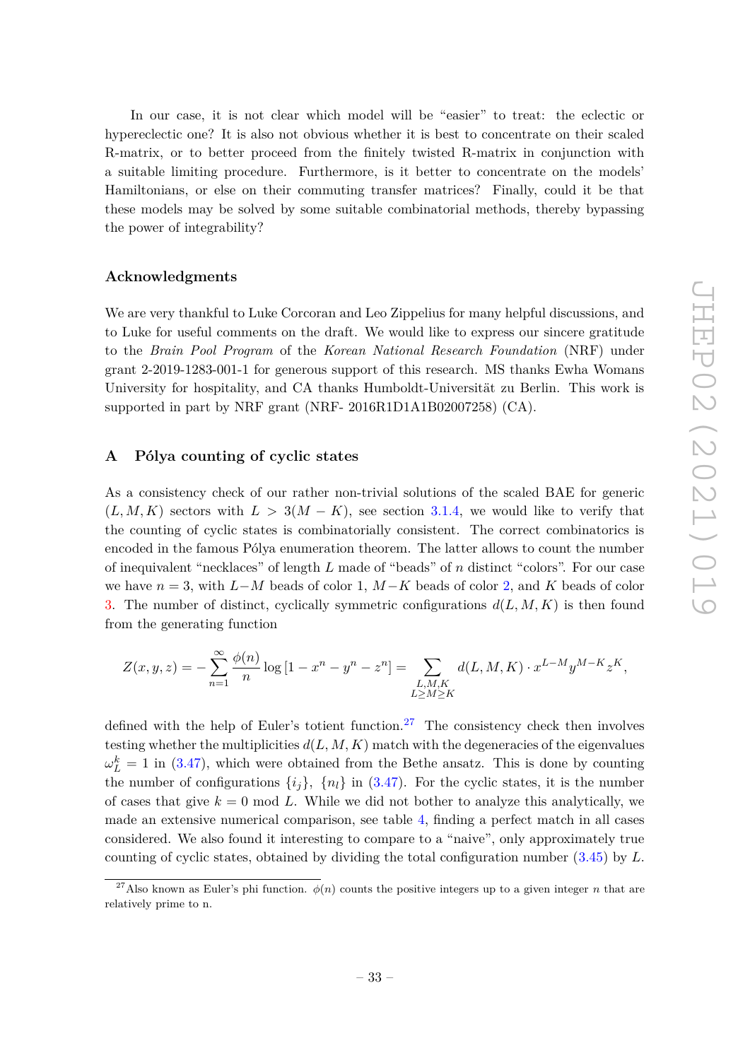In our case, it is not clear which model will be "easier" to treat: the eclectic or hypereclectic one? It is also not obvious whether it is best to concentrate on their scaled R-matrix, or to better proceed from the finitely twisted R-matrix in conjunction with a suitable limiting procedure. Furthermore, is it better to concentrate on the models' Hamiltonians, or else on their commuting transfer matrices? Finally, could it be that these models may be solved by some suitable combinatorial methods, thereby bypassing the power of integrability?

### Acknowledgments

We are very thankful to Luke Corcoran and Leo Zippelius for many helpful discussions, and to Luke for useful comments on the draft. We would like to express our sincere gratitude to the *Brain Pool Program* of the *Korean National Research Foundation* (NRF) under grant 2-2019-1283-001-1 for generous support of this research. MS thanks Ewha Womans University for hospitality, and CA thanks Humboldt-Universität zu Berlin. This work is supported in part by NRF grant (NRF- 2016R1D1A1B02007258) (CA).

## A Pólya counting of cyclic states

As a consistency check of our rather non-trivial solutions of the scaled BAE for generic $(L, M, K)$ sectors with $L > 3(M - K)$, see section 3.1.4, we would like to verify that the counting of cyclic states is combinatorially consistent. The correct combinatorics is encoded in the famous Pólya enumeration theorem. The latter allows to count the number of inequivalent "necklaces" of length $L$ made of "beads" of $n$ distinct "colors". For our case we have $n = 3$, with $L-M$ beads of color 1, $M-K$ beads of color 2, and $K$ beads of color 3. The number of distinct, cyclically symmetric configurations $d(L, M, K)$ is then found from the generating function

$$Z(x, y, z) = -\sum_{n=1}^{\infty} \frac{\phi(n)}{n} \log\left[1 - x^n - y^n - z^n\right] = \sum_{\substack{L,M,K \\ L \geq M \geq K}} d(L, M, K) \cdot x^{L-M} y^{M-K} z^K,$$

defined with the help of Euler's totient function.[27] The consistency check then involves testing whether the multiplicities $d(L, M, K)$ match with the degeneracies of the eigenvalues $\omega_L^k = 1$ in (3.47), which were obtained from the Bethe ansatz. This is done by counting the number of configurations $\{i_j\}$, $\{n_l\}$ in (3.47). For the cyclic states, it is the number of cases that give $k = 0$ mod $L$. While we did not bother to analyze this analytically, we made an extensive numerical comparison, see table 4, finding a perfect match in all cases considered. We also found it interesting to compare to a "naive", only approximately true counting of cyclic states, obtained by dividing the total configuration number (3.45) by $L$.

[27] Also known as Euler's phi function. $\phi(n)$ counts the positive integers up to a given integer $n$ that are relatively prime to n.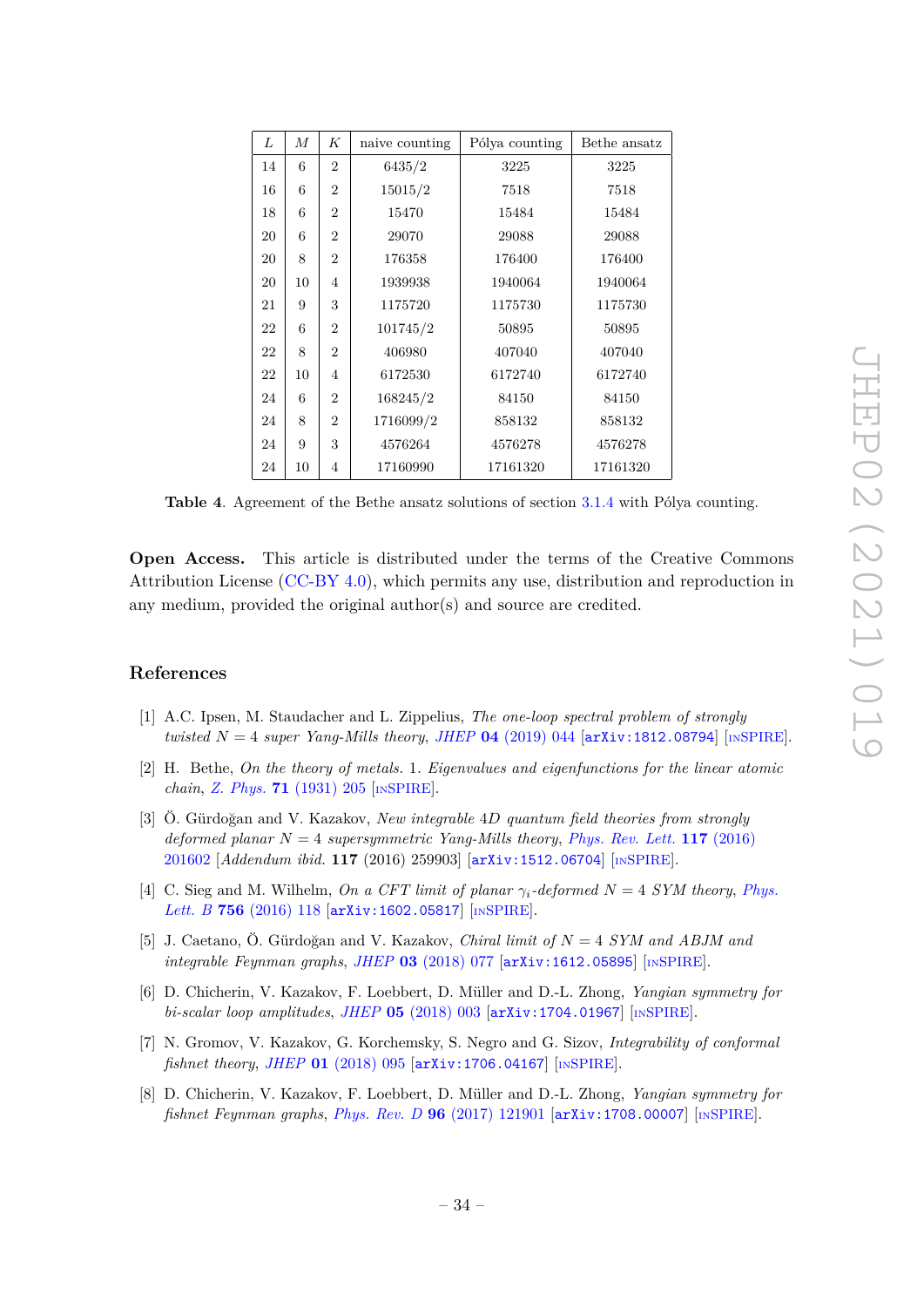| $L$ | $M$ | $K$ | naive counting | Pólya counting | Bethe ansatz |
|---|---|---|---|---|---|
| 14 | 6 | 2 | 6435/2 | 3225 | 3225 |
| 16 | 6 | 2 | 15015/2 | 7518 | 7518 |
| 18 | 6 | 2 | 15470 | 15484 | 15484 |
| 20 | 6 | 2 | 29070 | 29088 | 29088 |
| 20 | 8 | 2 | 176358 | 176400 | 176400 |
| 20 | 10 | 4 | 1939938 | 1940064 | 1940064 |
| 21 | 9 | 3 | 1175720 | 1175730 | 1175730 |
| 22 | 6 | 2 | 101745/2 | 50895 | 50895 |
| 22 | 8 | 2 | 406980 | 407040 | 407040 |
| 22 | 10 | 4 | 6172530 | 6172740 | 6172740 |
| 24 | 6 | 2 | 168245/2 | 84150 | 84150 |
| 24 | 8 | 2 | 1716099/2 | 858132 | 858132 |
| 24 | 9 | 3 | 4576264 | 4576278 | 4576278 |
| 24 | 10 | 4 | 17160990 | 17161320 | 17161320 |

**Table 4**. Agreement of the Bethe ansatz solutions of section 3.1.4 with Pólya counting.

**Open Access.** This article is distributed under the terms of the Creative Commons Attribution License (CC-BY 4.0), which permits any use, distribution and reproduction in any medium, provided the original author(s) and source are credited.

## References

[1] A.C. Ipsen, M. Staudacher and L. Zippelius, *The one-loop spectral problem of strongly twisted $N = 4$ super Yang-Mills theory*, JHEP **04** (2019) 044 [arXiv:1812.08794] [INSPIRE].

[2] H. Bethe, *On the theory of metals. 1. Eigenvalues and eigenfunctions for the linear atomic chain*, Z. Phys. **71** (1931) 205 [INSPIRE].

[3] Ö. Gürdoğan and V. Kazakov, *New integrable 4D quantum field theories from strongly deformed planar $N = 4$ supersymmetric Yang-Mills theory*, Phys. Rev. Lett. **117** (2016) 201602 [*Addendum ibid.* **117** (2016) 259903] [arXiv:1512.06704] [INSPIRE].

[4] C. Sieg and M. Wilhelm, *On a CFT limit of planar $\gamma_i$-deformed $N = 4$ SYM theory*, Phys. Lett. B **756** (2016) 118 [arXiv:1602.05817] [INSPIRE].

[5] J. Caetano, Ö. Gürdoğan and V. Kazakov, *Chiral limit of $N = 4$ SYM and ABJM and integrable Feynman graphs*, JHEP **03** (2018) 077 [arXiv:1612.05895] [INSPIRE].

[6] D. Chicherin, V. Kazakov, F. Loebbert, D. Müller and D.-L. Zhong, *Yangian symmetry for bi-scalar loop amplitudes*, JHEP **05** (2018) 003 [arXiv:1704.01967] [INSPIRE].

[7] N. Gromov, V. Kazakov, G. Korchemsky, S. Negro and G. Sizov, *Integrability of conformal fishnet theory*, JHEP **01** (2018) 095 [arXiv:1706.04167] [INSPIRE].

[8] D. Chicherin, V. Kazakov, F. Loebbert, D. Müller and D.-L. Zhong, *Yangian symmetry for fishnet Feynman graphs*, Phys. Rev. D **96** (2017) 121901 [arXiv:1708.00007] [INSPIRE].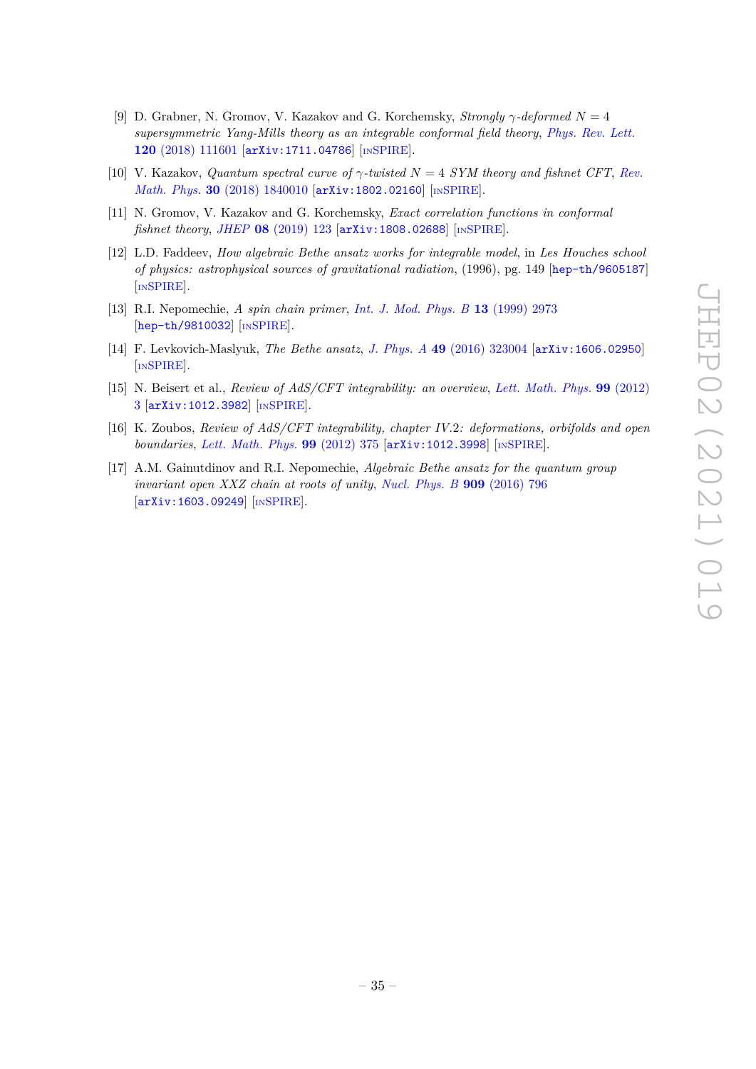- [9] D. Grabner, N. Gromov, V. Kazakov and G. Korchemsky, *Strongly $\gamma$-deformed $N = 4$ supersymmetric Yang-Mills theory as an integrable conformal field theory*, Phys. Rev. Lett. **120** (2018) 111601 [arXiv:1711.04786] [INSPIRE].
- [10] V. Kazakov, *Quantum spectral curve of $\gamma$-twisted $N = 4$ SYM theory and fishnet CFT*, Rev. Math. Phys. **30** (2018) 1840010 [arXiv:1802.02160] [INSPIRE].
- [11] N. Gromov, V. Kazakov and G. Korchemsky, *Exact correlation functions in conformal fishnet theory*, JHEP **08** (2019) 123 [arXiv:1808.02688] [INSPIRE].
- [12] L.D. Faddeev, *How algebraic Bethe ansatz works for integrable model*, in *Les Houches school of physics: astrophysical sources of gravitational radiation*, (1996), pg. 149 [hep-th/9605187] [INSPIRE].
- [13] R.I. Nepomechie, *A spin chain primer*, Int. J. Mod. Phys. B **13** (1999) 2973 [hep-th/9810032] [INSPIRE].
- [14] F. Levkovich-Maslyuk, *The Bethe ansatz*, J. Phys. A **49** (2016) 323004 [arXiv:1606.02950] [INSPIRE].
- [15] N. Beisert et al., *Review of AdS/CFT integrability: an overview*, Lett. Math. Phys. **99** (2012) 3 [arXiv:1012.3982] [INSPIRE].
- [16] K. Zoubos, *Review of AdS/CFT integrability, chapter IV.2: deformations, orbifolds and open boundaries*, Lett. Math. Phys. **99** (2012) 375 [arXiv:1012.3998] [INSPIRE].
- [17] A.M. Gainutdinov and R.I. Nepomechie, *Algebraic Bethe ansatz for the quantum group invariant open XXZ chain at roots of unity*, Nucl. Phys. B **909** (2016) 796 [arXiv:1603.09249] [INSPIRE].